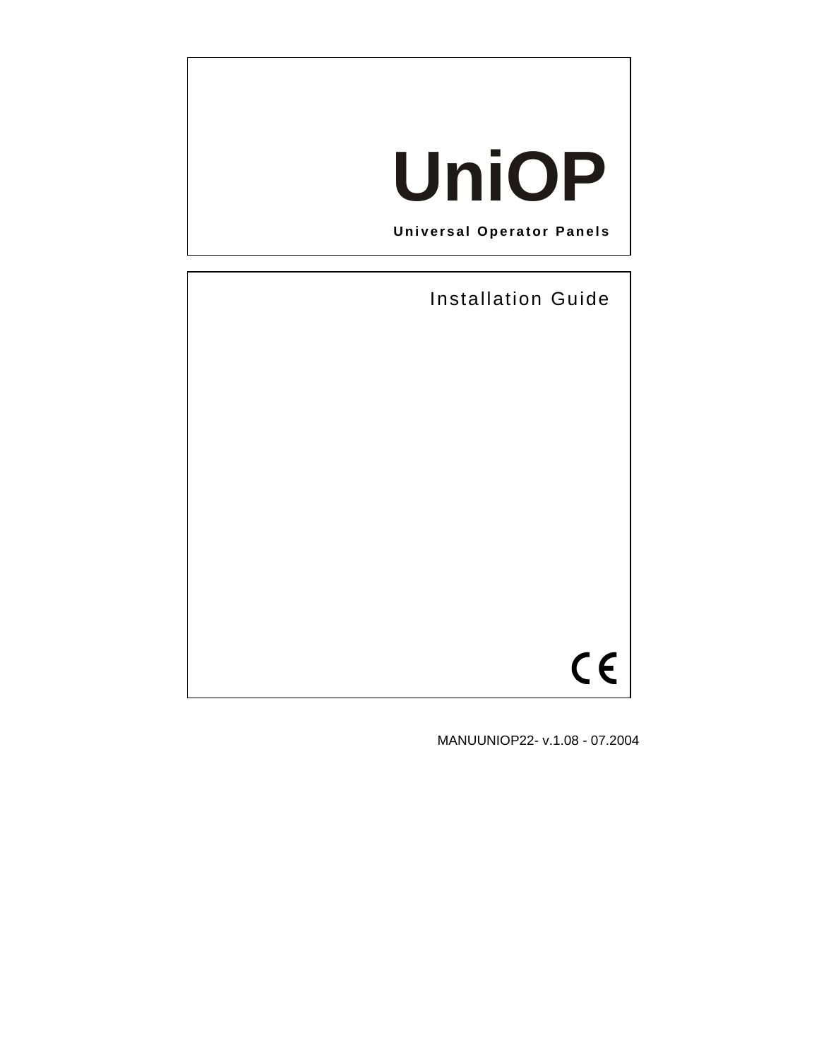# UniOP

**Universal Operator Panels**

## Installation Guide

CE

MANUUNIOP22- v.1.08 - 07.2004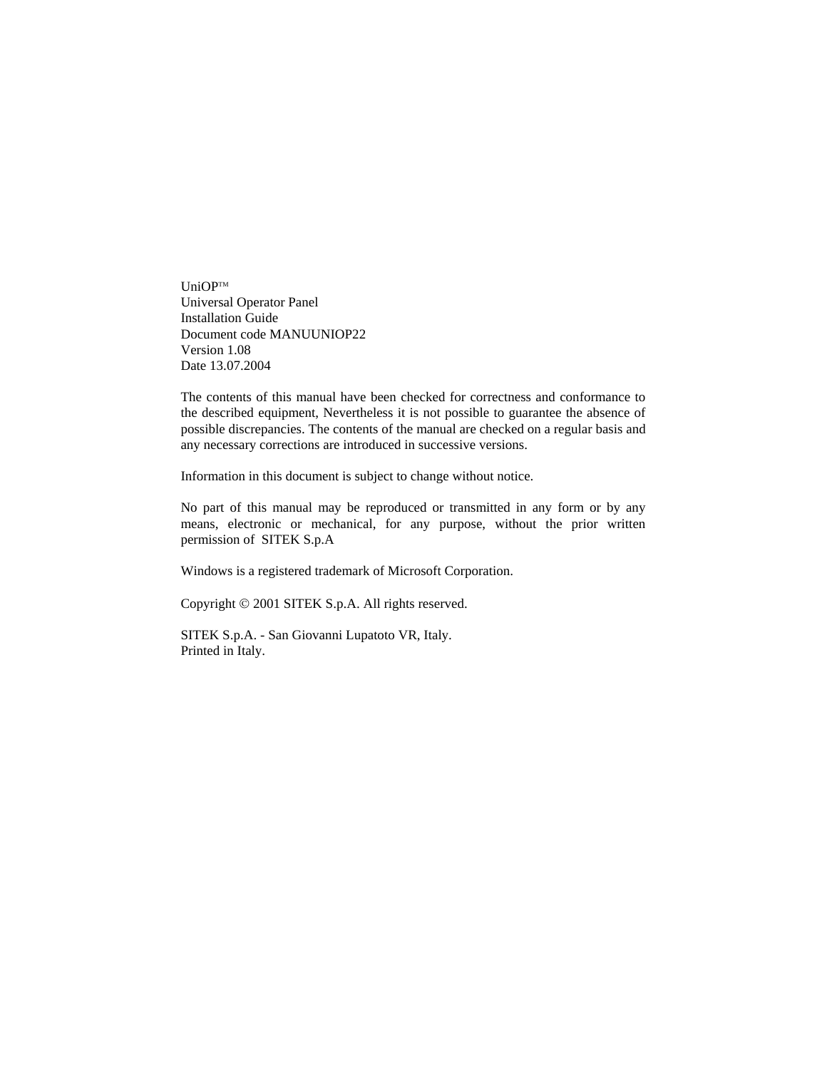UniOP™
Universal Operator Panel
Installation Guide
Document code MANUUNIOP22
Version 1.08
Date 13.07.2004

The contents of this manual have been checked for correctness and conformance to the described equipment, Nevertheless it is not possible to guarantee the absence of possible discrepancies. The contents of the manual are checked on a regular basis and any necessary corrections are introduced in successive versions.

Information in this document is subject to change without notice.

No part of this manual may be reproduced or transmitted in any form or by any means, electronic or mechanical, for any purpose, without the prior written permission of SITEK S.p.A

Windows is a registered trademark of Microsoft Corporation.

Copyright © 2001 SITEK S.p.A. All rights reserved.

SITEK S.p.A. - San Giovanni Lupatoto VR, Italy.
Printed in Italy.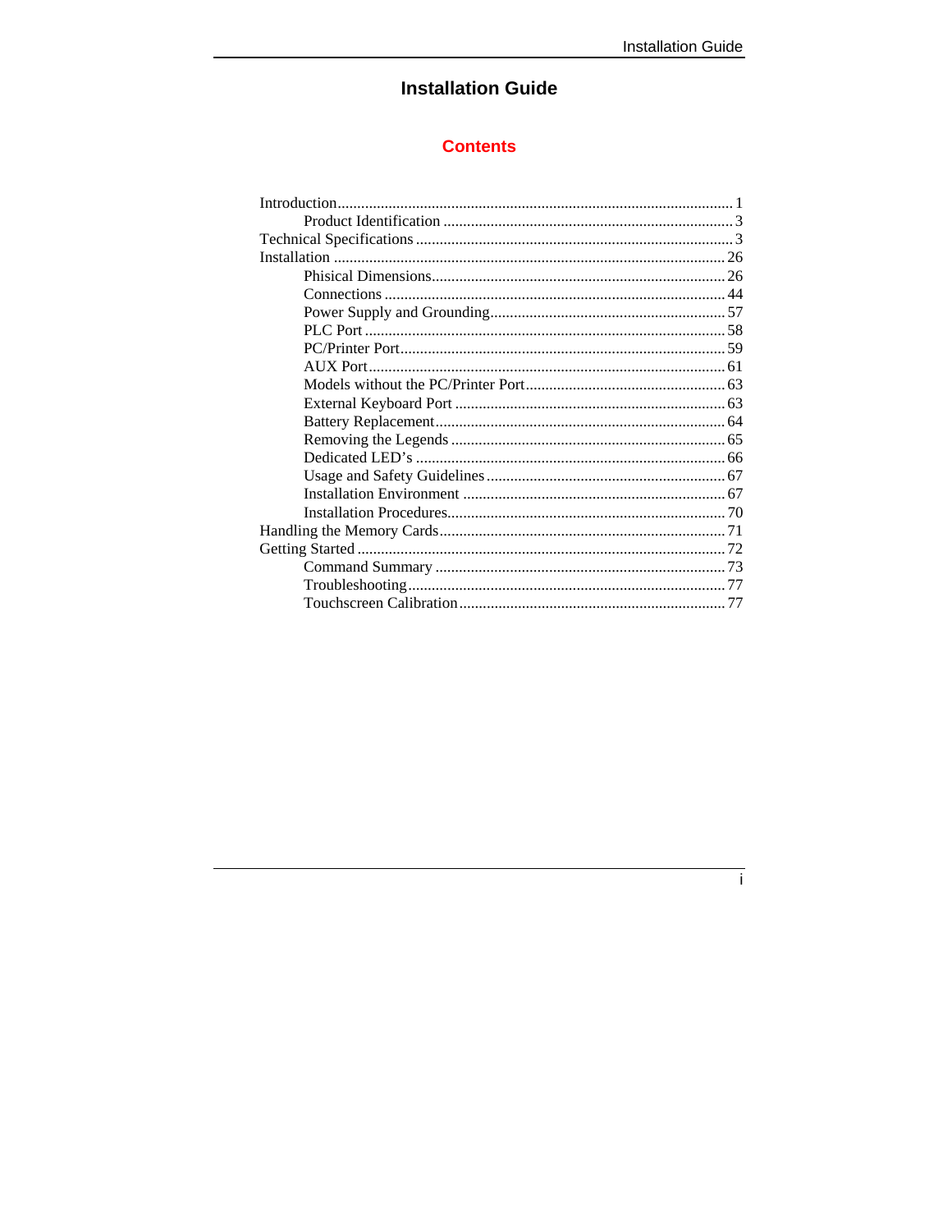# Installation Guide

## Contents

- Introduction ... 1
  - Product Identification ... 3
- Technical Specifications ... 3
- Installation ... 26
  - Phisical Dimensions ... 26
  - Connections ... 44
  - Power Supply and Grounding ... 57
  - PLC Port ... 58
  - PC/Printer Port ... 59
  - AUX Port ... 61
  - Models without the PC/Printer Port ... 63
  - External Keyboard Port ... 63
  - Battery Replacement ... 64
  - Removing the Legends ... 65
  - Dedicated LED's ... 66
  - Usage and Safety Guidelines ... 67
  - Installation Environment ... 67
  - Installation Procedures ... 70
- Handling the Memory Cards ... 71
- Getting Started ... 72
  - Command Summary ... 73
  - Troubleshooting ... 77
  - Touchscreen Calibration ... 77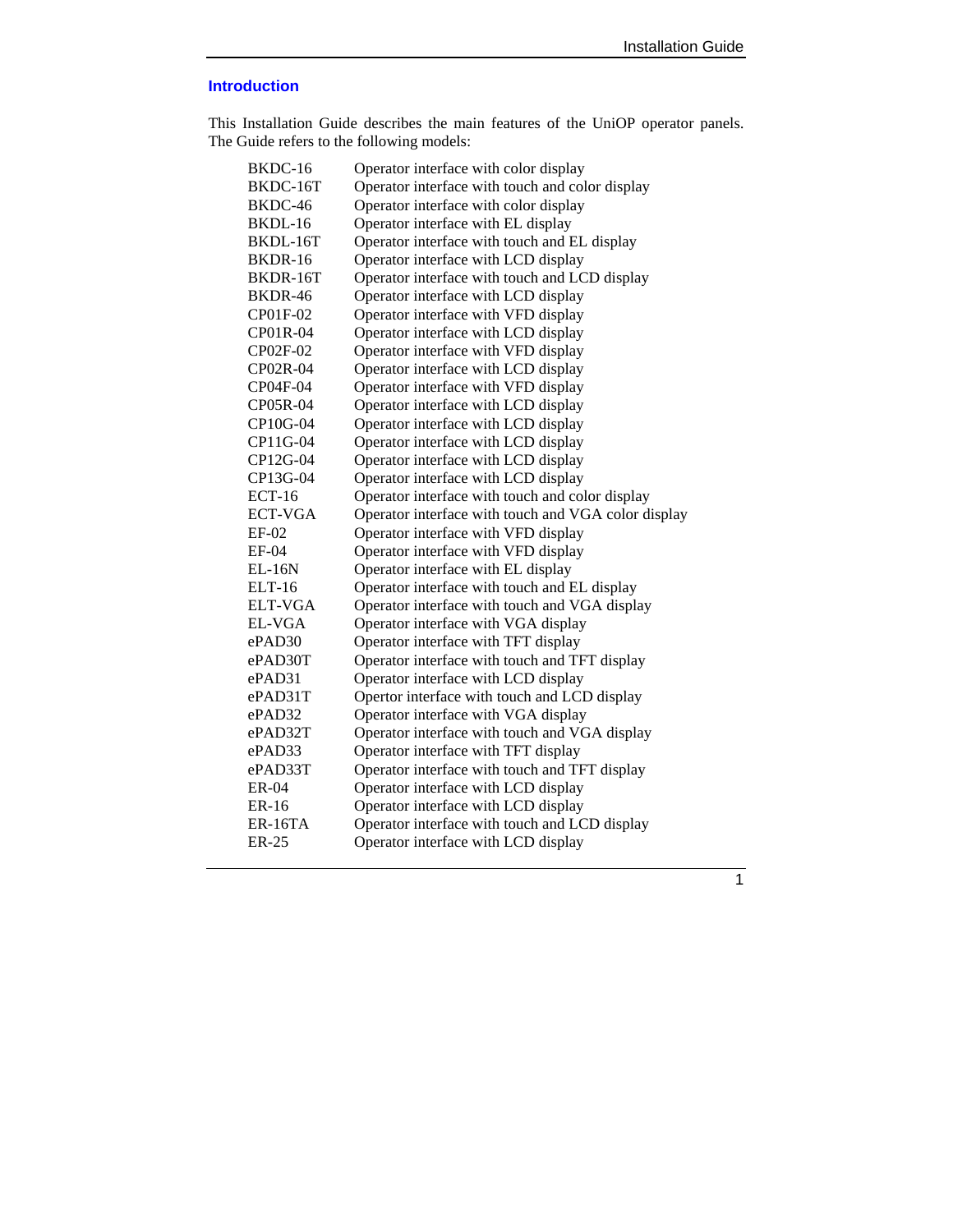## Introduction

This Installation Guide describes the main features of the UniOP operator panels. The Guide refers to the following models:

| | |
|---|---|
| BKDC-16 | Operator interface with color display |
| BKDC-16T | Operator interface with touch and color display |
| BKDC-46 | Operator interface with color display |
| BKDL-16 | Operator interface with EL display |
| BKDL-16T | Operator interface with touch and EL display |
| BKDR-16 | Operator interface with LCD display |
| BKDR-16T | Operator interface with touch and LCD display |
| BKDR-46 | Operator interface with LCD display |
| CP01F-02 | Operator interface with VFD display |
| CP01R-04 | Operator interface with LCD display |
| CP02F-02 | Operator interface with VFD display |
| CP02R-04 | Operator interface with LCD display |
| CP04F-04 | Operator interface with VFD display |
| CP05R-04 | Operator interface with LCD display |
| CP10G-04 | Operator interface with LCD display |
| CP11G-04 | Operator interface with LCD display |
| CP12G-04 | Operator interface with LCD display |
| CP13G-04 | Operator interface with LCD display |
| ECT-16 | Operator interface with touch and color display |
| ECT-VGA | Operator interface with touch and VGA color display |
| EF-02 | Operator interface with VFD display |
| EF-04 | Operator interface with VFD display |
| EL-16N | Operator interface with EL display |
| ELT-16 | Operator interface with touch and EL display |
| ELT-VGA | Operator interface with touch and VGA display |
| EL-VGA | Operator interface with VGA display |
| ePAD30 | Operator interface with TFT display |
| ePAD30T | Operator interface with touch and TFT display |
| ePAD31 | Operator interface with LCD display |
| ePAD31T | Opertor interface with touch and LCD display |
| ePAD32 | Operator interface with VGA display |
| ePAD32T | Operator interface with touch and VGA display |
| ePAD33 | Operator interface with TFT display |
| ePAD33T | Operator interface with touch and TFT display |
| ER-04 | Operator interface with LCD display |
| ER-16 | Operator interface with LCD display |
| ER-16TA | Operator interface with touch and LCD display |
| ER-25 | Operator interface with LCD display |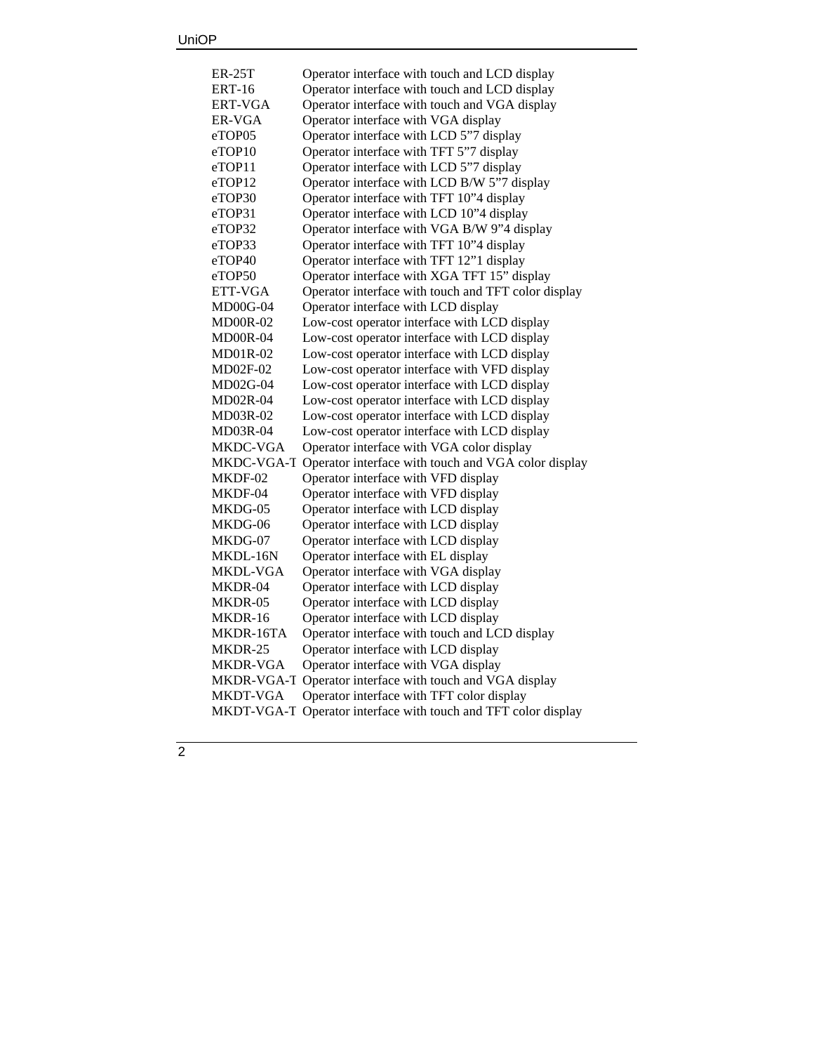| | |
|---|---|
| ER-25T | Operator interface with touch and LCD display |
| ERT-16 | Operator interface with touch and LCD display |
| ERT-VGA | Operator interface with touch and VGA display |
| ER-VGA | Operator interface with VGA display |
| eTOP05 | Operator interface with LCD 5"7 display |
| eTOP10 | Operator interface with TFT 5"7 display |
| eTOP11 | Operator interface with LCD 5"7 display |
| eTOP12 | Operator interface with LCD B/W 5"7 display |
| eTOP30 | Operator interface with TFT 10"4 display |
| eTOP31 | Operator interface with LCD 10"4 display |
| eTOP32 | Operator interface with VGA B/W 9"4 display |
| eTOP33 | Operator interface with TFT 10"4 display |
| eTOP40 | Operator interface with TFT 12"1 display |
| eTOP50 | Operator interface with XGA TFT 15" display |
| ETT-VGA | Operator interface with touch and TFT color display |
| MD00G-04 | Operator interface with LCD display |
| MD00R-02 | Low-cost operator interface with LCD display |
| MD00R-04 | Low-cost operator interface with LCD display |
| MD01R-02 | Low-cost operator interface with LCD display |
| MD02F-02 | Low-cost operator interface with VFD display |
| MD02G-04 | Low-cost operator interface with LCD display |
| MD02R-04 | Low-cost operator interface with LCD display |
| MD03R-02 | Low-cost operator interface with LCD display |
| MD03R-04 | Low-cost operator interface with LCD display |
| MKDC-VGA | Operator interface with VGA color display |
| MKDC-VGA-T | Operator interface with touch and VGA color display |
| MKDF-02 | Operator interface with VFD display |
| MKDF-04 | Operator interface with VFD display |
| MKDG-05 | Operator interface with LCD display |
| MKDG-06 | Operator interface with LCD display |
| MKDG-07 | Operator interface with LCD display |
| MKDL-16N | Operator interface with EL display |
| MKDL-VGA | Operator interface with VGA display |
| MKDR-04 | Operator interface with LCD display |
| MKDR-05 | Operator interface with LCD display |
| MKDR-16 | Operator interface with LCD display |
| MKDR-16TA | Operator interface with touch and LCD display |
| MKDR-25 | Operator interface with LCD display |
| MKDR-VGA | Operator interface with VGA display |
| MKDR-VGA-T | Operator interface with touch and VGA display |
| MKDT-VGA | Operator interface with TFT color display |
| MKDT-VGA-T | Operator interface with touch and TFT color display |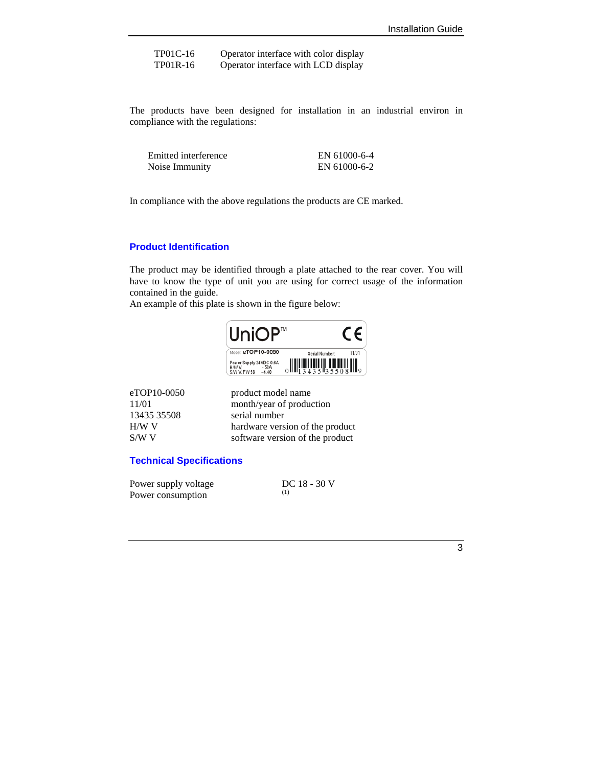| | |
|---|---|
| TP01C-16 | Operator interface with color display |
| TP01R-16 | Operator interface with LCD display |

The products have been designed for installation in an industrial environ in compliance with the regulations:

| | |
|---|---|
| Emitted interference | EN 61000-6-4 |
| Noise Immunity | EN 61000-6-2 |

In compliance with the above regulations the products are CE marked.

## Product Identification

The product may be identified through a plate attached to the rear cover. You will have to know the type of unit you are using for correct usage of the information contained in the guide.

An example of this plate is shown in the figure below:

| | |
|---|---|
| eTOP10-0050 | product model name |
| 11/01 | month/year of production |
| 13435 35508 | serial number |
| H/W V | hardware version of the product |
| S/W V | software version of the product |

## Technical Specifications

| | |
|---|---|
| Power supply voltage | DC 18 - 30 V |
| Power consumption | (1) |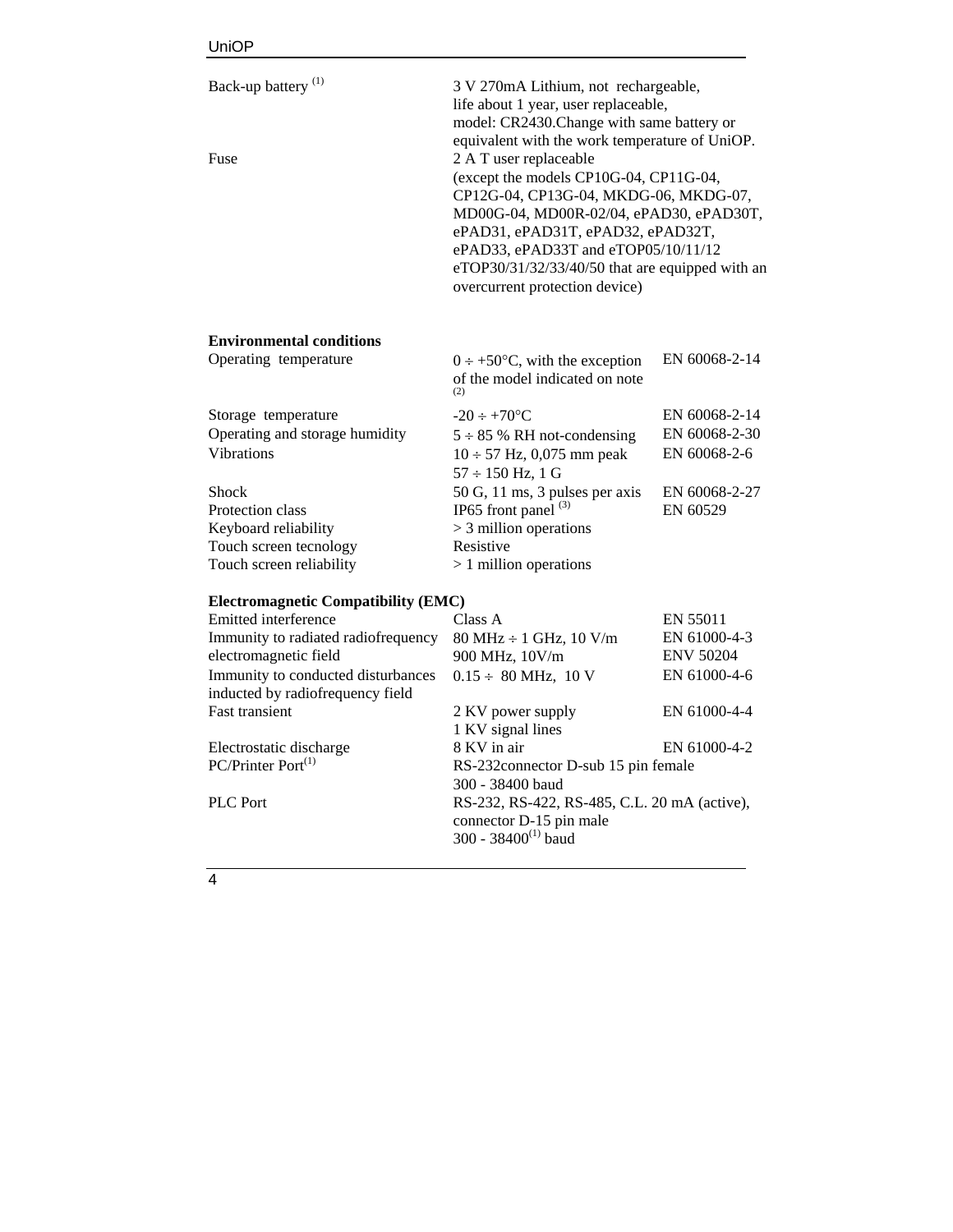| | | |
|---|---|---|
| Back-up battery (1) | 3 V 270mA Lithium, not rechargeable, life about 1 year, user replaceable, model: CR2430.Change with same battery or equivalent with the work temperature of UniOP. | |
| Fuse | 2 A T user replaceable (except the models CP10G-04, CP11G-04, CP12G-04, CP13G-04, MKDG-06, MKDG-07, MD00G-04, MD00R-02/04, ePAD30, ePAD30T, ePAD31, ePAD31T, ePAD32, ePAD32T, ePAD33, ePAD33T and eTOP05/10/11/12 eTOP30/31/32/33/40/50 that are equipped with an overcurrent protection device) | |

**Environmental conditions**

| | | |
|---|---|---|
| Operating temperature | 0 ÷ +50°C, with the exception of the model indicated on note (2) | EN 60068-2-14 |
| Storage temperature | -20 ÷ +70°C | EN 60068-2-14 |
| Operating and storage humidity | 5 ÷ 85 % RH not-condensing | EN 60068-2-30 |
| Vibrations | 10 ÷ 57 Hz, 0,075 mm peak<br>57 ÷ 150 Hz, 1 G | EN 60068-2-6 |
| Shock | 50 G, 11 ms, 3 pulses per axis | EN 60068-2-27 |
| Protection class | IP65 front panel (3) | EN 60529 |
| Keyboard reliability | > 3 million operations | |
| Touch screen tecnology | Resistive | |
| Touch screen reliability | > 1 million operations | |

**Electromagnetic Compatibility (EMC)**

| | | |
|---|---|---|
| Emitted interference | Class A | EN 55011 |
| Immunity to radiated radiofrequency electromagnetic field | 80 MHz ÷ 1 GHz, 10 V/m<br>900 MHz, 10V/m | EN 61000-4-3<br>ENV 50204 |
| Immunity to conducted disturbances inducted by radiofrequency field | 0.15 ÷ 80 MHz, 10 V | EN 61000-4-6 |
| Fast transient | 2 KV power supply<br>1 KV signal lines | EN 61000-4-4 |
| Electrostatic discharge | 8 KV in air | EN 61000-4-2 |
| PC/Printer Port(1) | RS-232connector D-sub 15 pin female<br>300 - 38400 baud | |
| PLC Port | RS-232, RS-422, RS-485, C.L. 20 mA (active), connector D-15 pin male<br>300 - 38400(1) baud | |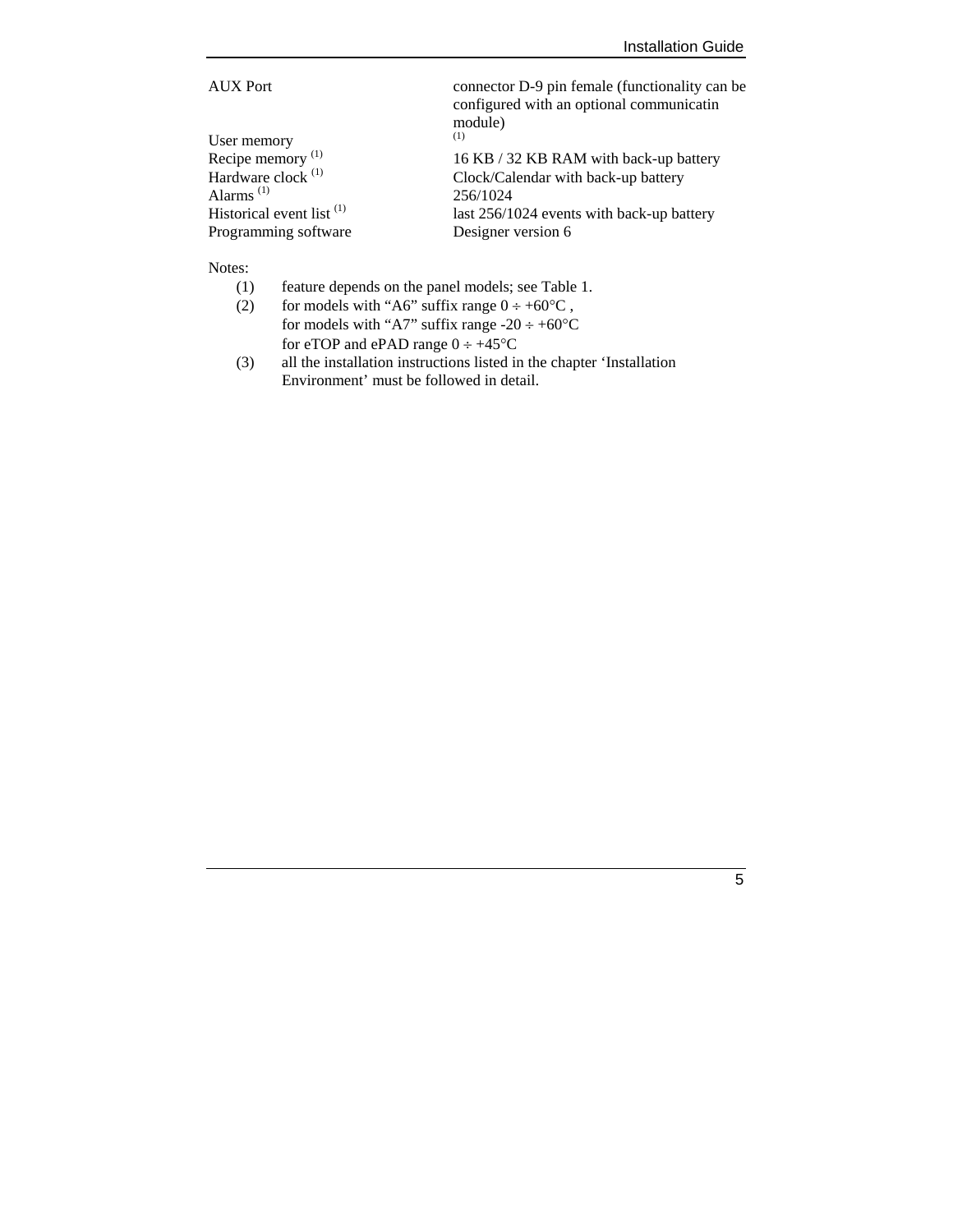| | |
|---|---|
| AUX Port | connector D-9 pin female (functionality can be configured with an optional communicatin module) |
| User memory | [1] |
| Recipe memory [1] | 16 KB / 32 KB RAM with back-up battery |
| Hardware clock [1] | Clock/Calendar with back-up battery |
| Alarms [1] | 256/1024 |
| Historical event list [1] | last 256/1024 events with back-up battery |
| Programming software | Designer version 6 |

Notes:

(1) feature depends on the panel models; see Table 1.

(2) for models with "A6" suffix range 0 ÷ +60°C ,
for models with "A7" suffix range -20 ÷ +60°C
for eTOP and ePAD range 0 ÷ +45°C

(3) all the installation instructions listed in the chapter 'Installation Environment' must be followed in detail.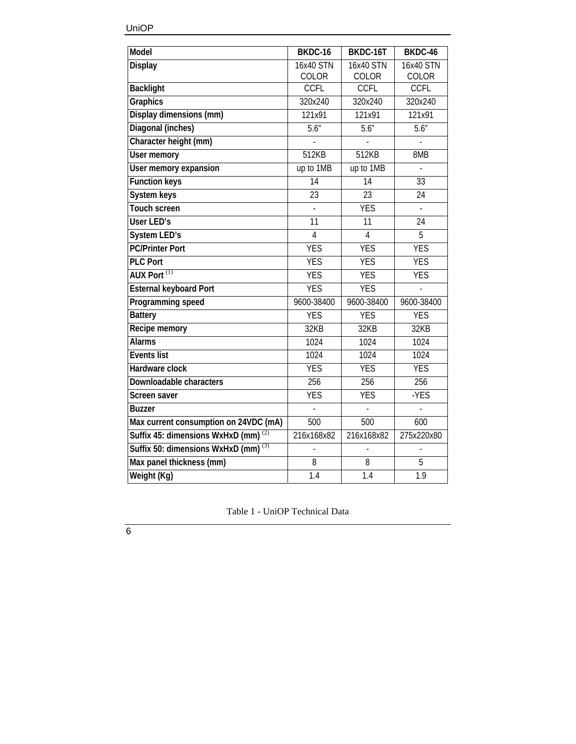| Model | BKDC-16 | BKDC-16T | BKDC-46 |
|---|---|---|---|
| Display | 16x40 STN COLOR | 16x40 STN COLOR | 16x40 STN COLOR |
| Backlight | CCFL | CCFL | CCFL |
| Graphics | 320x240 | 320x240 | 320x240 |
| Display dimensions (mm) | 121x91 | 121x91 | 121x91 |
| Diagonal (inches) | 5.6” | 5.6” | 5.6” |
| Character height (mm) | - | - | - |
| User memory | 512KB | 512KB | 8MB |
| User memory expansion | up to 1MB | up to 1MB | - |
| Function keys | 14 | 14 | 33 |
| System keys | 23 | 23 | 24 |
| Touch screen | - | YES | - |
| User LED’s | 11 | 11 | 24 |
| System LED’s | 4 | 4 | 5 |
| PC/Printer Port | YES | YES | YES |
| PLC Port | YES | YES | YES |
| AUX Port (1) | YES | YES | YES |
| Esternal keyboard Port | YES | YES | - |
| Programming speed | 9600-38400 | 9600-38400 | 9600-38400 |
| Battery | YES | YES | YES |
| Recipe memory | 32KB | 32KB | 32KB |
| Alarms | 1024 | 1024 | 1024 |
| Events list | 1024 | 1024 | 1024 |
| Hardware clock | YES | YES | YES |
| Downloadable characters | 256 | 256 | 256 |
| Screen saver | YES | YES | -YES |
| Buzzer | - | - | - |
| Max current consumption on 24VDC (mA) | 500 | 500 | 600 |
| Suffix 45: dimensions WxHxD (mm) (2) | 216x168x82 | 216x168x82 | 275x220x80 |
| Suffix 50: dimensions WxHxD (mm) (3) | - | - | - |
| Max panel thickness (mm) | 8 | 8 | 5 |
| Weight (Kg) | 1.4 | 1.4 | 1.9 |

Table 1 - UniOP Technical Data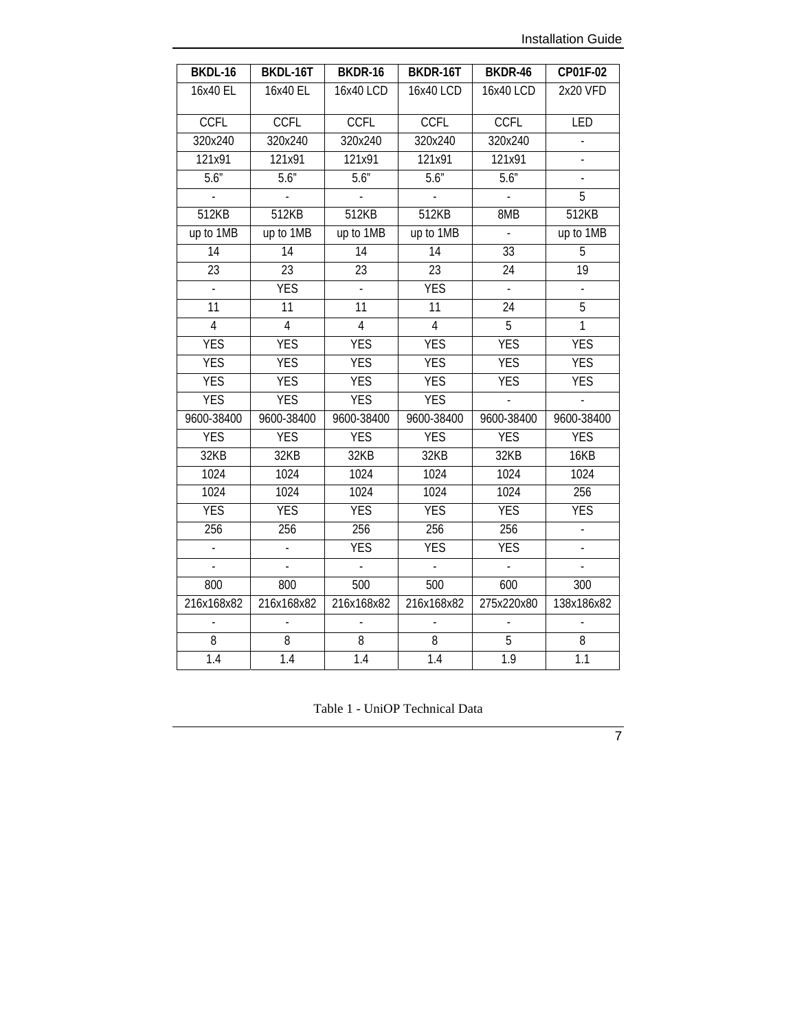| BKDL-16 | BKDL-16T | BKDR-16 | BKDR-16T | BKDR-46 | CP01F-02 |
|---|---|---|---|---|---|
| 16x40 EL | 16x40 EL | 16x40 LCD | 16x40 LCD | 16x40 LCD | 2x20 VFD |
| CCFL | CCFL | CCFL | CCFL | CCFL | LED |
| 320x240 | 320x240 | 320x240 | 320x240 | 320x240 | - |
| 121x91 | 121x91 | 121x91 | 121x91 | 121x91 | - |
| 5.6” | 5.6” | 5.6” | 5.6” | 5.6” | - |
| - | - | - | - | - | 5 |
| 512KB | 512KB | 512KB | 512KB | 8MB | 512KB |
| up to 1MB | up to 1MB | up to 1MB | up to 1MB | - | up to 1MB |
| 14 | 14 | 14 | 14 | 33 | 5 |
| 23 | 23 | 23 | 23 | 24 | 19 |
| - | YES | - | YES | - | - |
| 11 | 11 | 11 | 11 | 24 | 5 |
| 4 | 4 | 4 | 4 | 5 | 1 |
| YES | YES | YES | YES | YES | YES |
| YES | YES | YES | YES | YES | YES |
| YES | YES | YES | YES | YES | YES |
| YES | YES | YES | YES | - | - |
| 9600-38400 | 9600-38400 | 9600-38400 | 9600-38400 | 9600-38400 | 9600-38400 |
| YES | YES | YES | YES | YES | YES |
| 32KB | 32KB | 32KB | 32KB | 32KB | 16KB |
| 1024 | 1024 | 1024 | 1024 | 1024 | 1024 |
| 1024 | 1024 | 1024 | 1024 | 1024 | 256 |
| YES | YES | YES | YES | YES | YES |
| 256 | 256 | 256 | 256 | 256 | - |
| - | - | YES | YES | YES | - |
| - | - | - | - | - | - |
| 800 | 800 | 500 | 500 | 600 | 300 |
| 216x168x82 | 216x168x82 | 216x168x82 | 216x168x82 | 275x220x80 | 138x186x82 |
| - | - | - | - | - | - |
| 8 | 8 | 8 | 8 | 5 | 8 |
| 1.4 | 1.4 | 1.4 | 1.4 | 1.9 | 1.1 |

Table 1 - UniOP Technical Data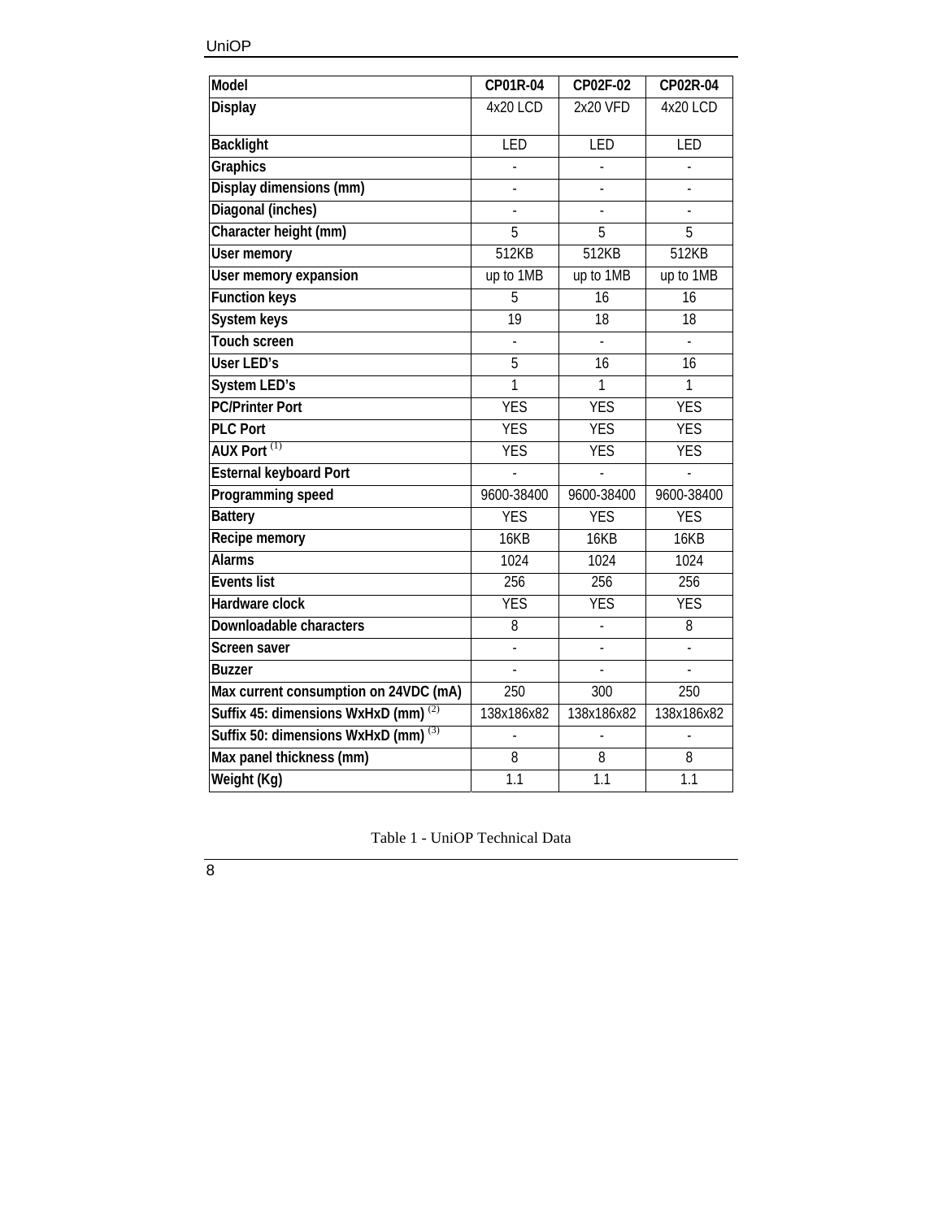| Model | CP01R-04 | CP02F-02 | CP02R-04 |
|---|---|---|---|
| Display | 4x20 LCD | 2x20 VFD | 4x20 LCD |
| Backlight | LED | LED | LED |
| Graphics | - | - | - |
| Display dimensions (mm) | - | - | - |
| Diagonal (inches) | - | - | - |
| Character height (mm) | 5 | 5 | 5 |
| User memory | 512KB | 512KB | 512KB |
| User memory expansion | up to 1MB | up to 1MB | up to 1MB |
| Function keys | 5 | 16 | 16 |
| System keys | 19 | 18 | 18 |
| Touch screen | - | - | - |
| User LED's | 5 | 16 | 16 |
| System LED's | 1 | 1 | 1 |
| PC/Printer Port | YES | YES | YES |
| PLC Port | YES | YES | YES |
| AUX Port (1) | YES | YES | YES |
| Esternal keyboard Port | - | - | - |
| Programming speed | 9600-38400 | 9600-38400 | 9600-38400 |
| Battery | YES | YES | YES |
| Recipe memory | 16KB | 16KB | 16KB |
| Alarms | 1024 | 1024 | 1024 |
| Events list | 256 | 256 | 256 |
| Hardware clock | YES | YES | YES |
| Downloadable characters | 8 | - | 8 |
| Screen saver | - | - | - |
| Buzzer | - | - | - |
| Max current consumption on 24VDC (mA) | 250 | 300 | 250 |
| Suffix 45: dimensions WxHxD (mm) (2) | 138x186x82 | 138x186x82 | 138x186x82 |
| Suffix 50: dimensions WxHxD (mm) (3) | - | - | - |
| Max panel thickness (mm) | 8 | 8 | 8 |
| Weight (Kg) | 1.1 | 1.1 | 1.1 |

Table 1 - UniOP Technical Data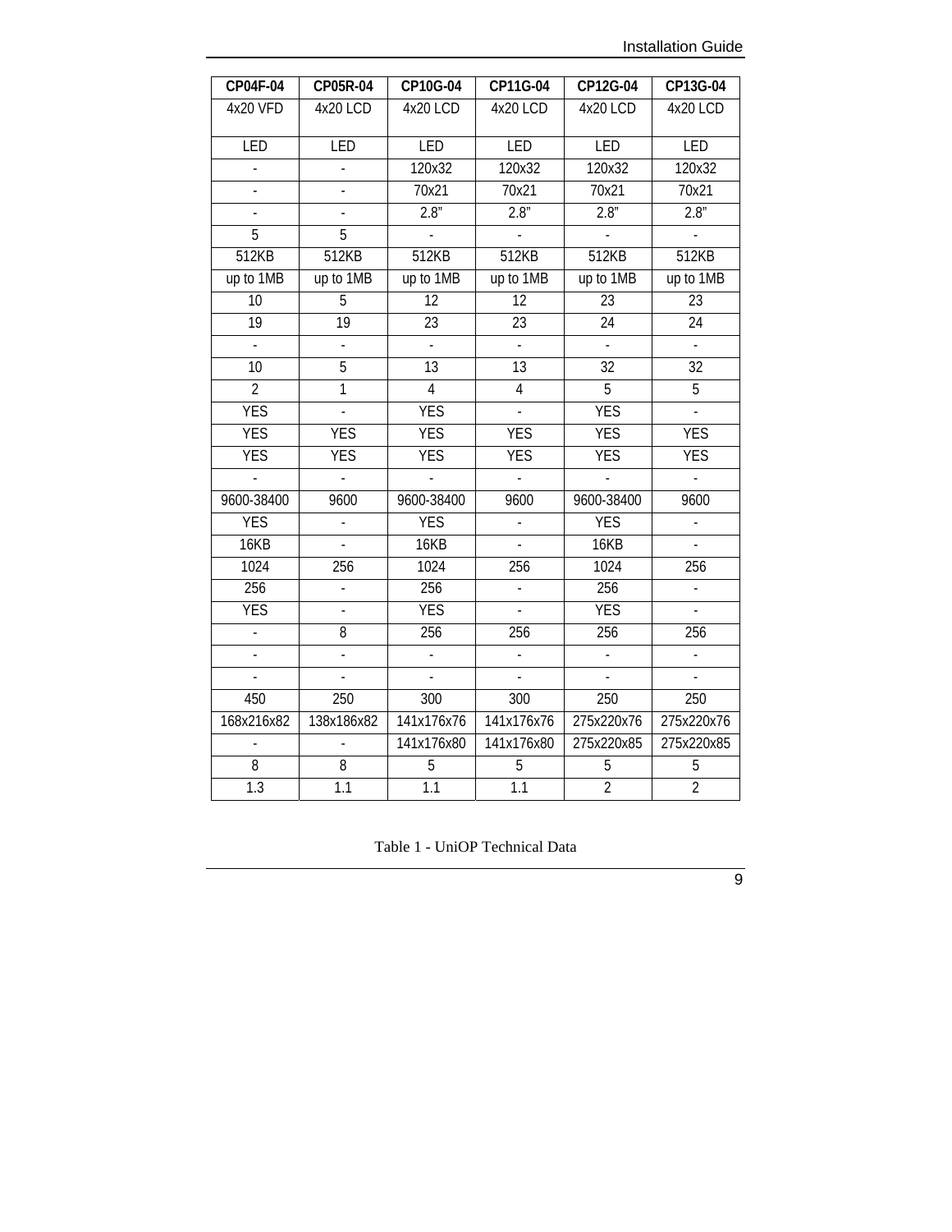| CP04F-04 | CP05R-04 | CP10G-04 | CP11G-04 | CP12G-04 | CP13G-04 |
|---|---|---|---|---|---|
| 4x20 VFD | 4x20 LCD | 4x20 LCD | 4x20 LCD | 4x20 LCD | 4x20 LCD |
| LED | LED | LED | LED | LED | LED |
| - | - | 120x32 | 120x32 | 120x32 | 120x32 |
| - | - | 70x21 | 70x21 | 70x21 | 70x21 |
| - | - | 2.8” | 2.8” | 2.8” | 2.8” |
| 5 | 5 | - | - | - | - |
| 512KB | 512KB | 512KB | 512KB | 512KB | 512KB |
| up to 1MB | up to 1MB | up to 1MB | up to 1MB | up to 1MB | up to 1MB |
| 10 | 5 | 12 | 12 | 23 | 23 |
| 19 | 19 | 23 | 23 | 24 | 24 |
| - | - | - | - | - | - |
| 10 | 5 | 13 | 13 | 32 | 32 |
| 2 | 1 | 4 | 4 | 5 | 5 |
| YES | - | YES | - | YES | - |
| YES | YES | YES | YES | YES | YES |
| YES | YES | YES | YES | YES | YES |
| - | - | - | - | - | - |
| 9600-38400 | 9600 | 9600-38400 | 9600 | 9600-38400 | 9600 |
| YES | - | YES | - | YES | - |
| 16KB | - | 16KB | - | 16KB | - |
| 1024 | 256 | 1024 | 256 | 1024 | 256 |
| 256 | - | 256 | - | 256 | - |
| YES | - | YES | - | YES | - |
| - | 8 | 256 | 256 | 256 | 256 |
| - | - | - | - | - | - |
| - | - | - | - | - | - |
| 450 | 250 | 300 | 300 | 250 | 250 |
| 168x216x82 | 138x186x82 | 141x176x76 | 141x176x76 | 275x220x76 | 275x220x76 |
| - | - | 141x176x80 | 141x176x80 | 275x220x85 | 275x220x85 |
| 8 | 8 | 5 | 5 | 5 | 5 |
| 1.3 | 1.1 | 1.1 | 1.1 | 2 | 2 |

Table 1 - UniOP Technical Data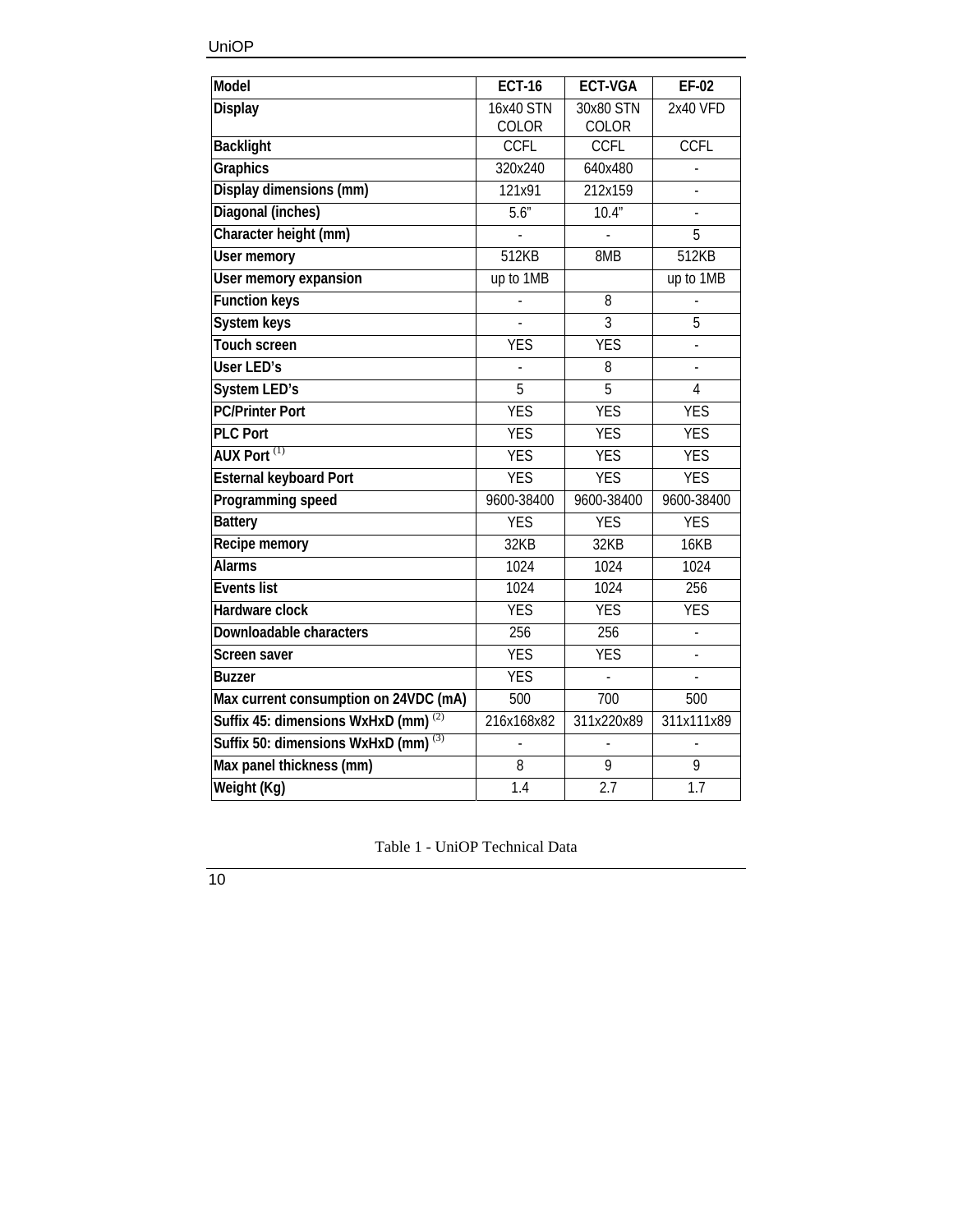| Model | ECT-16 | ECT-VGA | EF-02 |
|---|---|---|---|
| Display | 16x40 STN COLOR | 30x80 STN COLOR | 2x40 VFD |
| Backlight | CCFL | CCFL | CCFL |
| Graphics | 320x240 | 640x480 | - |
| Display dimensions (mm) | 121x91 | 212x159 | - |
| Diagonal (inches) | 5.6” | 10.4” | - |
| Character height (mm) | - | - | 5 |
| User memory | 512KB | 8MB | 512KB |
| User memory expansion | up to 1MB | | up to 1MB |
| Function keys | - | 8 | - |
| System keys | - | 3 | 5 |
| Touch screen | YES | YES | - |
| User LED’s | - | 8 | - |
| System LED’s | 5 | 5 | 4 |
| PC/Printer Port | YES | YES | YES |
| PLC Port | YES | YES | YES |
| AUX Port (1) | YES | YES | YES |
| Esternal keyboard Port | YES | YES | YES |
| Programming speed | 9600-38400 | 9600-38400 | 9600-38400 |
| Battery | YES | YES | YES |
| Recipe memory | 32KB | 32KB | 16KB |
| Alarms | 1024 | 1024 | 1024 |
| Events list | 1024 | 1024 | 256 |
| Hardware clock | YES | YES | YES |
| Downloadable characters | 256 | 256 | - |
| Screen saver | YES | YES | - |
| Buzzer | YES | - | - |
| Max current consumption on 24VDC (mA) | 500 | 700 | 500 |
| Suffix 45: dimensions WxHxD (mm) (2) | 216x168x82 | 311x220x89 | 311x111x89 |
| Suffix 50: dimensions WxHxD (mm) (3) | - | - | - |
| Max panel thickness (mm) | 8 | 9 | 9 |
| Weight (Kg) | 1.4 | 2.7 | 1.7 |

Table 1 - UniOP Technical Data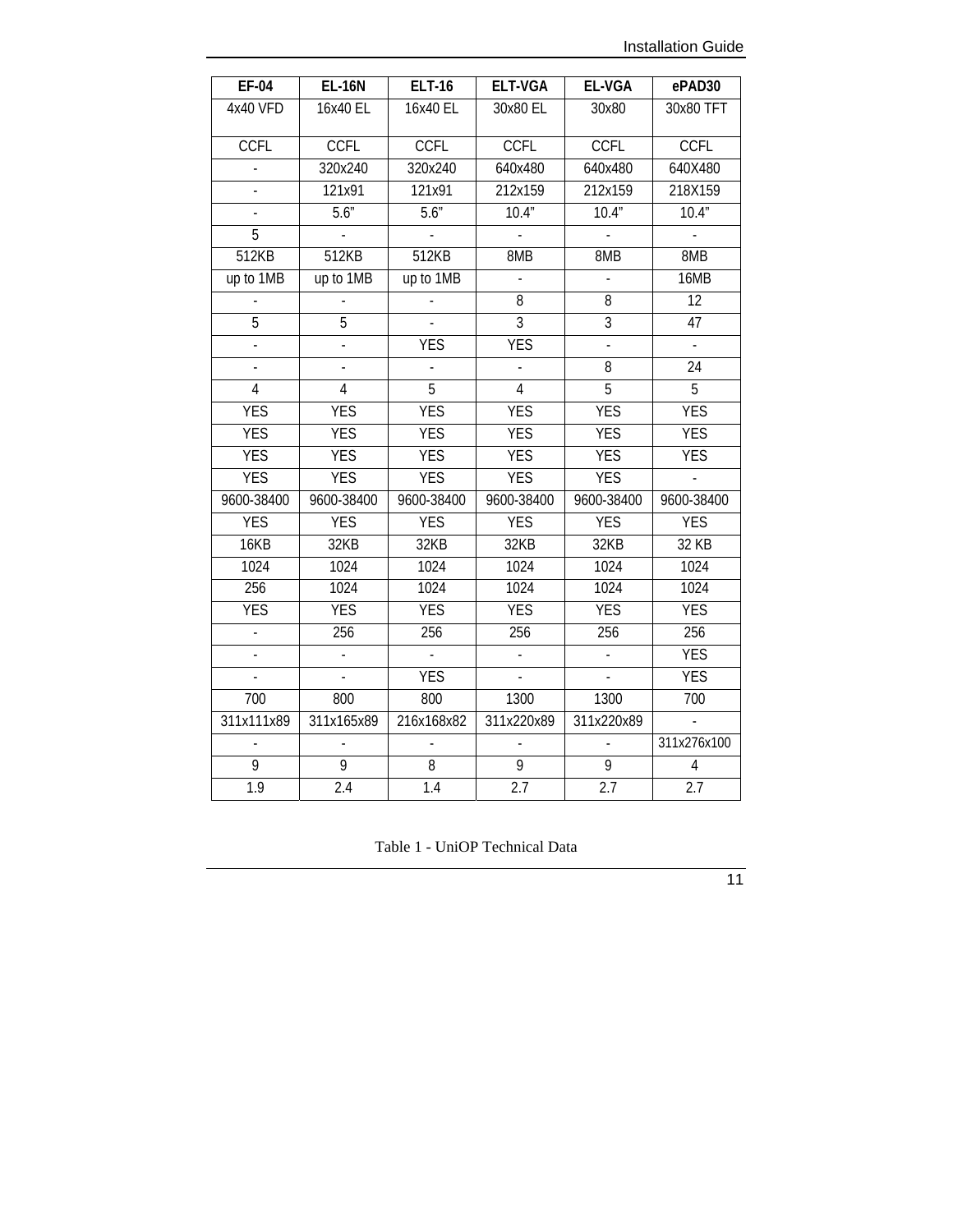| EF-04 | EL-16N | ELT-16 | ELT-VGA | EL-VGA | ePAD30 |
|---|---|---|---|---|---|
| 4x40 VFD | 16x40 EL | 16x40 EL | 30x80 EL | 30x80 | 30x80 TFT |
| CCFL | CCFL | CCFL | CCFL | CCFL | CCFL |
| - | 320x240 | 320x240 | 640x480 | 640x480 | 640X480 |
| - | 121x91 | 121x91 | 212x159 | 212x159 | 218X159 |
| - | 5.6” | 5.6” | 10.4” | 10.4” | 10.4” |
| 5 | - | - | - | - | - |
| 512KB | 512KB | 512KB | 8MB | 8MB | 8MB |
| up to 1MB | up to 1MB | up to 1MB | - | - | 16MB |
| - | - | - | 8 | 8 | 12 |
| 5 | 5 | - | 3 | 3 | 47 |
| - | - | YES | YES | - | - |
| - | - | - | - | 8 | 24 |
| 4 | 4 | 5 | 4 | 5 | 5 |
| YES | YES | YES | YES | YES | YES |
| YES | YES | YES | YES | YES | YES |
| YES | YES | YES | YES | YES | YES |
| YES | YES | YES | YES | YES | - |
| 9600-38400 | 9600-38400 | 9600-38400 | 9600-38400 | 9600-38400 | 9600-38400 |
| YES | YES | YES | YES | YES | YES |
| 16KB | 32KB | 32KB | 32KB | 32KB | 32 KB |
| 1024 | 1024 | 1024 | 1024 | 1024 | 1024 |
| 256 | 1024 | 1024 | 1024 | 1024 | 1024 |
| YES | YES | YES | YES | YES | YES |
| - | 256 | 256 | 256 | 256 | 256 |
| - | - | - | - | - | YES |
| - | - | YES | - | - | YES |
| 700 | 800 | 800 | 1300 | 1300 | 700 |
| 311x111x89 | 311x165x89 | 216x168x82 | 311x220x89 | 311x220x89 | - |
| - | - | - | - | - | 311x276x100 |
| 9 | 9 | 8 | 9 | 9 | 4 |
| 1.9 | 2.4 | 1.4 | 2.7 | 2.7 | 2.7 |

Table 1 - UniOP Technical Data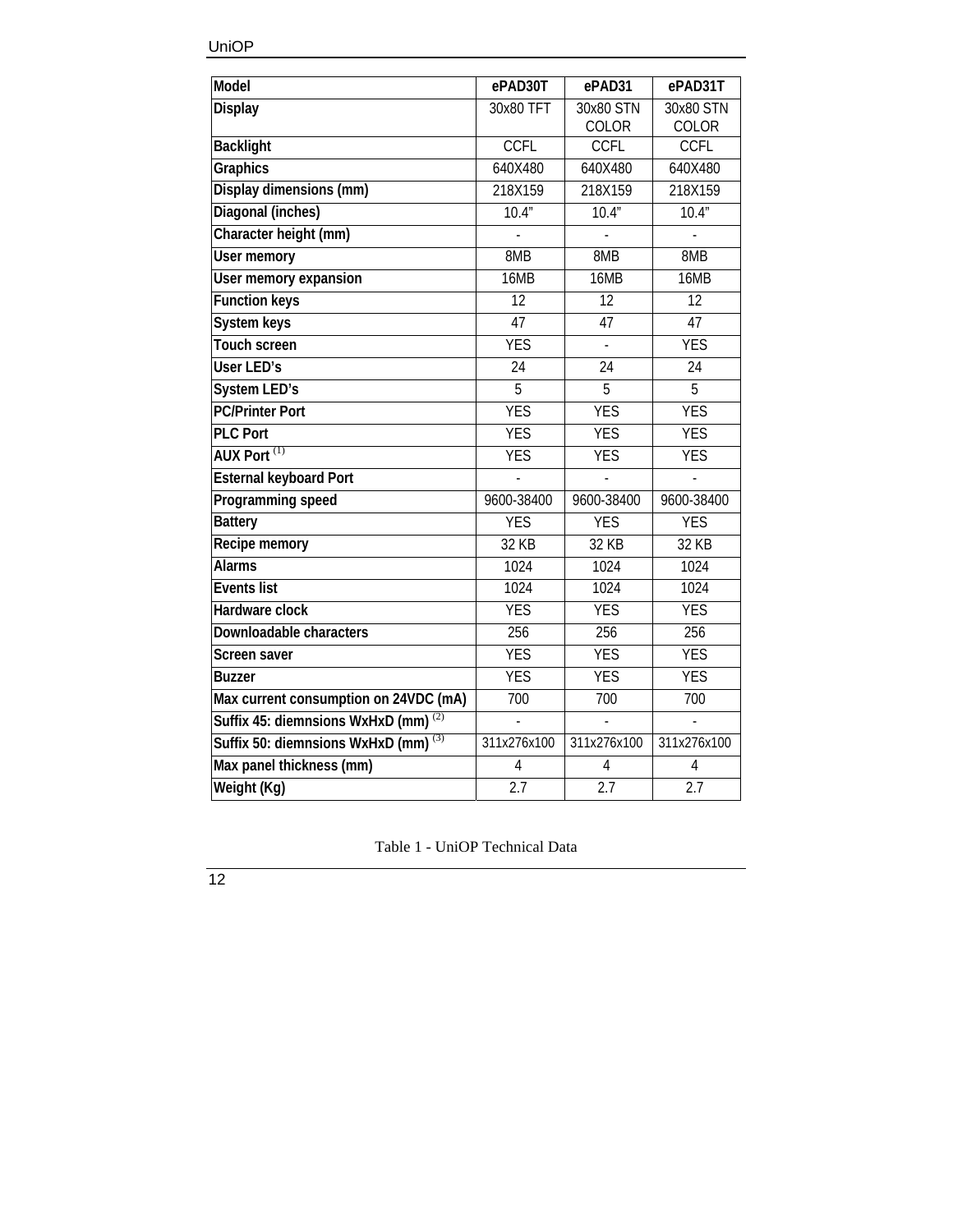| Model | ePAD30T | ePAD31 | ePAD31T |
|---|---|---|---|
| Display | 30x80 TFT | 30x80 STN COLOR | 30x80 STN COLOR |
| Backlight | CCFL | CCFL | CCFL |
| Graphics | 640X480 | 640X480 | 640X480 |
| Display dimensions (mm) | 218X159 | 218X159 | 218X159 |
| Diagonal (inches) | 10.4” | 10.4” | 10.4” |
| Character height (mm) | - | - | - |
| User memory | 8MB | 8MB | 8MB |
| User memory expansion | 16MB | 16MB | 16MB |
| Function keys | 12 | 12 | 12 |
| System keys | 47 | 47 | 47 |
| Touch screen | YES | - | YES |
| User LED’s | 24 | 24 | 24 |
| System LED’s | 5 | 5 | 5 |
| PC/Printer Port | YES | YES | YES |
| PLC Port | YES | YES | YES |
| AUX Port (1) | YES | YES | YES |
| Esternal keyboard Port | - | - | - |
| Programming speed | 9600-38400 | 9600-38400 | 9600-38400 |
| Battery | YES | YES | YES |
| Recipe memory | 32 KB | 32 KB | 32 KB |
| Alarms | 1024 | 1024 | 1024 |
| Events list | 1024 | 1024 | 1024 |
| Hardware clock | YES | YES | YES |
| Downloadable characters | 256 | 256 | 256 |
| Screen saver | YES | YES | YES |
| Buzzer | YES | YES | YES |
| Max current consumption on 24VDC (mA) | 700 | 700 | 700 |
| Suffix 45: diemnsions WxHxD (mm) (2) | - | - | - |
| Suffix 50: diemnsions WxHxD (mm) (3) | 311x276x100 | 311x276x100 | 311x276x100 |
| Max panel thickness (mm) | 4 | 4 | 4 |
| Weight (Kg) | 2.7 | 2.7 | 2.7 |

Table 1 - UniOP Technical Data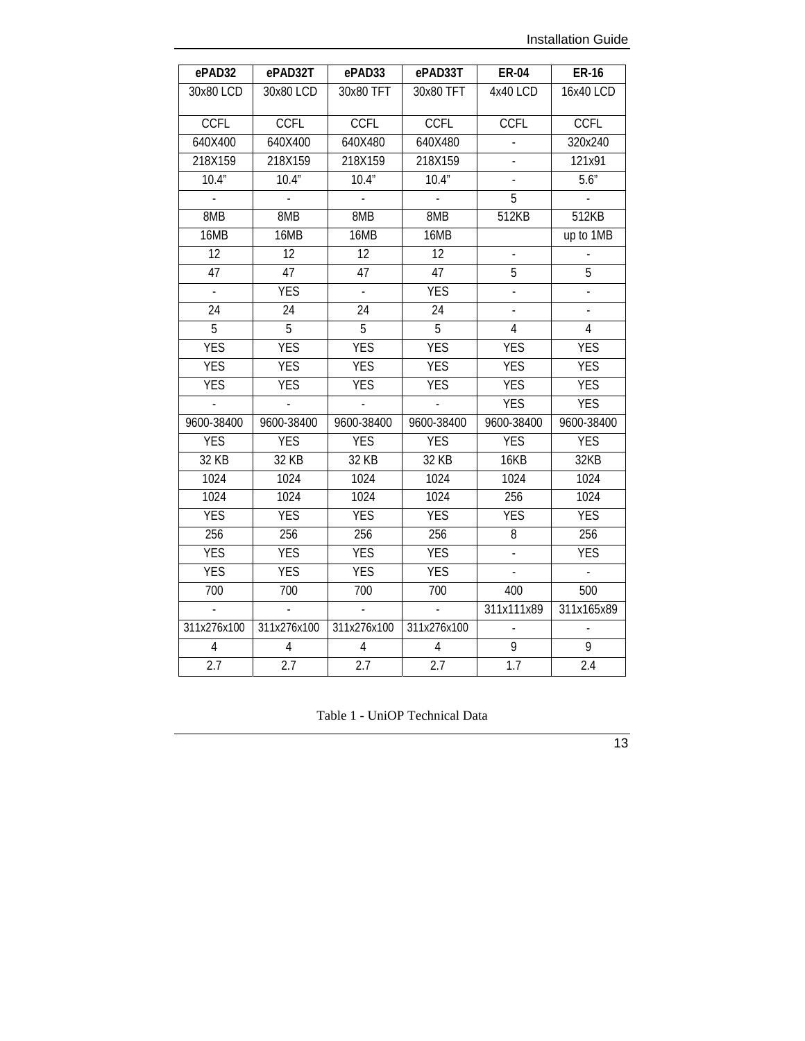| ePAD32 | ePAD32T | ePAD33 | ePAD33T | ER-04 | ER-16 |
|---|---|---|---|---|---|
| 30x80 LCD | 30x80 LCD | 30x80 TFT | 30x80 TFT | 4x40 LCD | 16x40 LCD |
| CCFL | CCFL | CCFL | CCFL | CCFL | CCFL |
| 640X400 | 640X400 | 640X480 | 640X480 | - | 320x240 |
| 218X159 | 218X159 | 218X159 | 218X159 | - | 121x91 |
| 10.4" | 10.4" | 10.4" | 10.4" | - | 5.6" |
| - | - | - | - | 5 | - |
| 8MB | 8MB | 8MB | 8MB | 512KB | 512KB |
| 16MB | 16MB | 16MB | 16MB | | up to 1MB |
| 12 | 12 | 12 | 12 | - | - |
| 47 | 47 | 47 | 47 | 5 | 5 |
| - | YES | - | YES | - | - |
| 24 | 24 | 24 | 24 | - | - |
| 5 | 5 | 5 | 5 | 4 | 4 |
| YES | YES | YES | YES | YES | YES |
| YES | YES | YES | YES | YES | YES |
| YES | YES | YES | YES | YES | YES |
| - | - | - | - | YES | YES |
| 9600-38400 | 9600-38400 | 9600-38400 | 9600-38400 | 9600-38400 | 9600-38400 |
| YES | YES | YES | YES | YES | YES |
| 32 KB | 32 KB | 32 KB | 32 KB | 16KB | 32KB |
| 1024 | 1024 | 1024 | 1024 | 1024 | 1024 |
| 1024 | 1024 | 1024 | 1024 | 256 | 1024 |
| YES | YES | YES | YES | YES | YES |
| 256 | 256 | 256 | 256 | 8 | 256 |
| YES | YES | YES | YES | - | YES |
| YES | YES | YES | YES | - | - |
| 700 | 700 | 700 | 700 | 400 | 500 |
| - | - | - | - | 311x111x89 | 311x165x89 |
| 311x276x100 | 311x276x100 | 311x276x100 | 311x276x100 | - | - |
| 4 | 4 | 4 | 4 | 9 | 9 |
| 2.7 | 2.7 | 2.7 | 2.7 | 1.7 | 2.4 |

Table 1 - UniOP Technical Data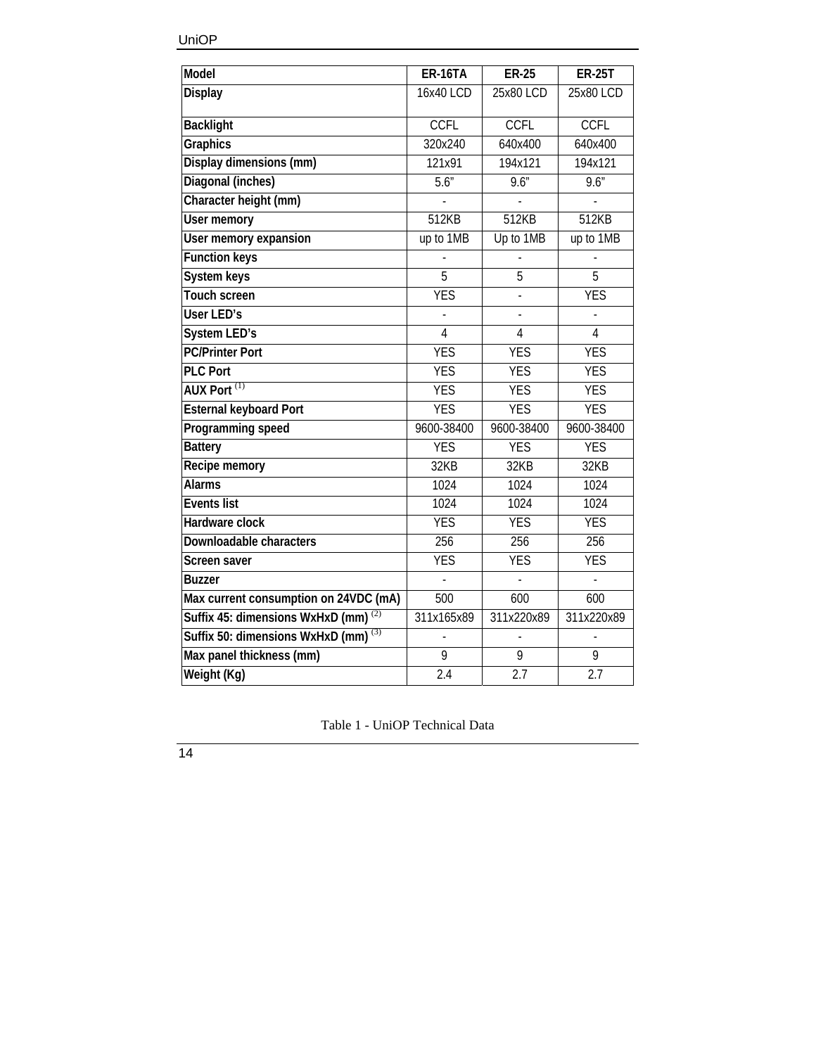| Model | ER-16TA | ER-25 | ER-25T |
|---|---|---|---|
| Display | 16x40 LCD | 25x80 LCD | 25x80 LCD |
| Backlight | CCFL | CCFL | CCFL |
| Graphics | 320x240 | 640x400 | 640x400 |
| Display dimensions (mm) | 121x91 | 194x121 | 194x121 |
| Diagonal (inches) | 5.6” | 9.6” | 9.6” |
| Character height (mm) | - | - | - |
| User memory | 512KB | 512KB | 512KB |
| User memory expansion | up to 1MB | Up to 1MB | up to 1MB |
| Function keys | - | - | - |
| System keys | 5 | 5 | 5 |
| Touch screen | YES | - | YES |
| User LED’s | - | - | - |
| System LED’s | 4 | 4 | 4 |
| PC/Printer Port | YES | YES | YES |
| PLC Port | YES | YES | YES |
| AUX Port (1) | YES | YES | YES |
| Esternal keyboard Port | YES | YES | YES |
| Programming speed | 9600-38400 | 9600-38400 | 9600-38400 |
| Battery | YES | YES | YES |
| Recipe memory | 32KB | 32KB | 32KB |
| Alarms | 1024 | 1024 | 1024 |
| Events list | 1024 | 1024 | 1024 |
| Hardware clock | YES | YES | YES |
| Downloadable characters | 256 | 256 | 256 |
| Screen saver | YES | YES | YES |
| Buzzer | - | - | - |
| Max current consumption on 24VDC (mA) | 500 | 600 | 600 |
| Suffix 45: dimensions WxHxD (mm) (2) | 311x165x89 | 311x220x89 | 311x220x89 |
| Suffix 50: dimensions WxHxD (mm) (3) | - | - | - |
| Max panel thickness (mm) | 9 | 9 | 9 |
| Weight (Kg) | 2.4 | 2.7 | 2.7 |

Table 1 - UniOP Technical Data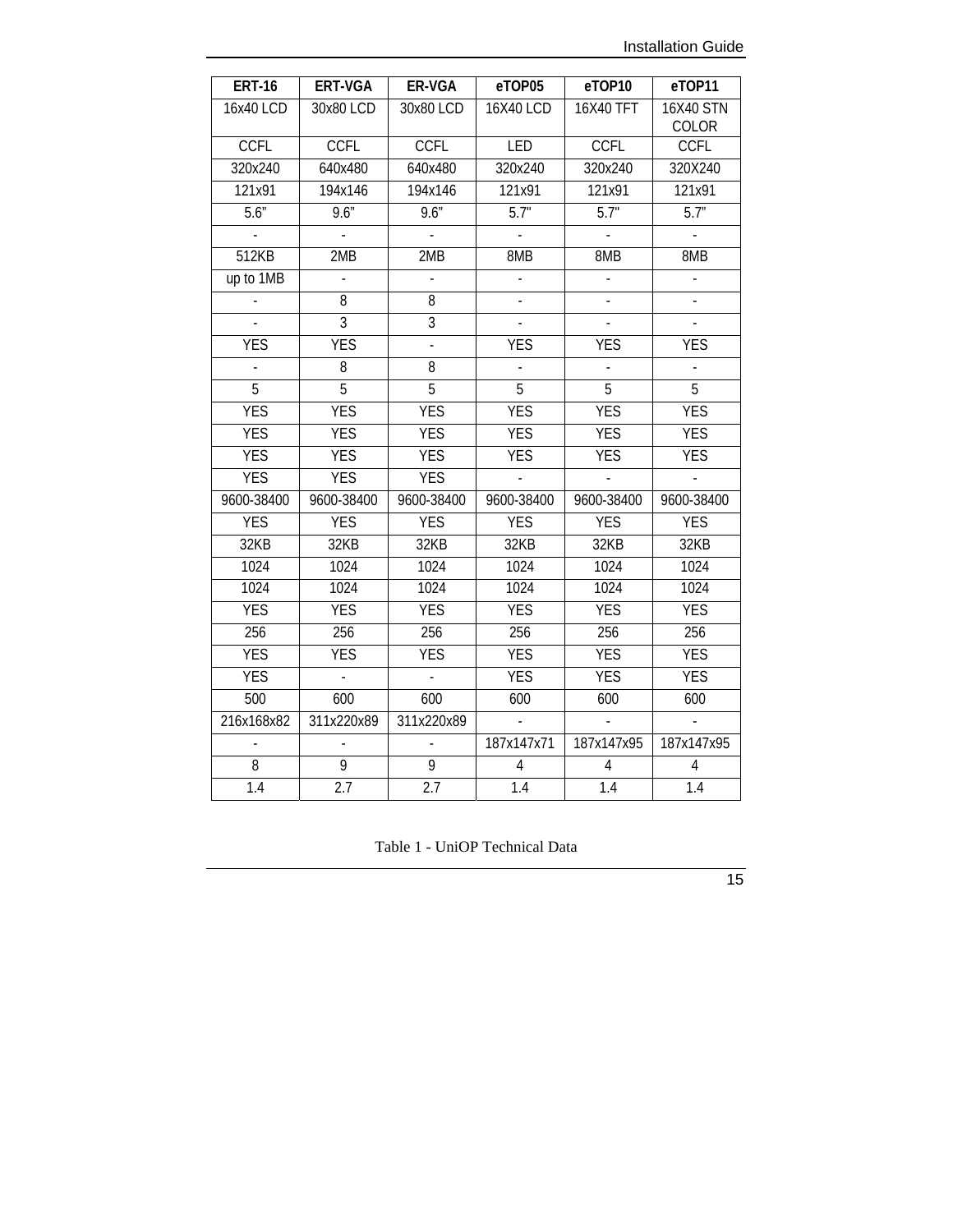| ERT-16 | ERT-VGA | ER-VGA | eTOP05 | eTOP10 | eTOP11 |
|---|---|---|---|---|---|
| 16x40 LCD | 30x80 LCD | 30x80 LCD | 16X40 LCD | 16X40 TFT | 16X40 STN COLOR |
| CCFL | CCFL | CCFL | LED | CCFL | CCFL |
| 320x240 | 640x480 | 640x480 | 320x240 | 320x240 | 320X240 |
| 121x91 | 194x146 | 194x146 | 121x91 | 121x91 | 121x91 |
| 5.6” | 9.6” | 9.6” | 5.7" | 5.7" | 5.7” |
| - | - | - | - | - | - |
| 512KB | 2MB | 2MB | 8MB | 8MB | 8MB |
| up to 1MB | - | - | - | - | - |
| - | 8 | 8 | - | - | - |
| - | 3 | 3 | - | - | - |
| YES | YES | - | YES | YES | YES |
| - | 8 | 8 | - | - | - |
| 5 | 5 | 5 | 5 | 5 | 5 |
| YES | YES | YES | YES | YES | YES |
| YES | YES | YES | YES | YES | YES |
| YES | YES | YES | YES | YES | YES |
| YES | YES | YES | - | - | - |
| 9600-38400 | 9600-38400 | 9600-38400 | 9600-38400 | 9600-38400 | 9600-38400 |
| YES | YES | YES | YES | YES | YES |
| 32KB | 32KB | 32KB | 32KB | 32KB | 32KB |
| 1024 | 1024 | 1024 | 1024 | 1024 | 1024 |
| 1024 | 1024 | 1024 | 1024 | 1024 | 1024 |
| YES | YES | YES | YES | YES | YES |
| 256 | 256 | 256 | 256 | 256 | 256 |
| YES | YES | YES | YES | YES | YES |
| YES | - | - | YES | YES | YES |
| 500 | 600 | 600 | 600 | 600 | 600 |
| 216x168x82 | 311x220x89 | 311x220x89 | - | - | - |
| - | - | - | 187x147x71 | 187x147x95 | 187x147x95 |
| 8 | 9 | 9 | 4 | 4 | 4 |
| 1.4 | 2.7 | 2.7 | 1.4 | 1.4 | 1.4 |

Table 1 - UniOP Technical Data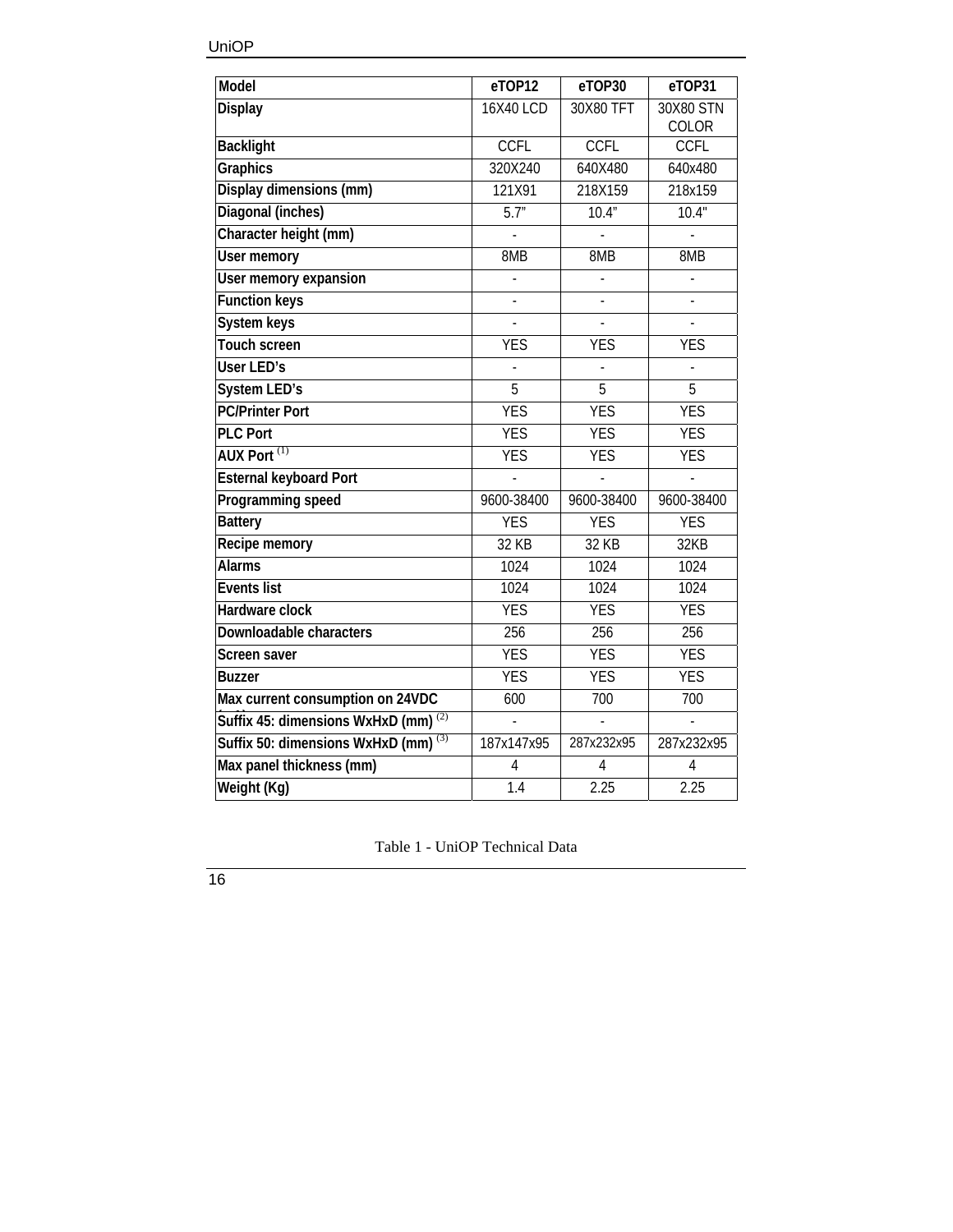| Model | eTOP12 | eTOP30 | eTOP31 |
|---|---|---|---|
| Display | 16X40 LCD | 30X80 TFT | 30X80 STN COLOR |
| Backlight | CCFL | CCFL | CCFL |
| Graphics | 320X240 | 640X480 | 640x480 |
| Display dimensions (mm) | 121X91 | 218X159 | 218x159 |
| Diagonal (inches) | 5.7” | 10.4” | 10.4" |
| Character height (mm) | - | - | - |
| User memory | 8MB | 8MB | 8MB |
| User memory expansion | - | - | - |
| Function keys | - | - | - |
| System keys | - | - | - |
| Touch screen | YES | YES | YES |
| User LED’s | - | - | - |
| System LED’s | 5 | 5 | 5 |
| PC/Printer Port | YES | YES | YES |
| PLC Port | YES | YES | YES |
| AUX Port (1) | YES | YES | YES |
| Esternal keyboard Port | - | - | - |
| Programming speed | 9600-38400 | 9600-38400 | 9600-38400 |
| Battery | YES | YES | YES |
| Recipe memory | 32 KB | 32 KB | 32KB |
| Alarms | 1024 | 1024 | 1024 |
| Events list | 1024 | 1024 | 1024 |
| Hardware clock | YES | YES | YES |
| Downloadable characters | 256 | 256 | 256 |
| Screen saver | YES | YES | YES |
| Buzzer | YES | YES | YES |
| Max current consumption on 24VDC (mA) | 600 | 700 | 700 |
| Suffix 45: dimensions WxHxD (mm) (2) | - | - | - |
| Suffix 50: dimensions WxHxD (mm) (3) | 187x147x95 | 287x232x95 | 287x232x95 |
| Max panel thickness (mm) | 4 | 4 | 4 |
| Weight (Kg) | 1.4 | 2.25 | 2.25 |

Table 1 - UniOP Technical Data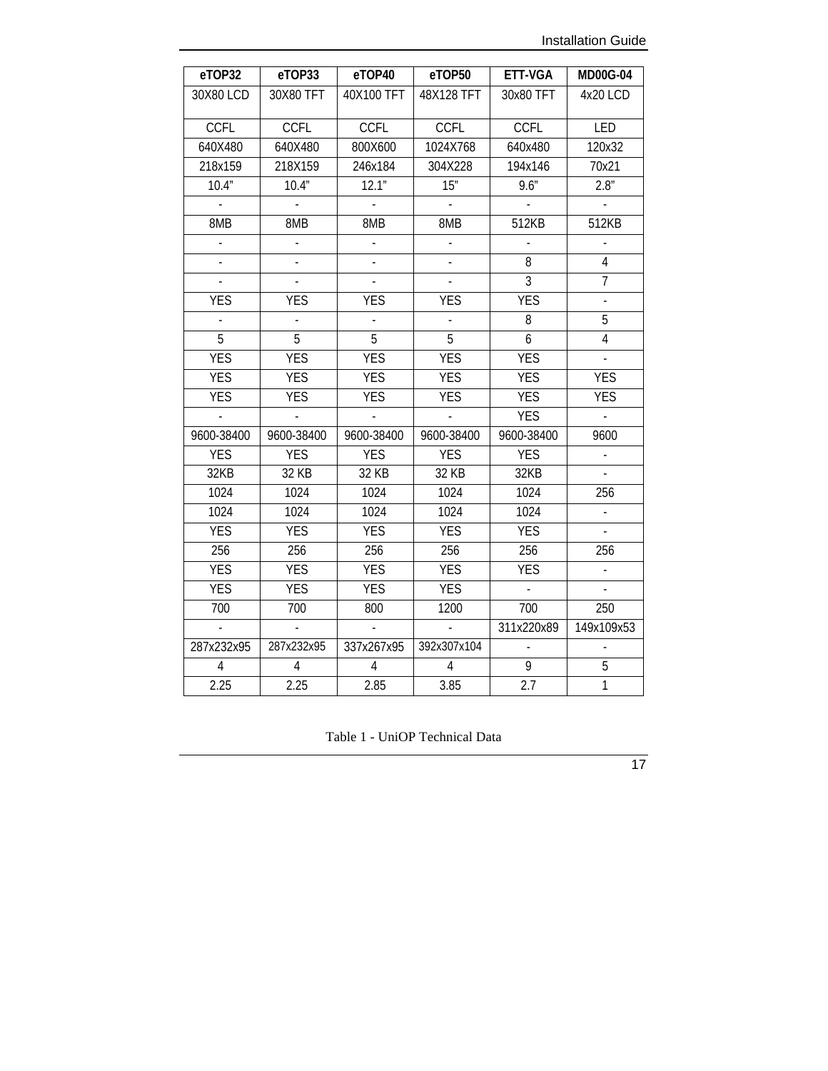| eTOP32 | eTOP33 | eTOP40 | eTOP50 | ETT-VGA | MD00G-04 |
|---|---|---|---|---|---|
| 30X80 LCD | 30X80 TFT | 40X100 TFT | 48X128 TFT | 30x80 TFT | 4x20 LCD |
| CCFL | CCFL | CCFL | CCFL | CCFL | LED |
| 640X480 | 640X480 | 800X600 | 1024X768 | 640x480 | 120x32 |
| 218x159 | 218X159 | 246x184 | 304X228 | 194x146 | 70x21 |
| 10.4” | 10.4” | 12.1” | 15” | 9.6” | 2.8” |
| - | - | - | - | - | - |
| 8MB | 8MB | 8MB | 8MB | 512KB | 512KB |
| - | - | - | - | - | - |
| - | - | - | - | 8 | 4 |
| - | - | - | - | 3 | 7 |
| YES | YES | YES | YES | YES | - |
| - | - | - | - | 8 | 5 |
| 5 | 5 | 5 | 5 | 6 | 4 |
| YES | YES | YES | YES | YES | - |
| YES | YES | YES | YES | YES | YES |
| YES | YES | YES | YES | YES | YES |
| - | - | - | - | YES | - |
| 9600-38400 | 9600-38400 | 9600-38400 | 9600-38400 | 9600-38400 | 9600 |
| YES | YES | YES | YES | YES | - |
| 32KB | 32 KB | 32 KB | 32 KB | 32KB | - |
| 1024 | 1024 | 1024 | 1024 | 1024 | 256 |
| 1024 | 1024 | 1024 | 1024 | 1024 | - |
| YES | YES | YES | YES | YES | - |
| 256 | 256 | 256 | 256 | 256 | 256 |
| YES | YES | YES | YES | YES | - |
| YES | YES | YES | YES | - | - |
| 700 | 700 | 800 | 1200 | 700 | 250 |
| - | - | - | - | 311x220x89 | 149x109x53 |
| 287x232x95 | 287x232x95 | 337x267x95 | 392x307x104 | - | - |
| 4 | 4 | 4 | 4 | 9 | 5 |
| 2.25 | 2.25 | 2.85 | 3.85 | 2.7 | 1 |

Table 1 - UniOP Technical Data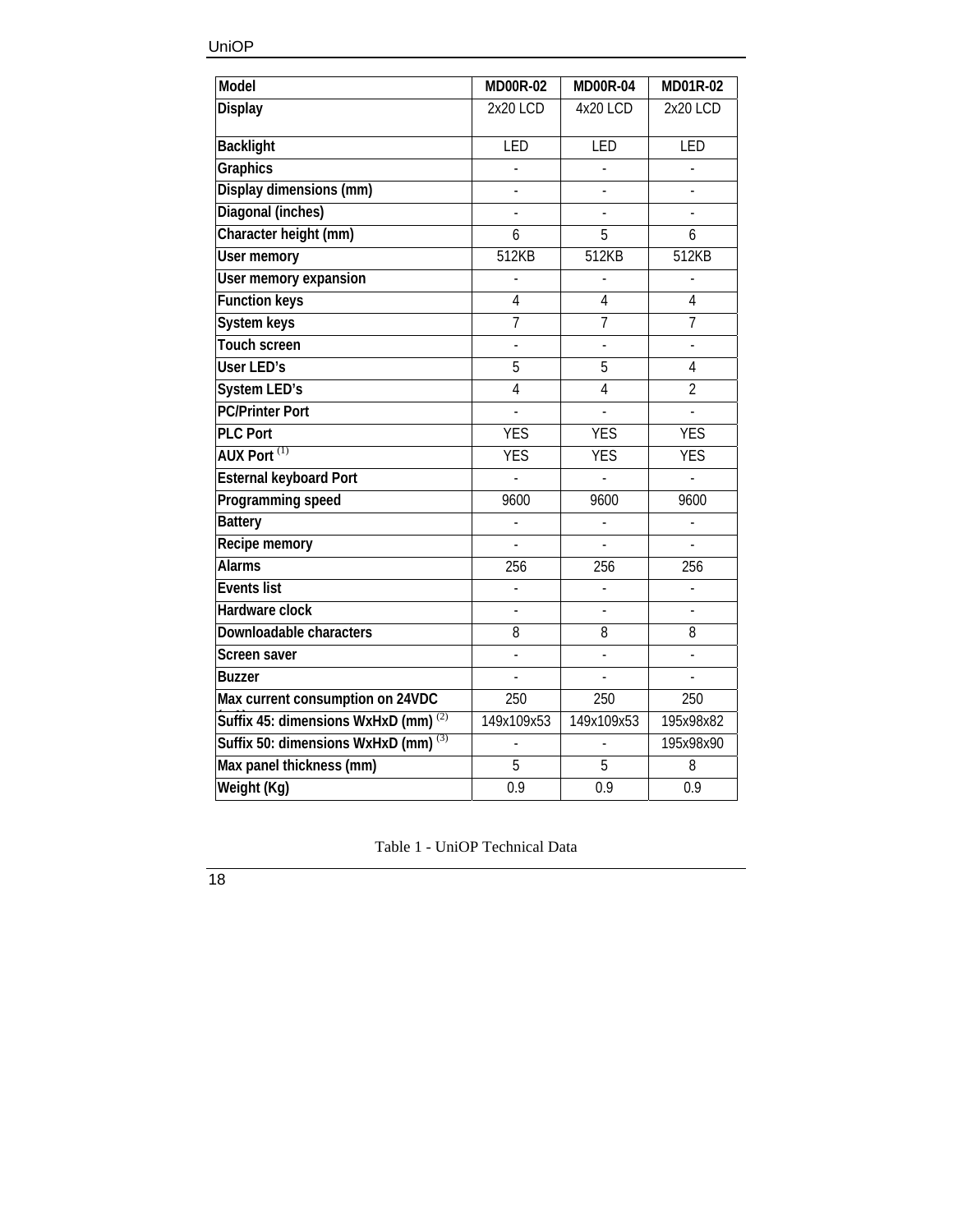| Model | MD00R-02 | MD00R-04 | MD01R-02 |
|---|---|---|---|
| Display | 2x20 LCD | 4x20 LCD | 2x20 LCD |
| Backlight | LED | LED | LED |
| Graphics | - | - | - |
| Display dimensions (mm) | - | - | - |
| Diagonal (inches) | - | - | - |
| Character height (mm) | 6 | 5 | 6 |
| User memory | 512KB | 512KB | 512KB |
| User memory expansion | - | - | - |
| Function keys | 4 | 4 | 4 |
| System keys | 7 | 7 | 7 |
| Touch screen | - | - | - |
| User LED's | 5 | 5 | 4 |
| System LED's | 4 | 4 | 2 |
| PC/Printer Port | - | - | - |
| PLC Port | YES | YES | YES |
| AUX Port (1) | YES | YES | YES |
| Esternal keyboard Port | - | - | - |
| Programming speed | 9600 | 9600 | 9600 |
| Battery | - | - | - |
| Recipe memory | - | - | - |
| Alarms | 256 | 256 | 256 |
| Events list | - | - | - |
| Hardware clock | - | - | - |
| Downloadable characters | 8 | 8 | 8 |
| Screen saver | - | - | - |
| Buzzer | - | - | - |
| Max current consumption on 24VDC (mA) | 250 | 250 | 250 |
| Suffix 45: dimensions WxHxD (mm) (2) | 149x109x53 | 149x109x53 | 195x98x82 |
| Suffix 50: dimensions WxHxD (mm) (3) | - | - | 195x98x90 |
| Max panel thickness (mm) | 5 | 5 | 8 |
| Weight (Kg) | 0.9 | 0.9 | 0.9 |

Table 1 - UniOP Technical Data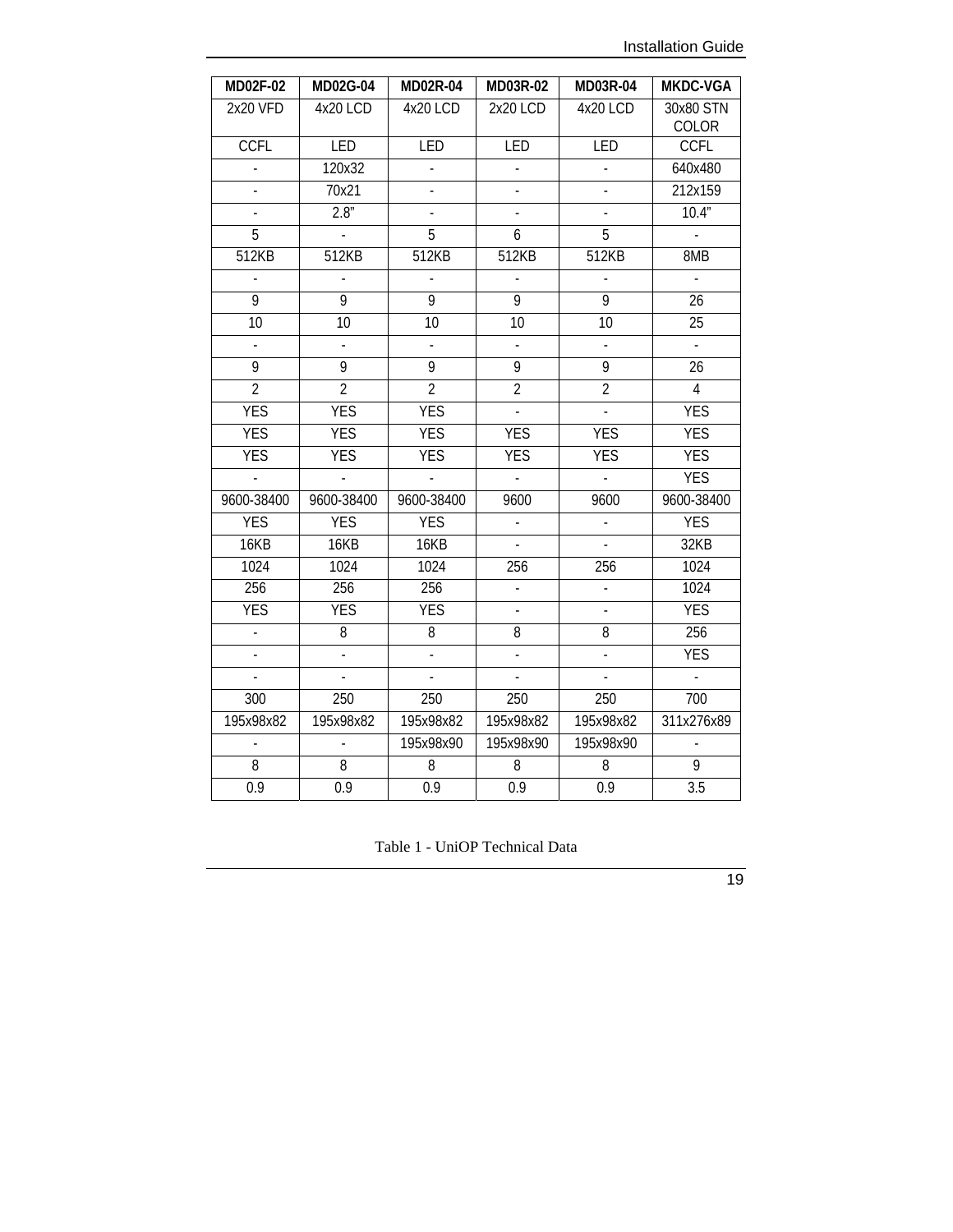| MD02F-02 | MD02G-04 | MD02R-04 | MD03R-02 | MD03R-04 | MKDC-VGA |
|---|---|---|---|---|---|
| 2x20 VFD | 4x20 LCD | 4x20 LCD | 2x20 LCD | 4x20 LCD | 30x80 STN COLOR |
| CCFL | LED | LED | LED | LED | CCFL |
| - | 120x32 | - | - | - | 640x480 |
| - | 70x21 | - | - | - | 212x159 |
| - | 2.8” | - | - | - | 10.4” |
| 5 | - | 5 | 6 | 5 | - |
| 512KB | 512KB | 512KB | 512KB | 512KB | 8MB |
| - | - | - | - | - | - |
| 9 | 9 | 9 | 9 | 9 | 26 |
| 10 | 10 | 10 | 10 | 10 | 25 |
| - | - | - | - | - | - |
| 9 | 9 | 9 | 9 | 9 | 26 |
| 2 | 2 | 2 | 2 | 2 | 4 |
| YES | YES | YES | - | - | YES |
| YES | YES | YES | YES | YES | YES |
| YES | YES | YES | YES | YES | YES |
| - | - | - | - | - | YES |
| 9600-38400 | 9600-38400 | 9600-38400 | 9600 | 9600 | 9600-38400 |
| YES | YES | YES | - | - | YES |
| 16KB | 16KB | 16KB | - | - | 32KB |
| 1024 | 1024 | 1024 | 256 | 256 | 1024 |
| 256 | 256 | 256 | - | - | 1024 |
| YES | YES | YES | - | - | YES |
| - | 8 | 8 | 8 | 8 | 256 |
| - | - | - | - | - | YES |
| - | - | - | - | - | - |
| 300 | 250 | 250 | 250 | 250 | 700 |
| 195x98x82 | 195x98x82 | 195x98x82 | 195x98x82 | 195x98x82 | 311x276x89 |
| - | - | 195x98x90 | 195x98x90 | 195x98x90 | - |
| 8 | 8 | 8 | 8 | 8 | 9 |
| 0.9 | 0.9 | 0.9 | 0.9 | 0.9 | 3.5 |

Table 1 - UniOP Technical Data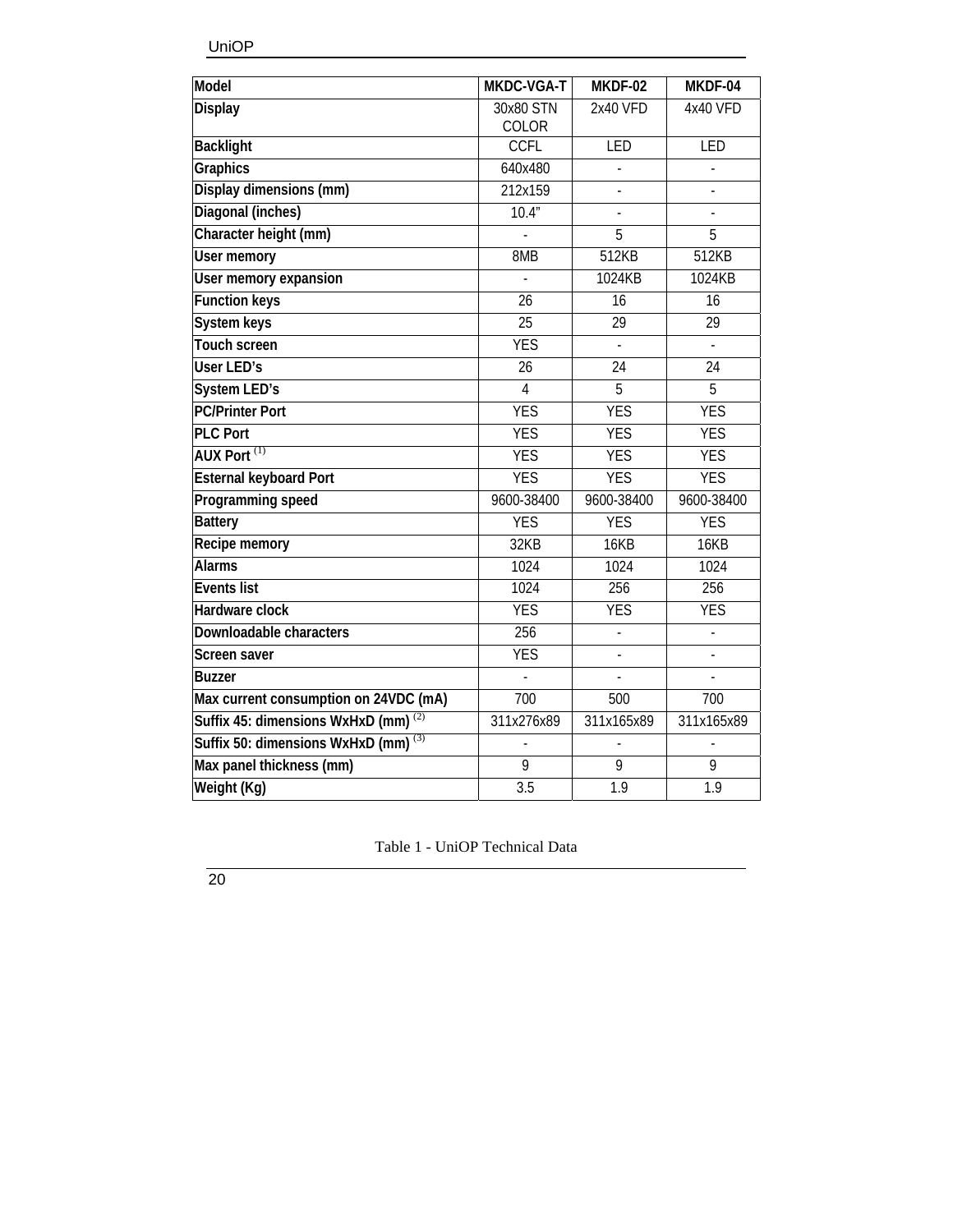| Model | MKDC-VGA-T | MKDF-02 | MKDF-04 |
|---|---|---|---|
| Display | 30x80 STN COLOR | 2x40 VFD | 4x40 VFD |
| Backlight | CCFL | LED | LED |
| Graphics | 640x480 | - | - |
| Display dimensions (mm) | 212x159 | - | - |
| Diagonal (inches) | 10.4” | - | - |
| Character height (mm) | - | 5 | 5 |
| User memory | 8MB | 512KB | 512KB |
| User memory expansion | - | 1024KB | 1024KB |
| Function keys | 26 | 16 | 16 |
| System keys | 25 | 29 | 29 |
| Touch screen | YES | - | - |
| User LED’s | 26 | 24 | 24 |
| System LED’s | 4 | 5 | 5 |
| PC/Printer Port | YES | YES | YES |
| PLC Port | YES | YES | YES |
| AUX Port (1) | YES | YES | YES |
| Esternal keyboard Port | YES | YES | YES |
| Programming speed | 9600-38400 | 9600-38400 | 9600-38400 |
| Battery | YES | YES | YES |
| Recipe memory | 32KB | 16KB | 16KB |
| Alarms | 1024 | 1024 | 1024 |
| Events list | 1024 | 256 | 256 |
| Hardware clock | YES | YES | YES |
| Downloadable characters | 256 | - | - |
| Screen saver | YES | - | - |
| Buzzer | - | - | - |
| Max current consumption on 24VDC (mA) | 700 | 500 | 700 |
| Suffix 45: dimensions WxHxD (mm) (2) | 311x276x89 | 311x165x89 | 311x165x89 |
| Suffix 50: dimensions WxHxD (mm) (3) | - | - | - |
| Max panel thickness (mm) | 9 | 9 | 9 |
| Weight (Kg) | 3.5 | 1.9 | 1.9 |

Table 1 - UniOP Technical Data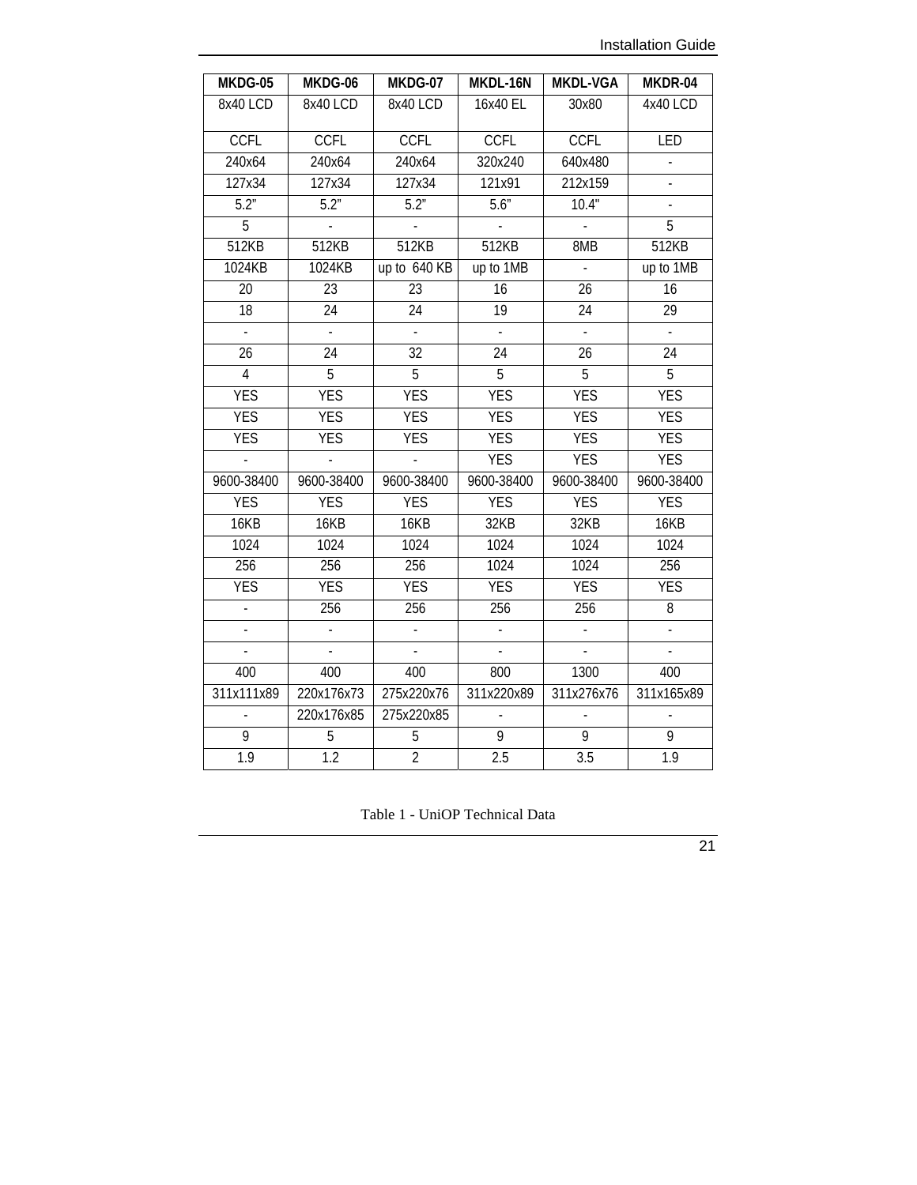| MKDG-05 | MKDG-06 | MKDG-07 | MKDL-16N | MKDL-VGA | MKDR-04 |
|---|---|---|---|---|---|
| 8x40 LCD | 8x40 LCD | 8x40 LCD | 16x40 EL | 30x80 | 4x40 LCD |
| CCFL | CCFL | CCFL | CCFL | CCFL | LED |
| 240x64 | 240x64 | 240x64 | 320x240 | 640x480 | - |
| 127x34 | 127x34 | 127x34 | 121x91 | 212x159 | - |
| 5.2” | 5.2” | 5.2” | 5.6” | 10.4” | - |
| 5 | - | - | - | - | 5 |
| 512KB | 512KB | 512KB | 512KB | 8MB | 512KB |
| 1024KB | 1024KB | up to 640 KB | up to 1MB | - | up to 1MB |
| 20 | 23 | 23 | 16 | 26 | 16 |
| 18 | 24 | 24 | 19 | 24 | 29 |
| - | - | - | - | - | - |
| 26 | 24 | 32 | 24 | 26 | 24 |
| 4 | 5 | 5 | 5 | 5 | 5 |
| YES | YES | YES | YES | YES | YES |
| YES | YES | YES | YES | YES | YES |
| YES | YES | YES | YES | YES | YES |
| - | - | - | YES | YES | YES |
| 9600-38400 | 9600-38400 | 9600-38400 | 9600-38400 | 9600-38400 | 9600-38400 |
| YES | YES | YES | YES | YES | YES |
| 16KB | 16KB | 16KB | 32KB | 32KB | 16KB |
| 1024 | 1024 | 1024 | 1024 | 1024 | 1024 |
| 256 | 256 | 256 | 1024 | 1024 | 256 |
| YES | YES | YES | YES | YES | YES |
| - | 256 | 256 | 256 | 256 | 8 |
| - | - | - | - | - | - |
| - | - | - | - | - | - |
| 400 | 400 | 400 | 800 | 1300 | 400 |
| 311x111x89 | 220x176x73 | 275x220x76 | 311x220x89 | 311x276x76 | 311x165x89 |
| - | 220x176x85 | 275x220x85 | - | - | - |
| 9 | 5 | 5 | 9 | 9 | 9 |
| 1.9 | 1.2 | 2 | 2.5 | 3.5 | 1.9 |

Table 1 - UniOP Technical Data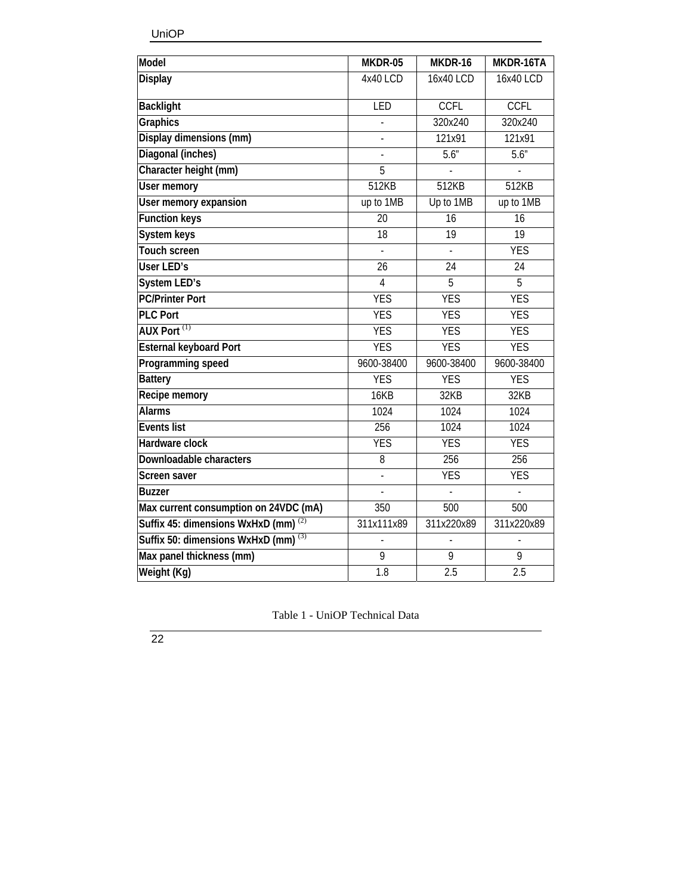| Model | MKDR-05 | MKDR-16 | MKDR-16TA |
|---|---|---|---|
| Display | 4x40 LCD | 16x40 LCD | 16x40 LCD |
| Backlight | LED | CCFL | CCFL |
| Graphics | - | 320x240 | 320x240 |
| Display dimensions (mm) | - | 121x91 | 121x91 |
| Diagonal (inches) | - | 5.6" | 5.6" |
| Character height (mm) | 5 | - | - |
| User memory | 512KB | 512KB | 512KB |
| User memory expansion | up to 1MB | Up to 1MB | up to 1MB |
| Function keys | 20 | 16 | 16 |
| System keys | 18 | 19 | 19 |
| Touch screen | - | - | YES |
| User LED's | 26 | 24 | 24 |
| System LED's | 4 | 5 | 5 |
| PC/Printer Port | YES | YES | YES |
| PLC Port | YES | YES | YES |
| AUX Port (1) | YES | YES | YES |
| Esternal keyboard Port | YES | YES | YES |
| Programming speed | 9600-38400 | 9600-38400 | 9600-38400 |
| Battery | YES | YES | YES |
| Recipe memory | 16KB | 32KB | 32KB |
| Alarms | 1024 | 1024 | 1024 |
| Events list | 256 | 1024 | 1024 |
| Hardware clock | YES | YES | YES |
| Downloadable characters | 8 | 256 | 256 |
| Screen saver | - | YES | YES |
| Buzzer | - | - | - |
| Max current consumption on 24VDC (mA) | 350 | 500 | 500 |
| Suffix 45: dimensions WxHxD (mm) (2) | 311x111x89 | 311x220x89 | 311x220x89 |
| Suffix 50: dimensions WxHxD (mm) (3) | - | - | - |
| Max panel thickness (mm) | 9 | 9 | 9 |
| Weight (Kg) | 1.8 | 2.5 | 2.5 |

Table 1 - UniOP Technical Data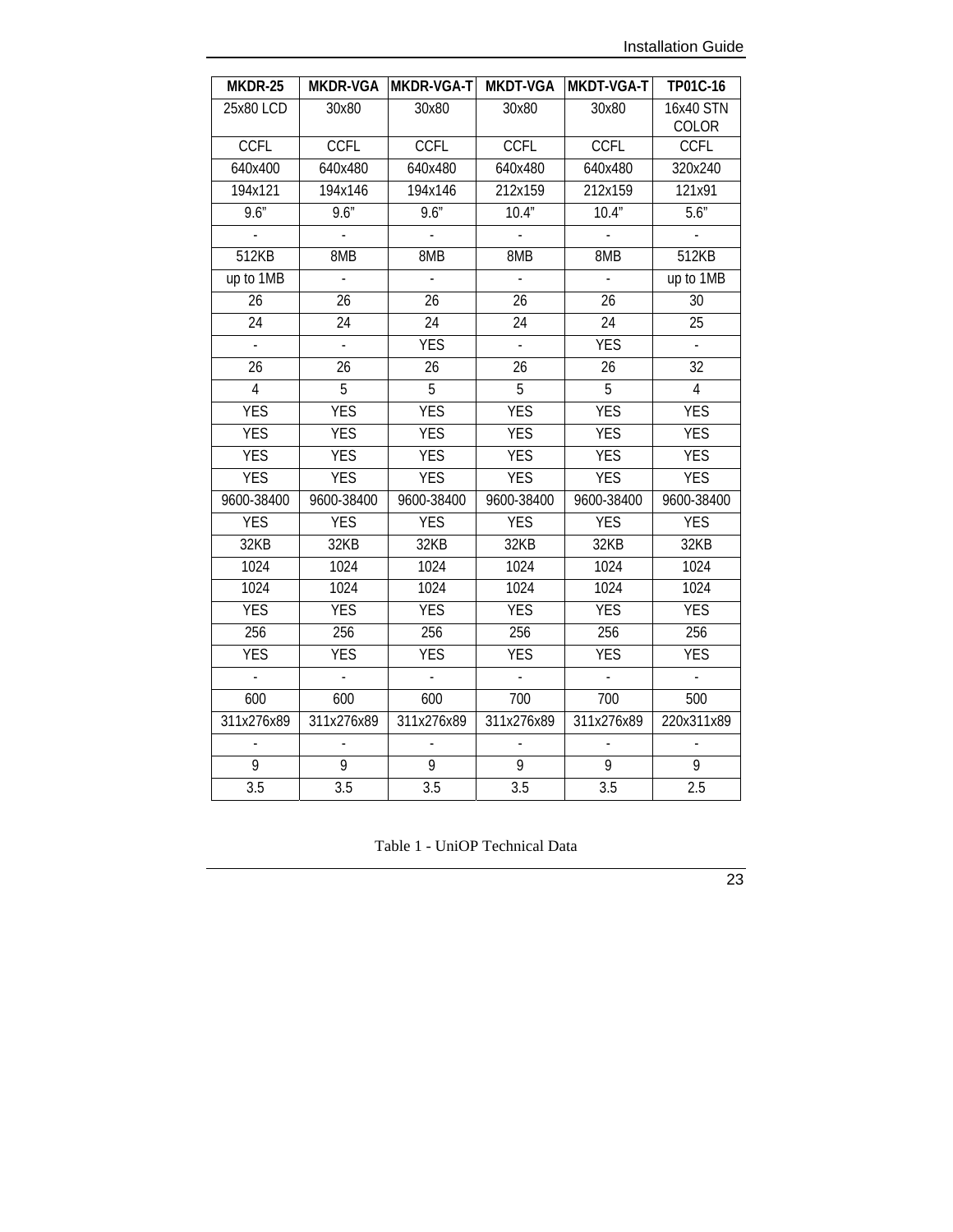| MKDR-25 | MKDR-VGA | MKDR-VGA-T | MKDT-VGA | MKDT-VGA-T | TP01C-16 |
| --- | --- | --- | --- | --- | --- |
| 25x80 LCD | 30x80 | 30x80 | 30x80 | 30x80 | 16x40 STN COLOR |
| CCFL | CCFL | CCFL | CCFL | CCFL | CCFL |
| 640x400 | 640x480 | 640x480 | 640x480 | 640x480 | 320x240 |
| 194x121 | 194x146 | 194x146 | 212x159 | 212x159 | 121x91 |
| 9.6” | 9.6” | 9.6” | 10.4” | 10.4” | 5.6” |
| - | - | - | - | - | - |
| 512KB | 8MB | 8MB | 8MB | 8MB | 512KB |
| up to 1MB | - | - | - | - | up to 1MB |
| 26 | 26 | 26 | 26 | 26 | 30 |
| 24 | 24 | 24 | 24 | 24 | 25 |
| - | - | YES | - | YES | - |
| 26 | 26 | 26 | 26 | 26 | 32 |
| 4 | 5 | 5 | 5 | 5 | 4 |
| YES | YES | YES | YES | YES | YES |
| YES | YES | YES | YES | YES | YES |
| YES | YES | YES | YES | YES | YES |
| YES | YES | YES | YES | YES | YES |
| 9600-38400 | 9600-38400 | 9600-38400 | 9600-38400 | 9600-38400 | 9600-38400 |
| YES | YES | YES | YES | YES | YES |
| 32KB | 32KB | 32KB | 32KB | 32KB | 32KB |
| 1024 | 1024 | 1024 | 1024 | 1024 | 1024 |
| 1024 | 1024 | 1024 | 1024 | 1024 | 1024 |
| YES | YES | YES | YES | YES | YES |
| 256 | 256 | 256 | 256 | 256 | 256 |
| YES | YES | YES | YES | YES | YES |
| - | - | - | - | - | - |
| 600 | 600 | 600 | 700 | 700 | 500 |
| 311x276x89 | 311x276x89 | 311x276x89 | 311x276x89 | 311x276x89 | 220x311x89 |
| - | - | - | - | - | - |
| 9 | 9 | 9 | 9 | 9 | 9 |
| 3.5 | 3.5 | 3.5 | 3.5 | 3.5 | 2.5 |

Table 1 - UniOP Technical Data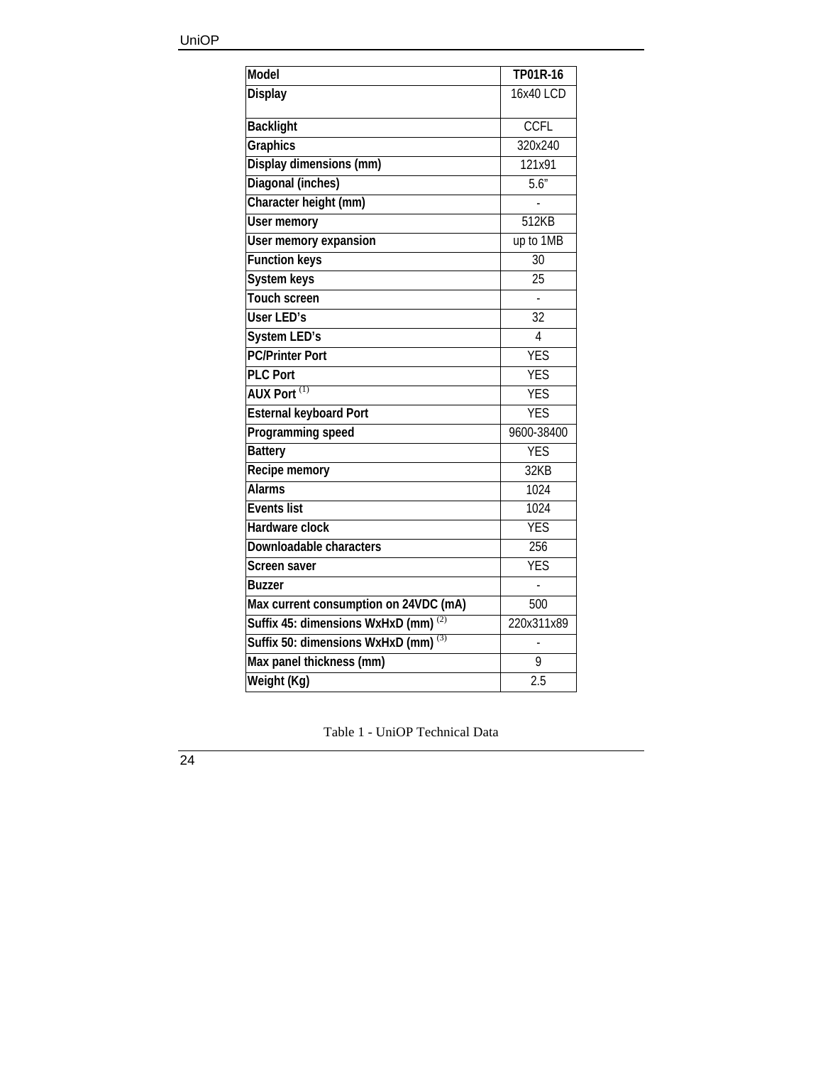| Model | TP01R-16 |
| --- | --- |
| Display | 16x40 LCD |
| Backlight | CCFL |
| Graphics | 320x240 |
| Display dimensions (mm) | 121x91 |
| Diagonal (inches) | 5.6” |
| Character height (mm) | - |
| User memory | 512KB |
| User memory expansion | up to 1MB |
| Function keys | 30 |
| System keys | 25 |
| Touch screen | - |
| User LED’s | 32 |
| System LED’s | 4 |
| PC/Printer Port | YES |
| PLC Port | YES |
| AUX Port (1) | YES |
| Esternal keyboard Port | YES |
| Programming speed | 9600-38400 |
| Battery | YES |
| Recipe memory | 32KB |
| Alarms | 1024 |
| Events list | 1024 |
| Hardware clock | YES |
| Downloadable characters | 256 |
| Screen saver | YES |
| Buzzer | - |
| Max current consumption on 24VDC (mA) | 500 |
| Suffix 45: dimensions WxHxD (mm) (2) | 220x311x89 |
| Suffix 50: dimensions WxHxD (mm) (3) | - |
| Max panel thickness (mm) | 9 |
| Weight (Kg) | 2.5 |

Table 1 - UniOP Technical Data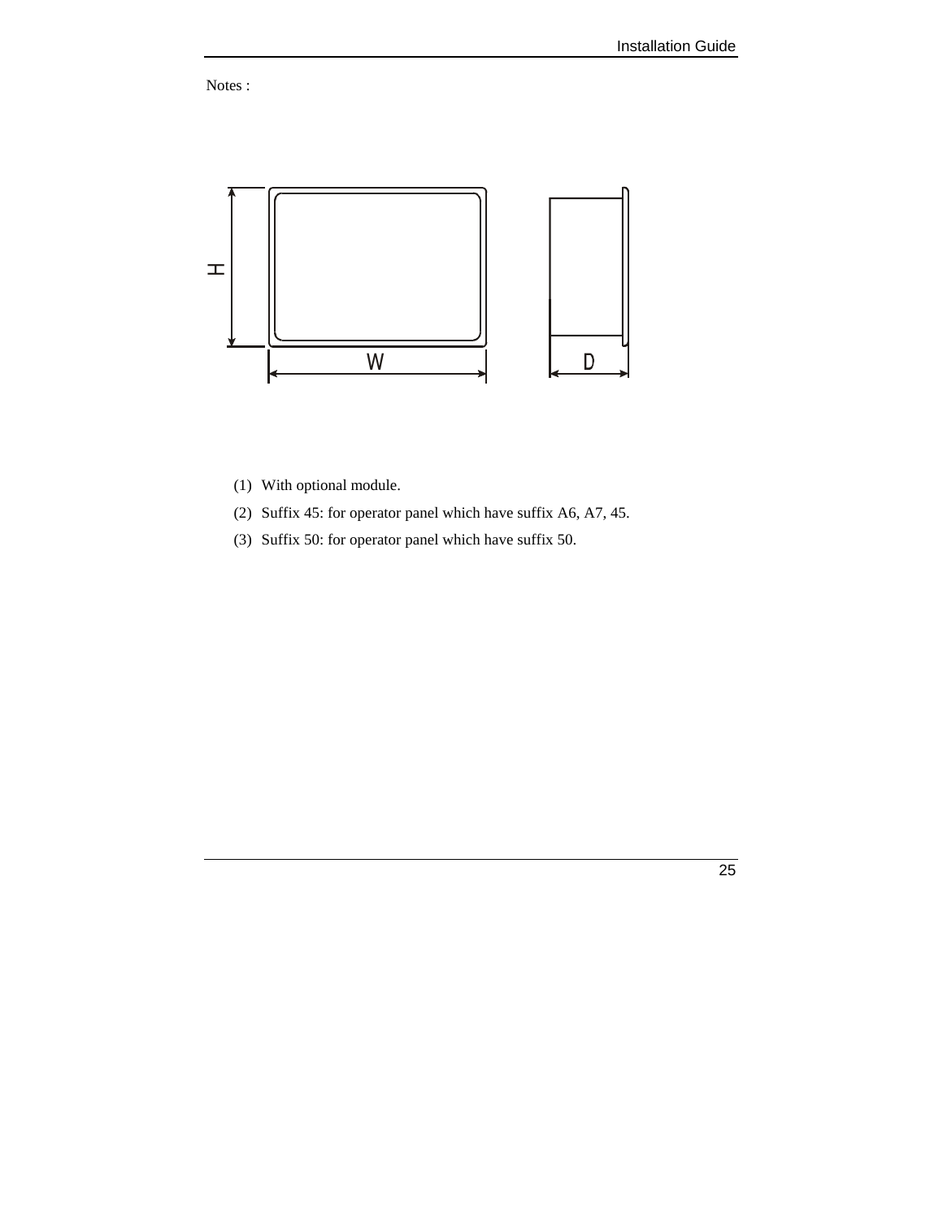Notes :

(1) With optional module.

(2) Suffix 45: for operator panel which have suffix A6, A7, 45.

(3) Suffix 50: for operator panel which have suffix 50.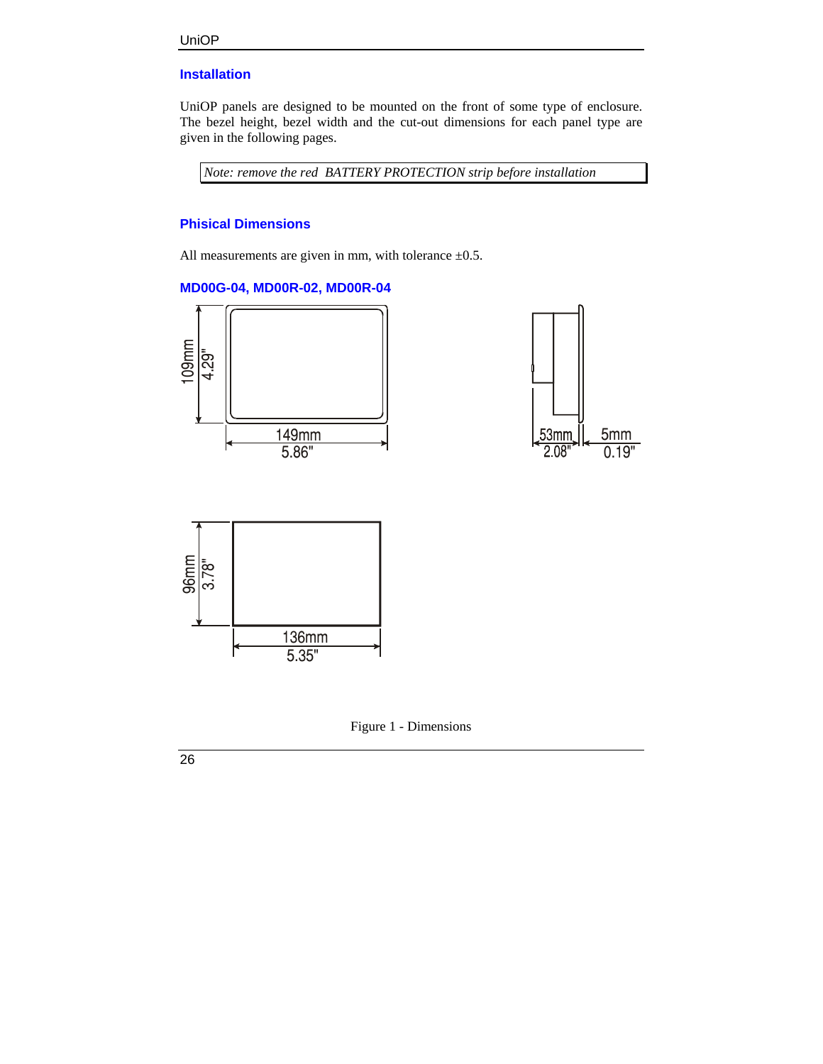## Installation

UniOP panels are designed to be mounted on the front of some type of enclosure. The bezel height, bezel width and the cut-out dimensions for each panel type are given in the following pages.

*Note: remove the red BATTERY PROTECTION strip before installation*

## Phisical Dimensions

All measurements are given in mm, with tolerance ±0.5.

### MD00G-04, MD00R-02, MD00R-04

109mm 4.29"

149mm 5.86"

53mm 2.08"

5mm 0.19"

96mm 3.78"

136mm 5.35"

Figure 1 - Dimensions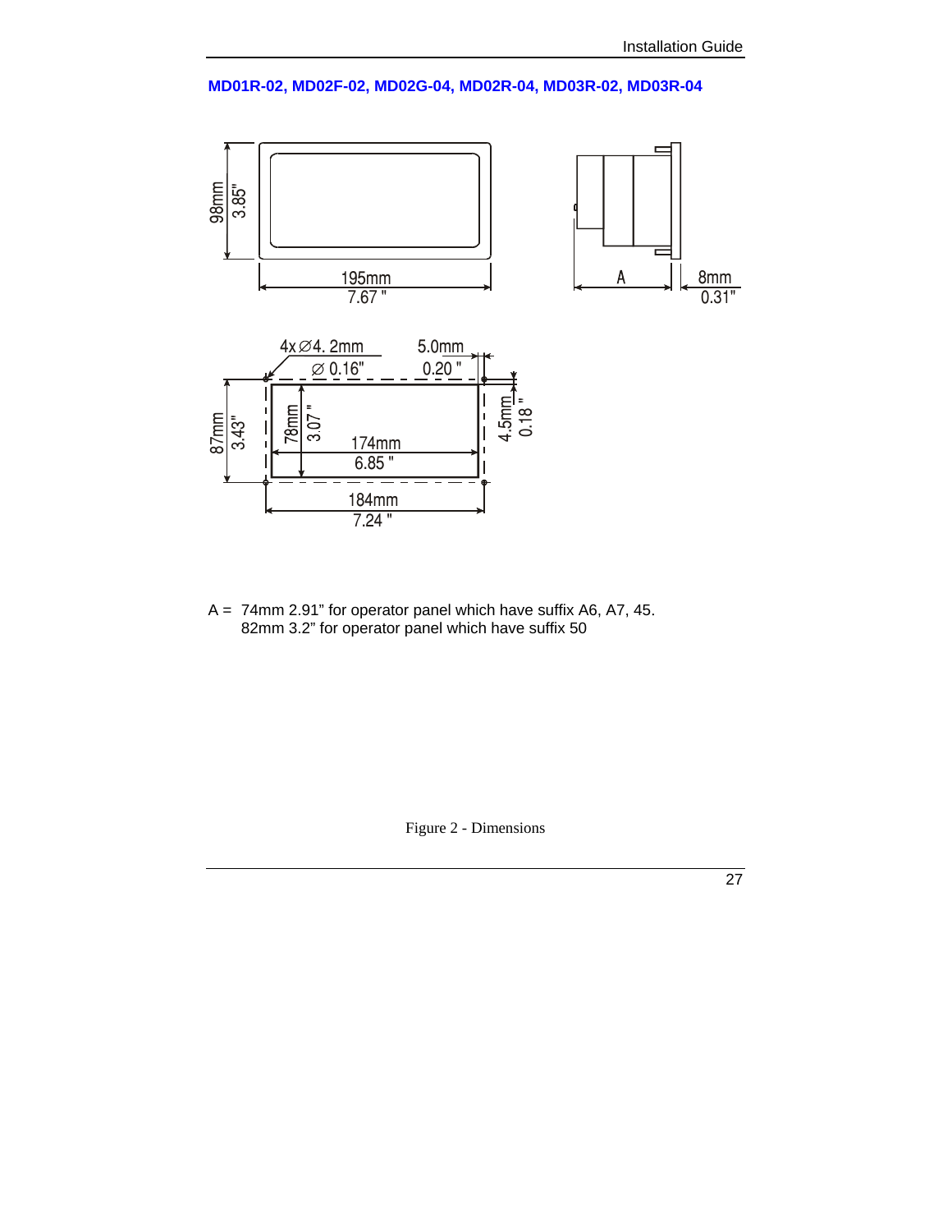**MD01R-02, MD02F-02, MD02G-04, MD02R-04, MD03R-02, MD03R-04**

A = 74mm 2.91" for operator panel which have suffix A6, A7, 45.
82mm 3.2" for operator panel which have suffix 50

Figure 2 - Dimensions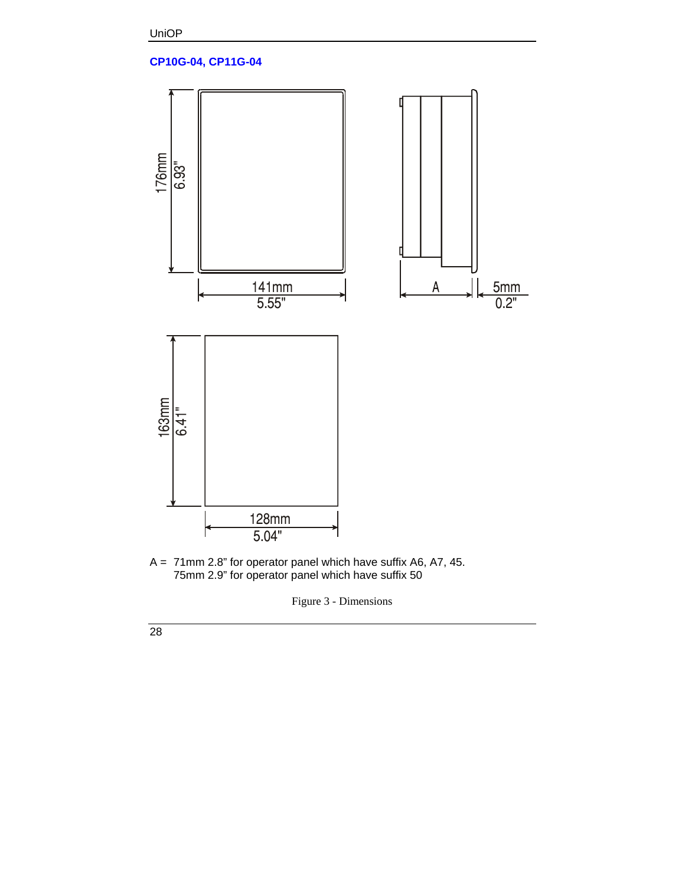### CP10G-04, CP11G-04

A = 71mm 2.8” for operator panel which have suffix A6, A7, 45.
75mm 2.9” for operator panel which have suffix 50

Figure 3 - Dimensions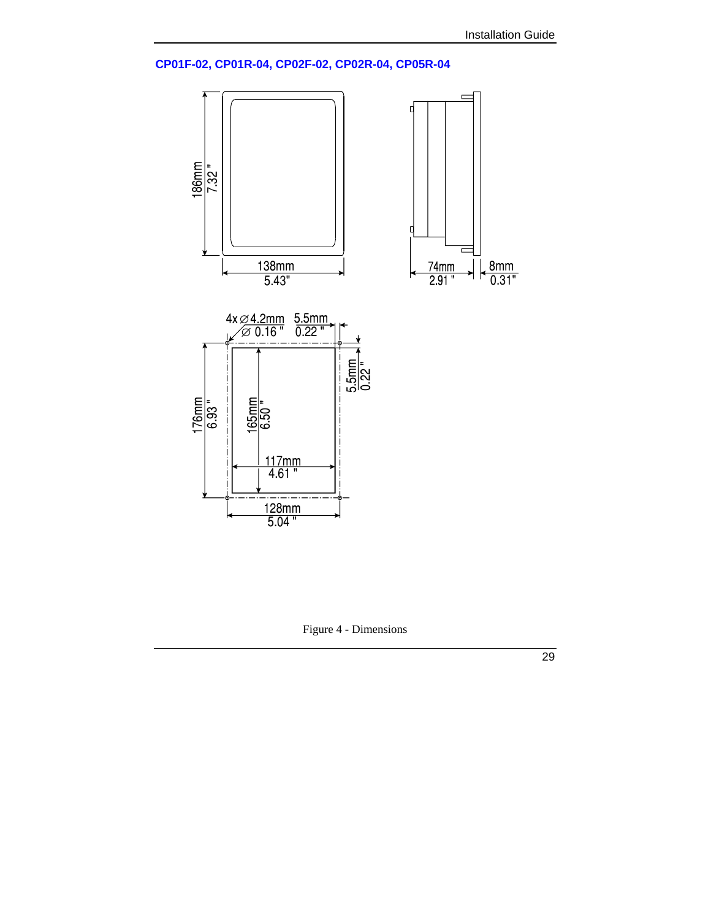## CP01F-02, CP01R-04, CP02F-02, CP02R-04, CP05R-04

186mm
7.32 "

138mm
5.43"

74mm
2.91 "

8mm
0.31"

4x ∅4.2mm
∅ 0.16 "

5.5mm
0.22 "

5.5mm
0.22 "

176mm
6.93 "

165mm
6.50 "

117mm
4.61 "

128mm
5.04 "

Figure 4 - Dimensions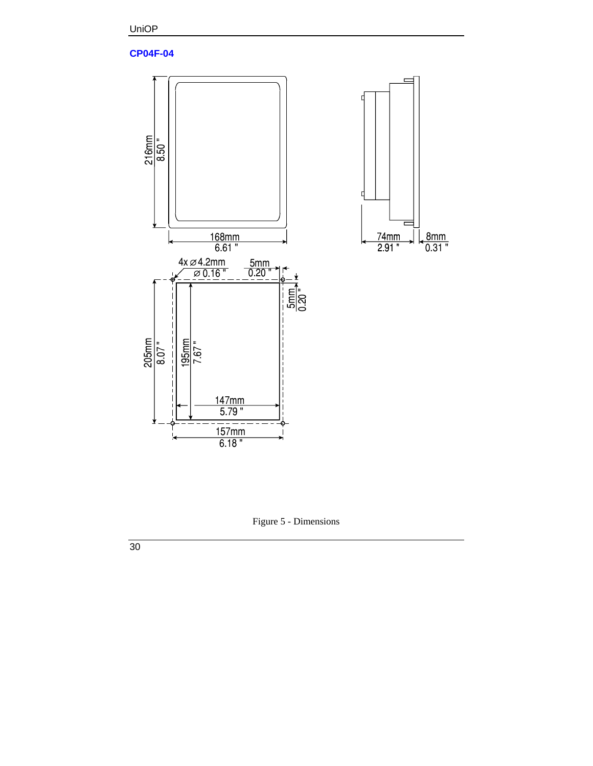### CP04F-04

216mm
8.50 "

168mm
6.61 "

74mm
2.91 "

8mm
0.31 "

4x ⌀4.2mm
⌀ 0.16 "

5mm
0.20 "

5mm
0.20 "

205mm
8.07 "

195mm
7.67 "

147mm
5.79 "

157mm
6.18 "

Figure 5 - Dimensions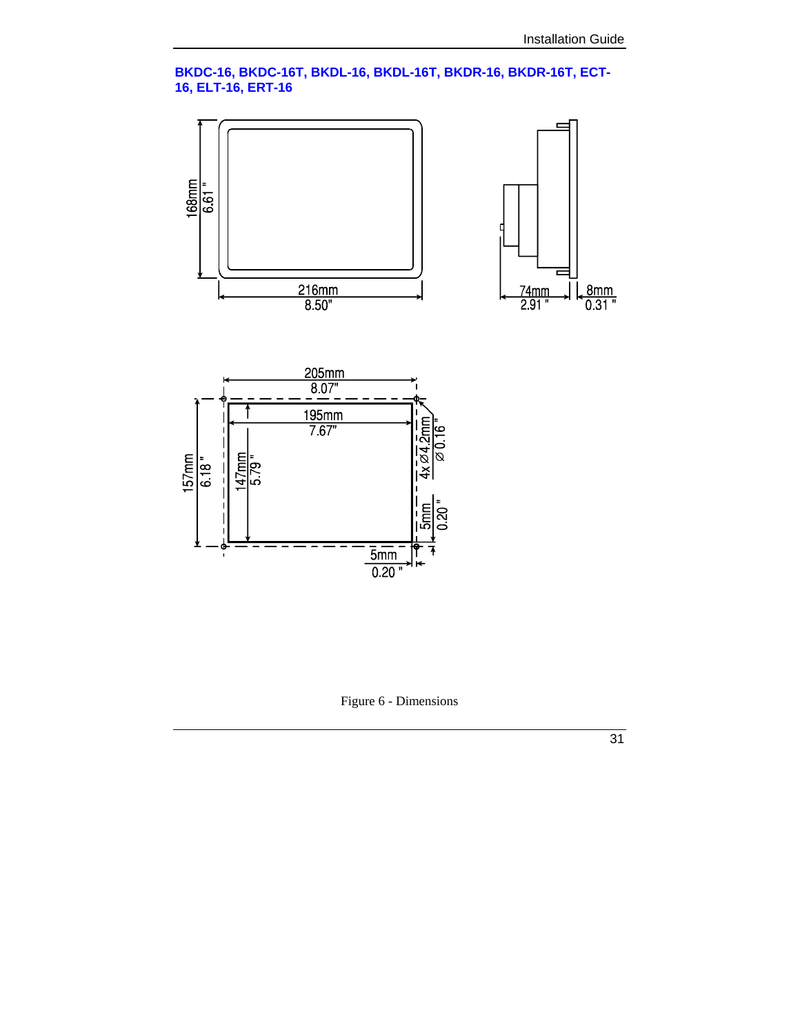### BKDC-16, BKDC-16T, BKDL-16, BKDL-16T, BKDR-16, BKDR-16T, ECT-16, ELT-16, ERT-16

Figure 6 - Dimensions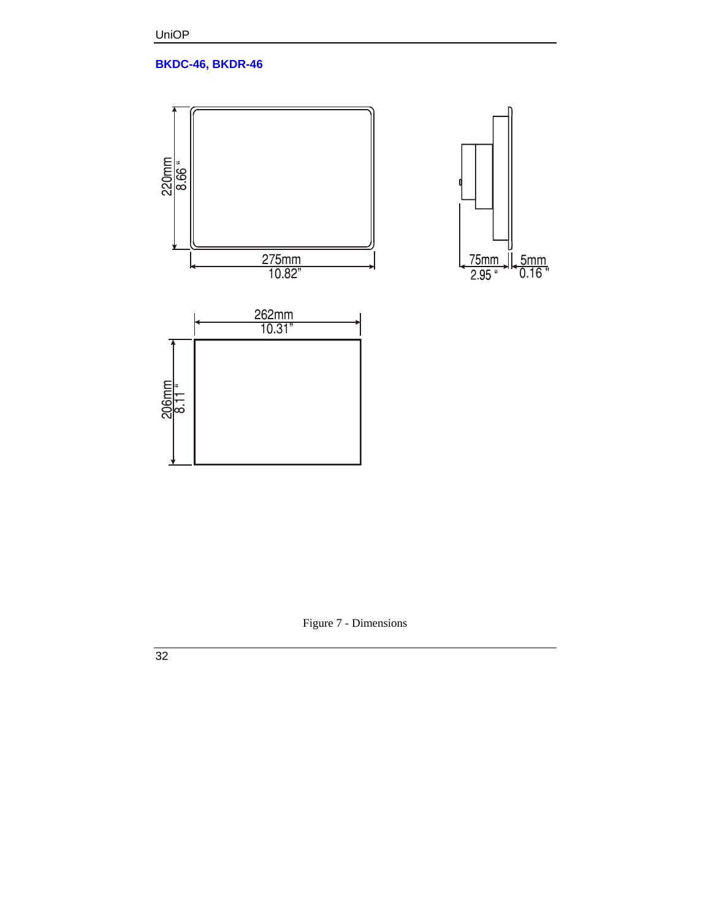## BKDC-46, BKDR-46

Figure 7 - Dimensions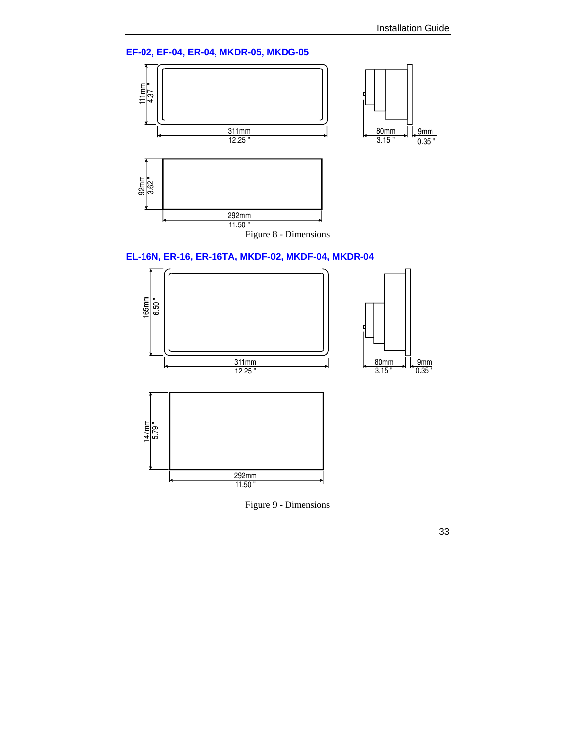## EF-02, EF-04, ER-04, MKDR-05, MKDG-05

111mm 4.37 "

311mm 12.25 "

80mm 3.15 "

9mm 0.35 "

92mm 3.62 "

292mm 11.50 "

Figure 8 - Dimensions

## EL-16N, ER-16, ER-16TA, MKDF-02, MKDF-04, MKDR-04

165mm 6.50 "

311mm 12.25 "

80mm 3.15 "

9mm 0.35 "

147mm 5.79 "

292mm 11.50 "

Figure 9 - Dimensions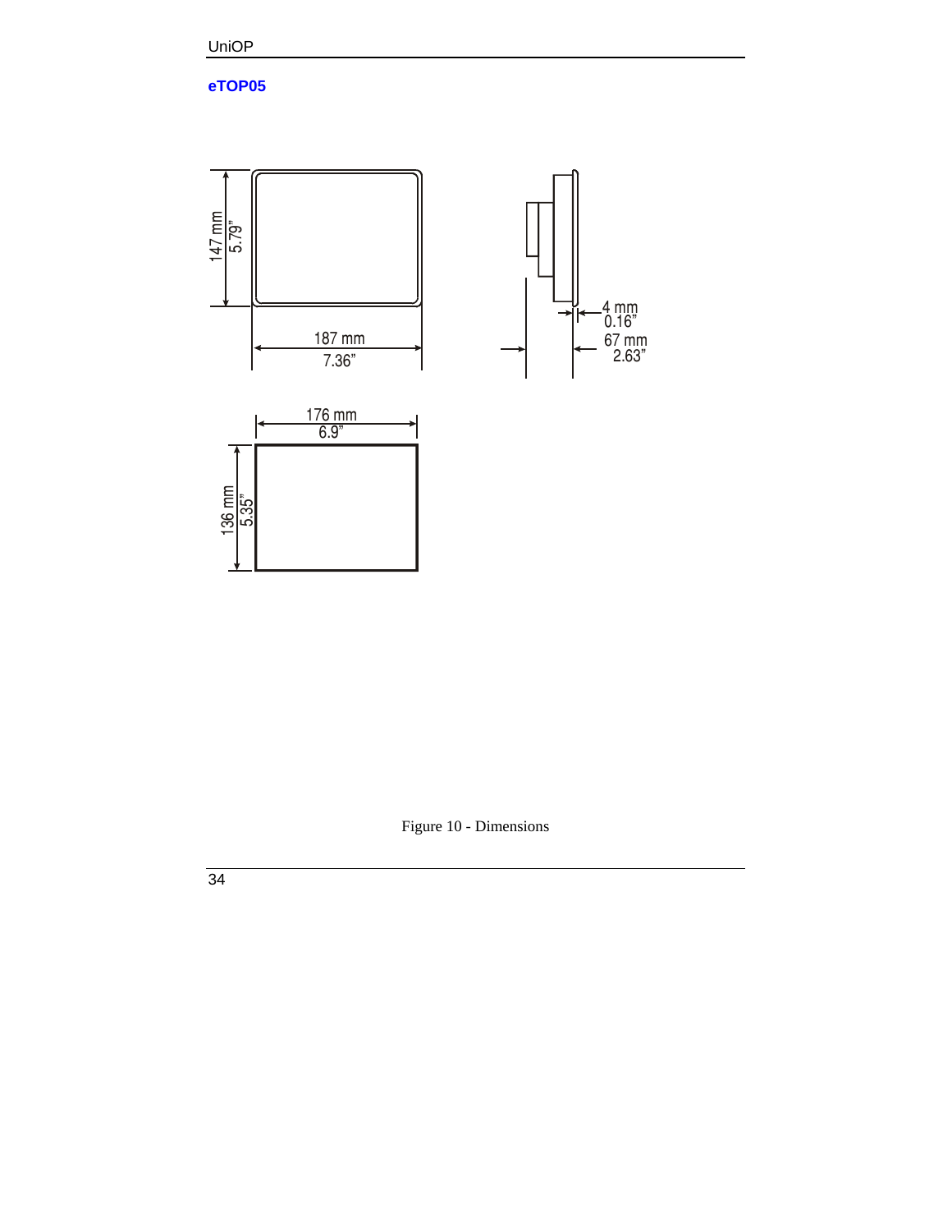### eTOP05

147 mm
5.79"

187 mm
7.36"

4 mm
0.16"

67 mm
2.63"

176 mm
6.9"

136 mm
5.35"

Figure 10 - Dimensions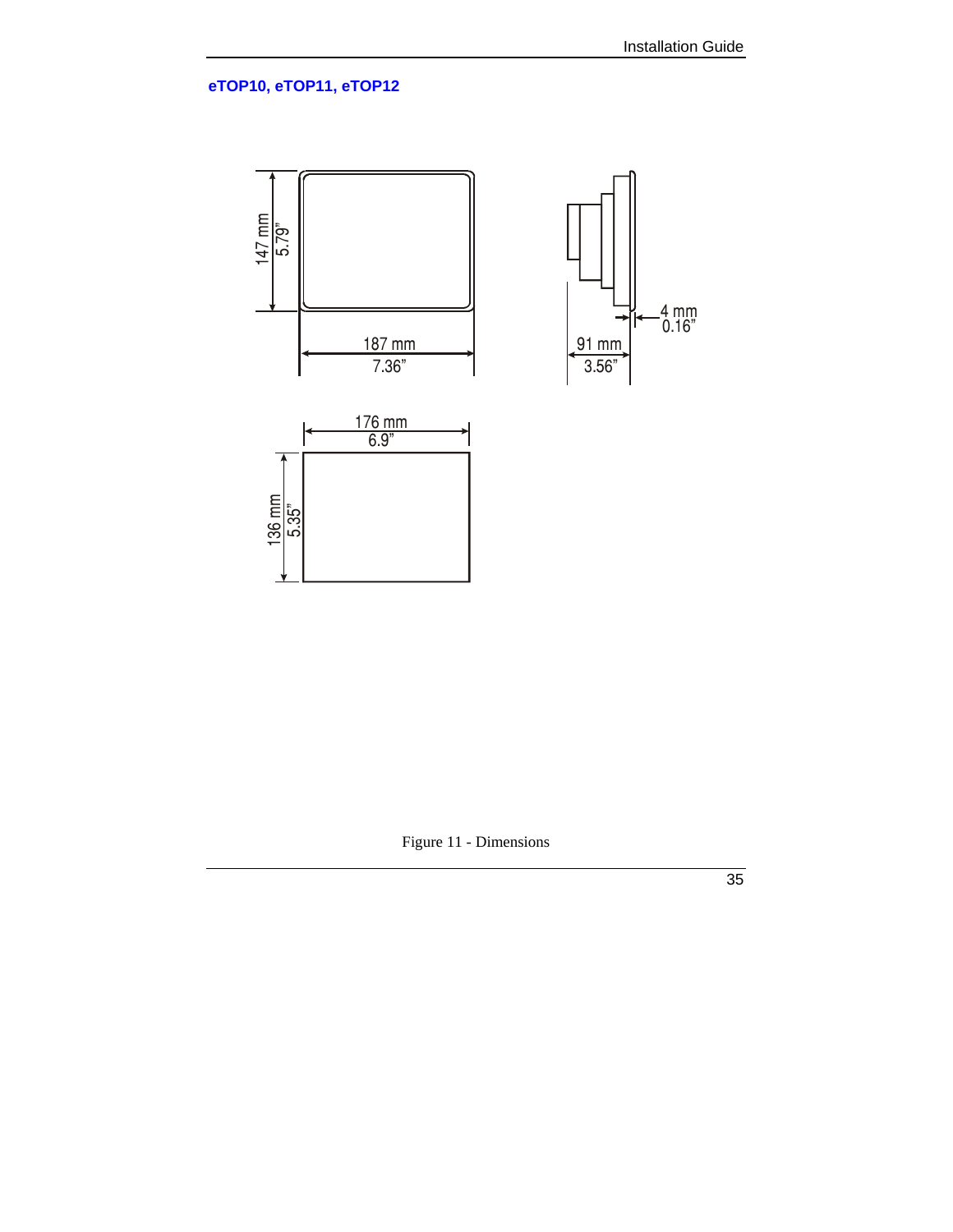### eTOP10, eTOP11, eTOP12

147 mm
5.79"

187 mm
7.36"

91 mm
3.56"

4 mm
0.16"

176 mm
6.9"

136 mm
5.35"

Figure 11 - Dimensions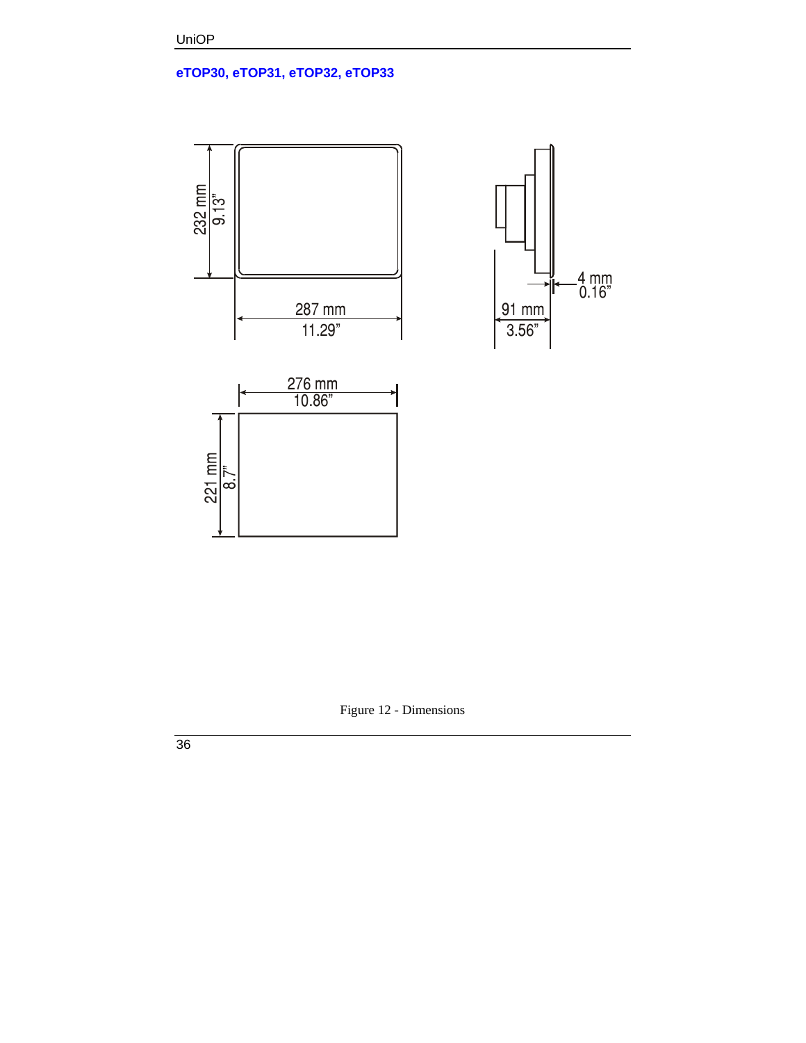### eTOP30, eTOP31, eTOP32, eTOP33

232 mm
9.13"

287 mm
11.29"

91 mm
3.56"

4 mm
0.16"

276 mm
10.86"

221 mm
8.7"

Figure 12 - Dimensions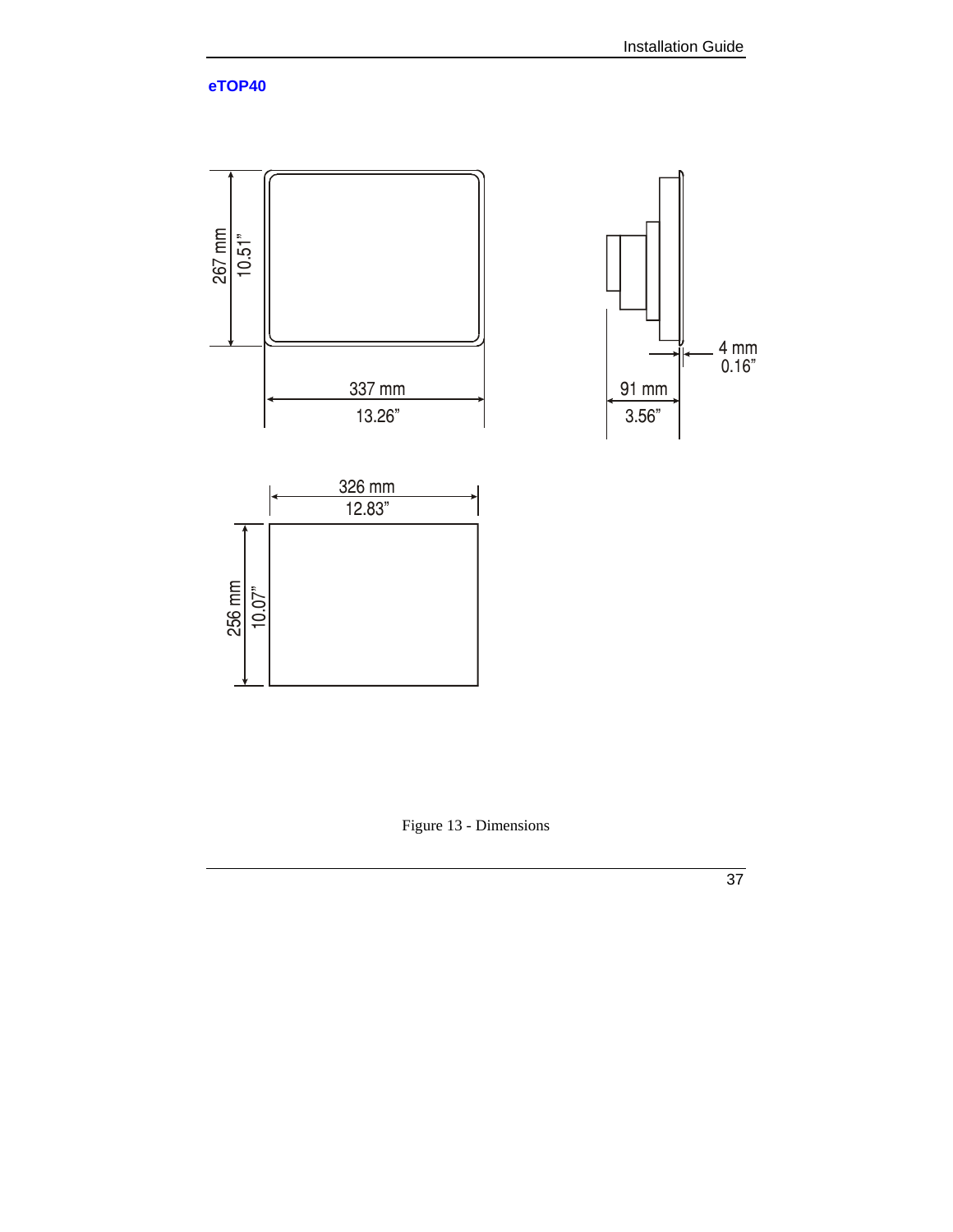**eTOP40**

267 mm
10.51"

337 mm
13.26"

91 mm
3.56"

4 mm
0.16"

326 mm
12.83"

256 mm
10.07"

Figure 13 - Dimensions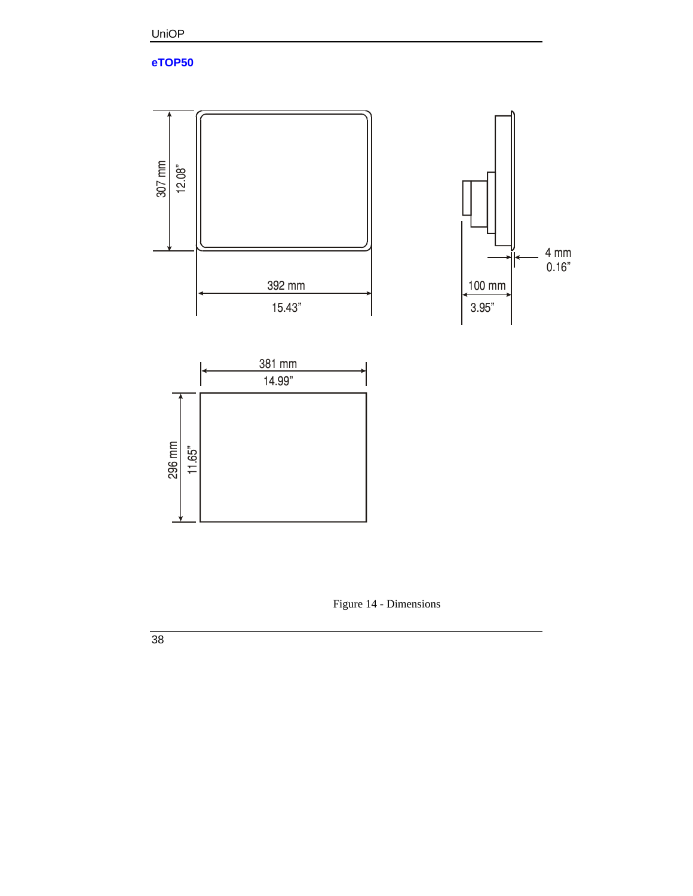## eTOP50

307 mm
12.08"

392 mm
15.43"

100 mm
3.95"

4 mm
0.16"

381 mm
14.99"

296 mm
11.65"

Figure 14 - Dimensions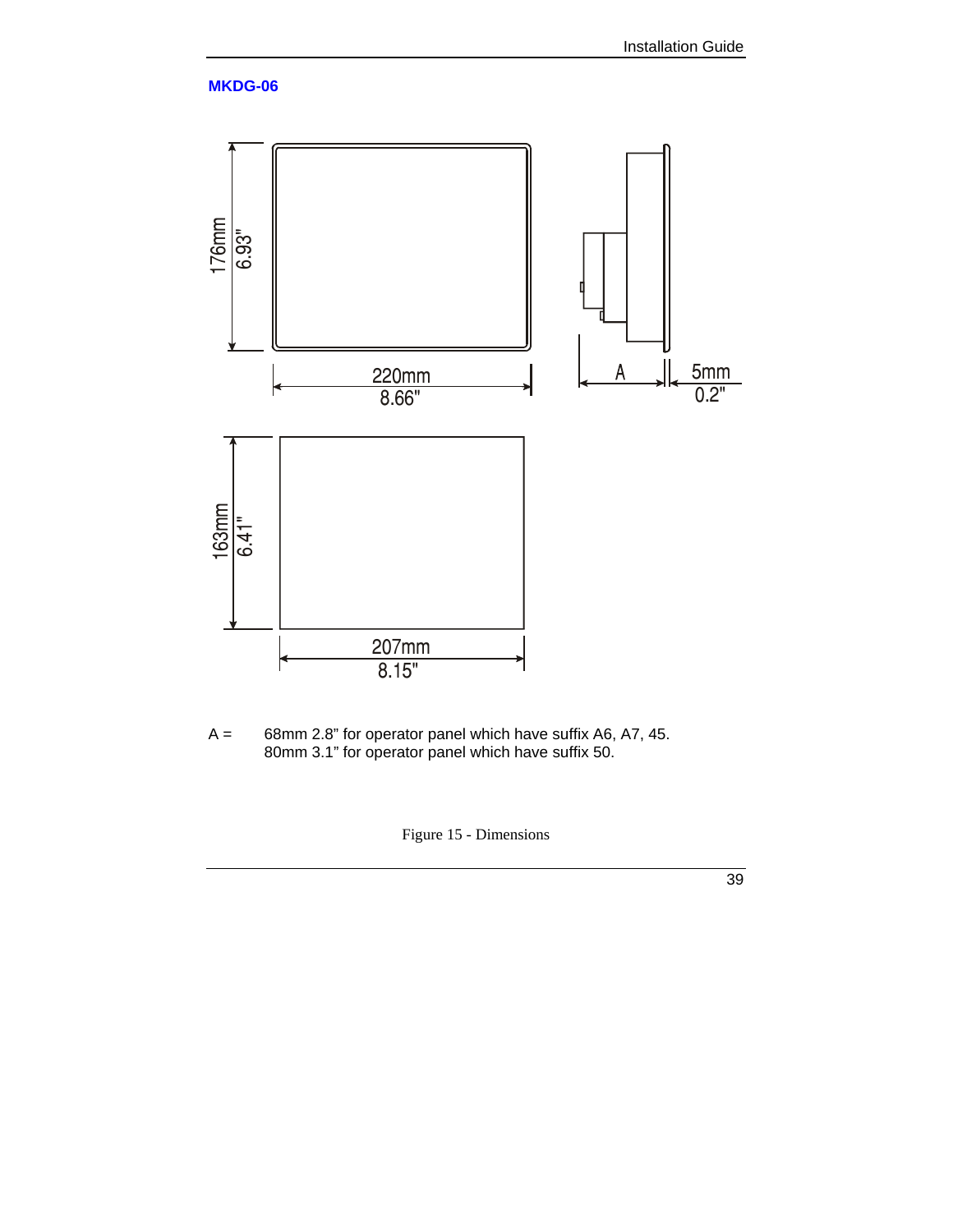## MKDG-06

A = 68mm 2.8” for operator panel which have suffix A6, A7, 45.
80mm 3.1” for operator panel which have suffix 50.

Figure 15 - Dimensions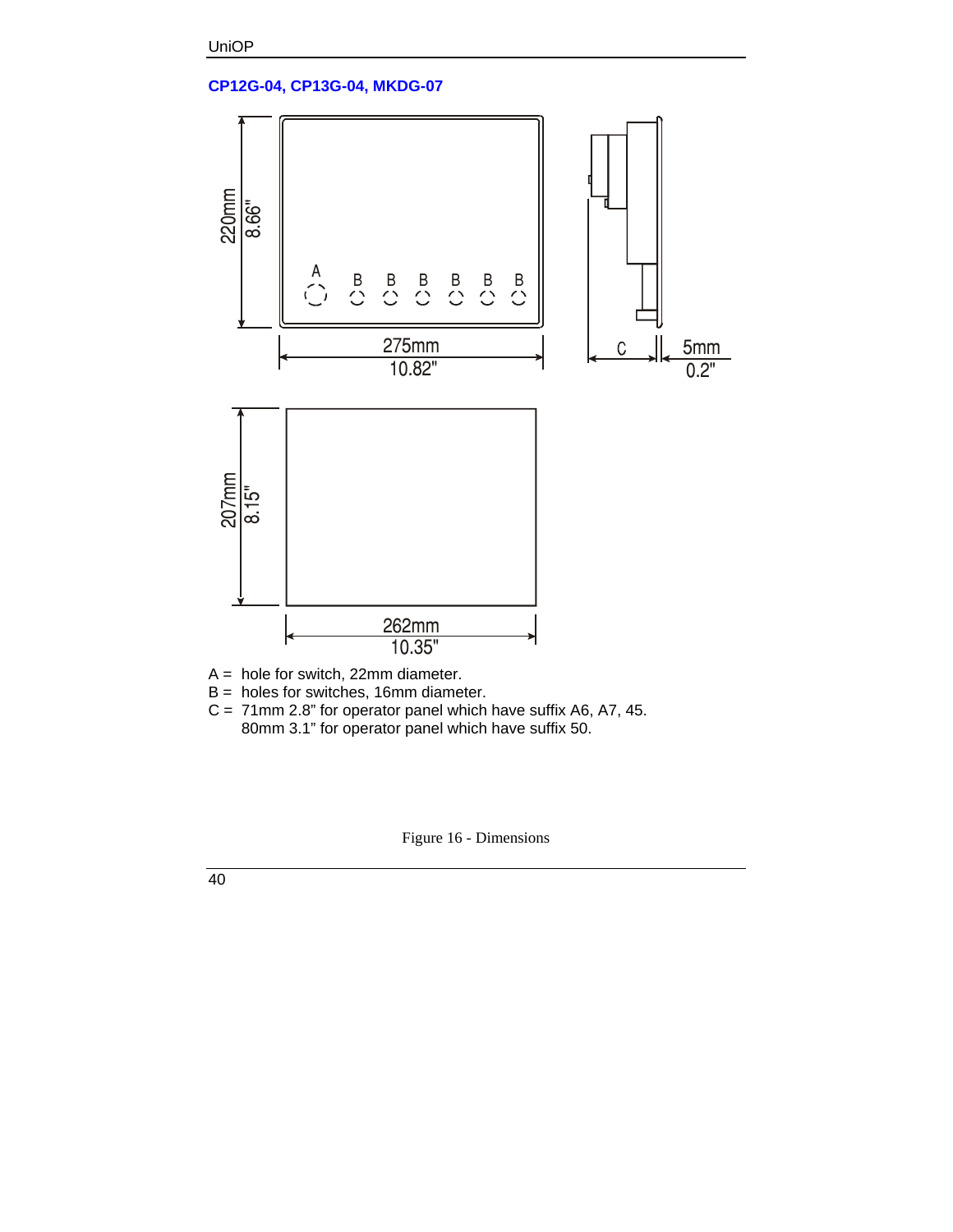### CP12G-04, CP13G-04, MKDG-07

A = hole for switch, 22mm diameter.
B = holes for switches, 16mm diameter.
C = 71mm 2.8" for operator panel which have suffix A6, A7, 45.
     80mm 3.1" for operator panel which have suffix 50.

Figure 16 - Dimensions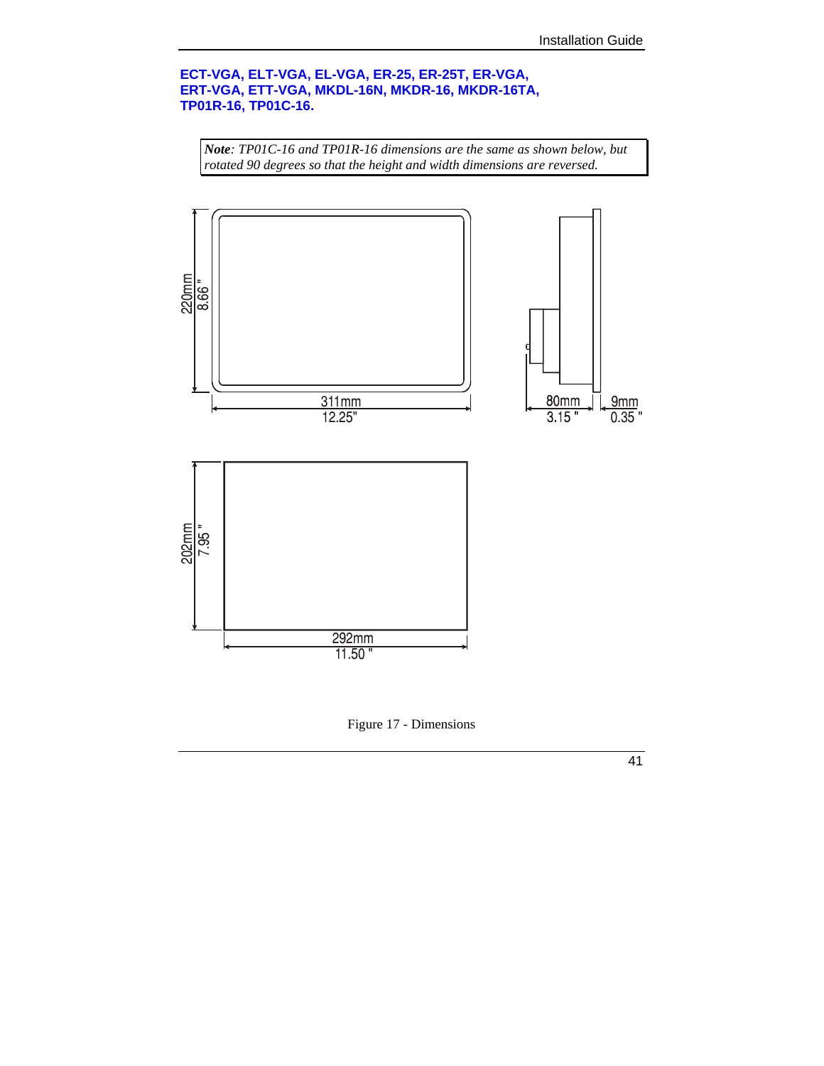### ECT-VGA, ELT-VGA, EL-VGA, ER-25, ER-25T, ER-VGA, ERT-VGA, ETT-VGA, MKDL-16N, MKDR-16, MKDR-16TA, TP01R-16, TP01C-16.

> ***Note**: TP01C-16 and TP01R-16 dimensions are the same as shown below, but rotated 90 degrees so that the height and width dimensions are reversed.*

220mm
8.66 "

311mm
12.25"

80mm
3.15 "

9mm
0.35 "

202mm
7.95 "

292mm
11.50 "

Figure 17 - Dimensions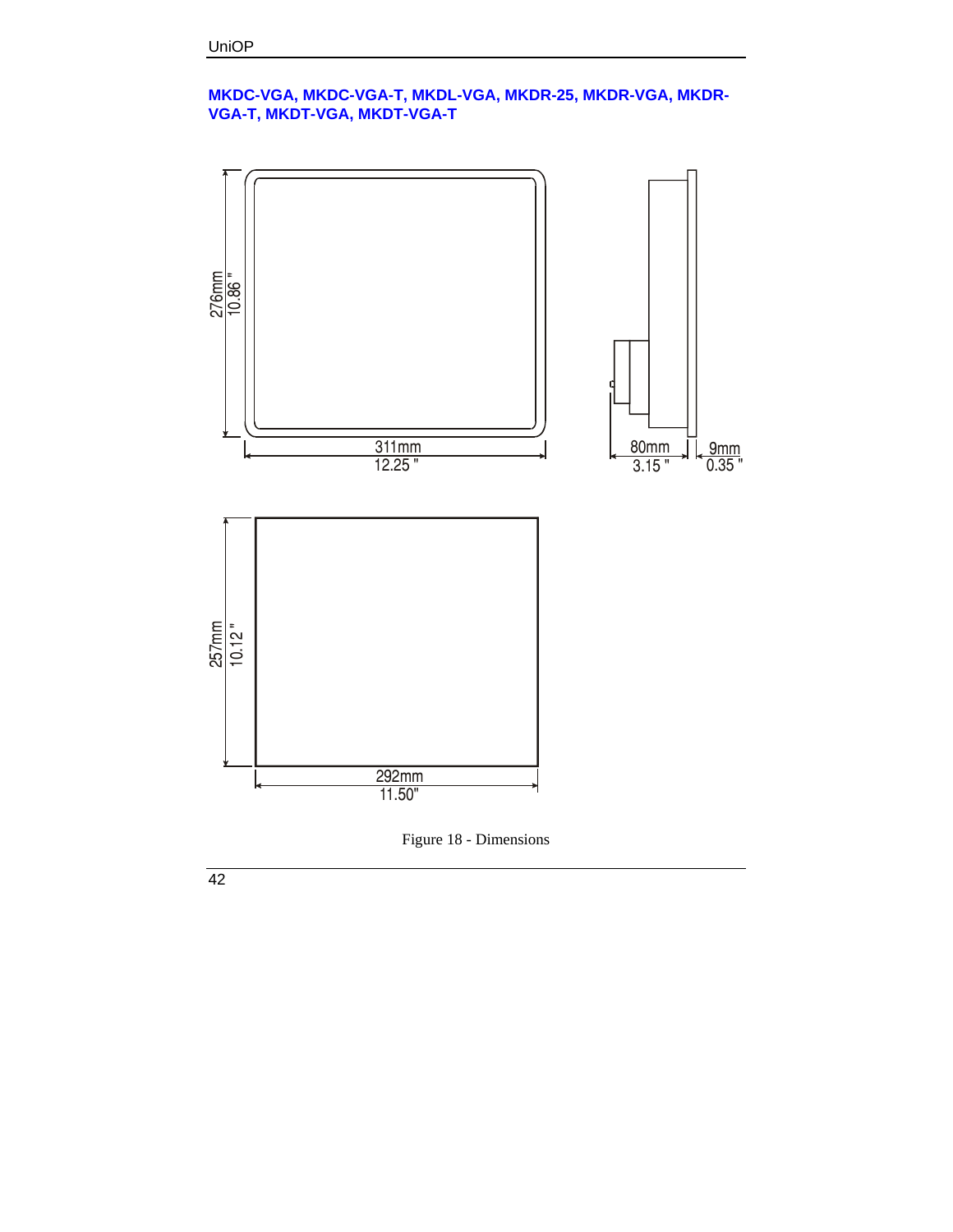### MKDC-VGA, MKDC-VGA-T, MKDL-VGA, MKDR-25, MKDR-VGA, MKDR-VGA-T, MKDT-VGA, MKDT-VGA-T

276mm
10.86 "

311mm
12.25 "

80mm
3.15 "

9mm
0.35 "

257mm
10.12 "

292mm
11.50"

Figure 18 - Dimensions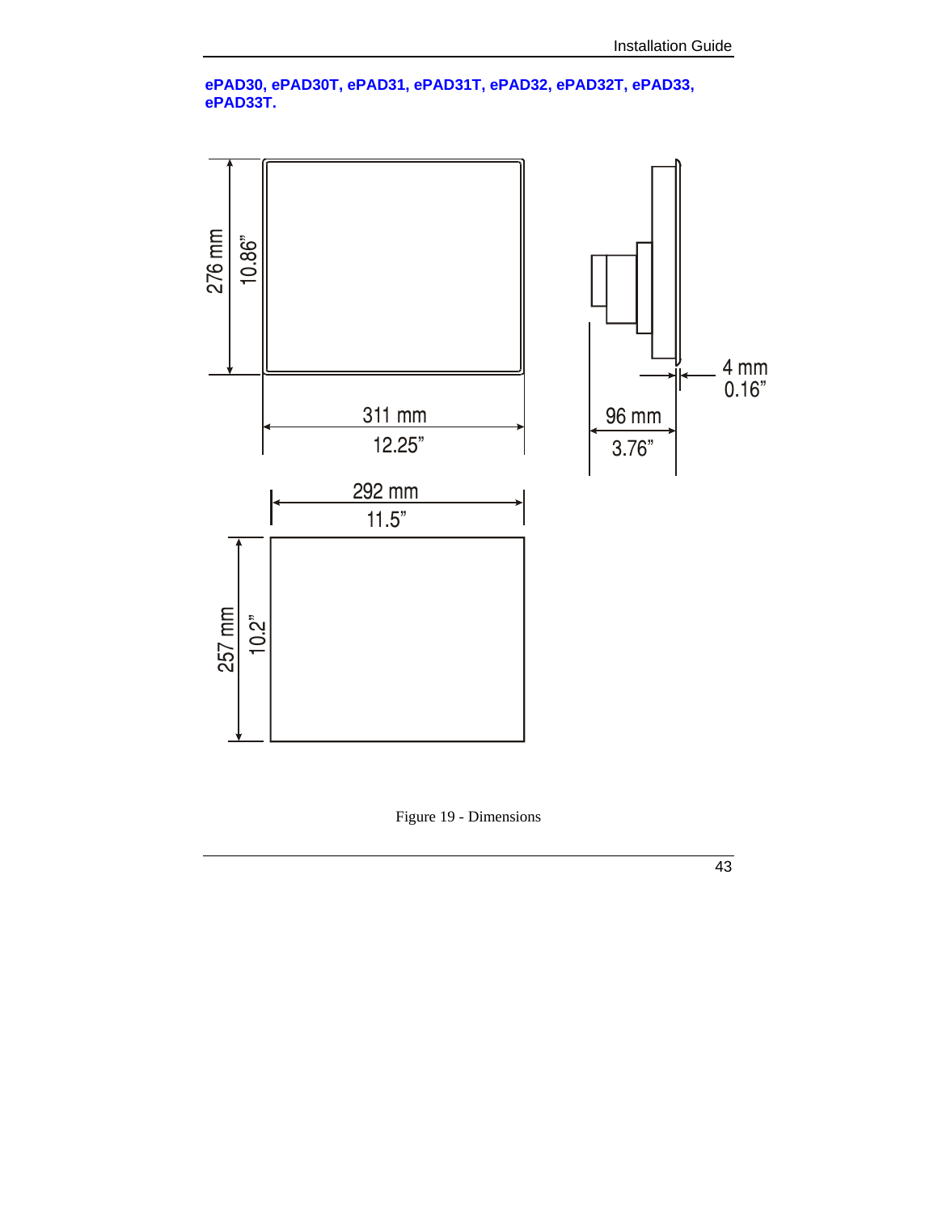**ePAD30, ePAD30T, ePAD31, ePAD31T, ePAD32, ePAD32T, ePAD33, ePAD33T.**

276 mm
10.86"

311 mm
12.25"

96 mm
3.76"

4 mm
0.16"

292 mm
11.5"

257 mm
10.2"

Figure 19 - Dimensions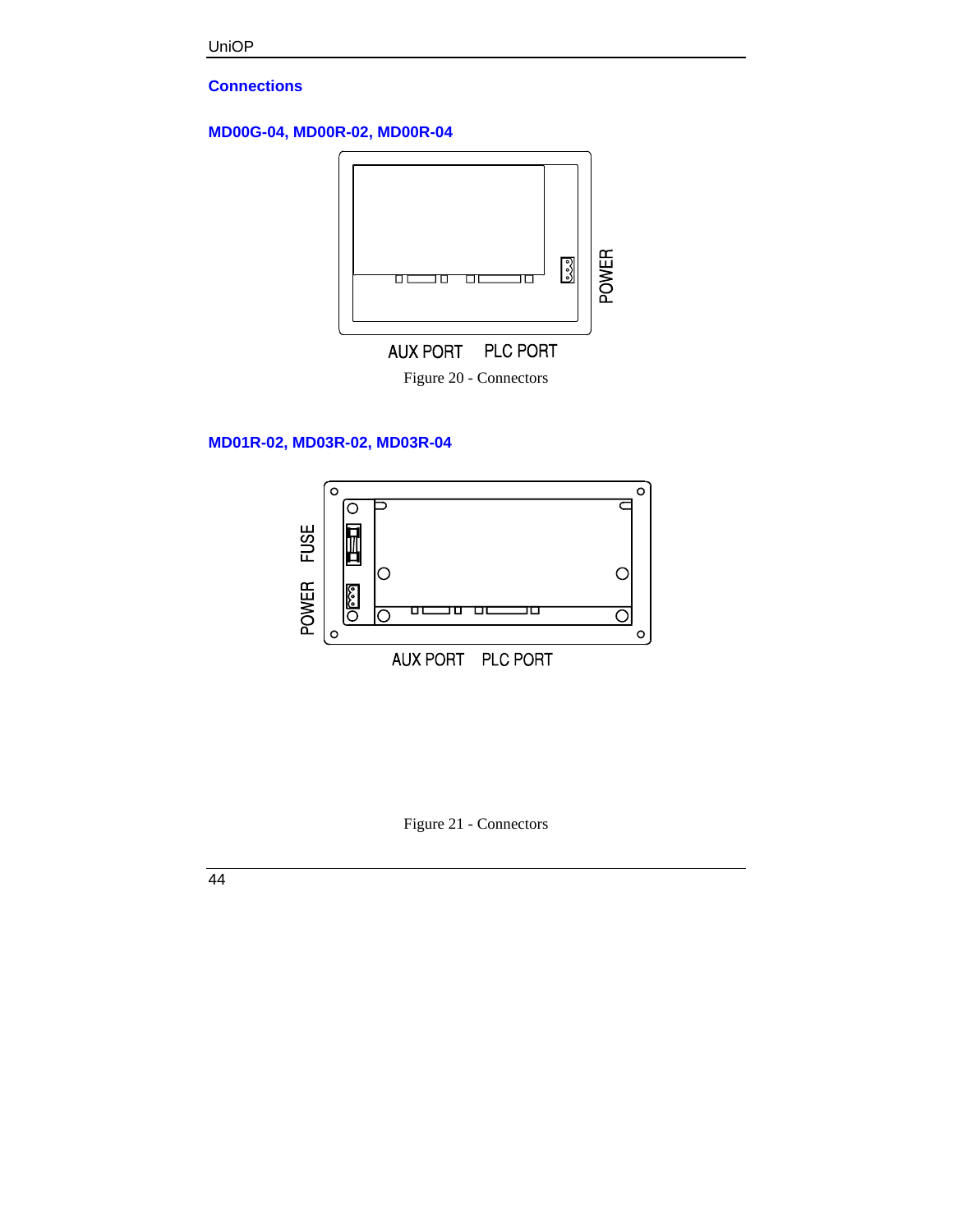## Connections

### MD00G-04, MD00R-02, MD00R-04

Figure 20 - Connectors

### MD01R-02, MD03R-02, MD03R-04

Figure 21 - Connectors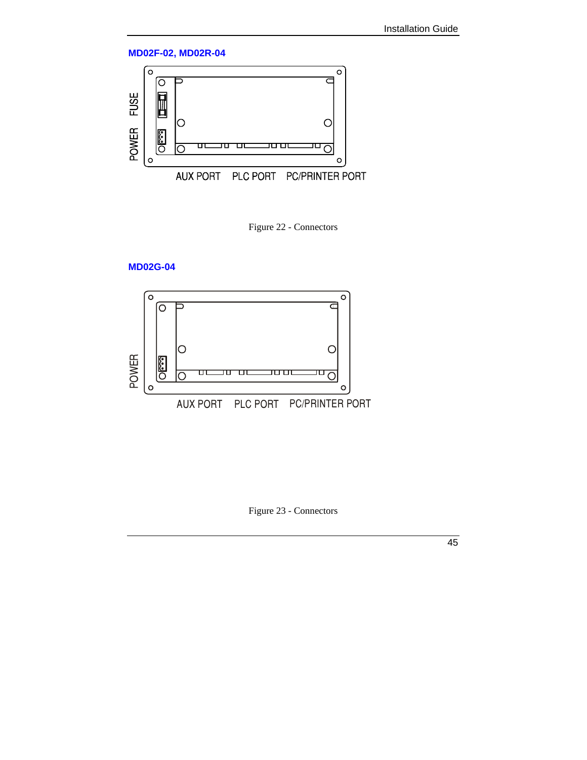## MD02F-02, MD02R-04

FUSE

POWER

AUX PORT PLC PORT PC/PRINTER PORT

Figure 22 - Connectors

## MD02G-04

POWER

AUX PORT PLC PORT PC/PRINTER PORT

Figure 23 - Connectors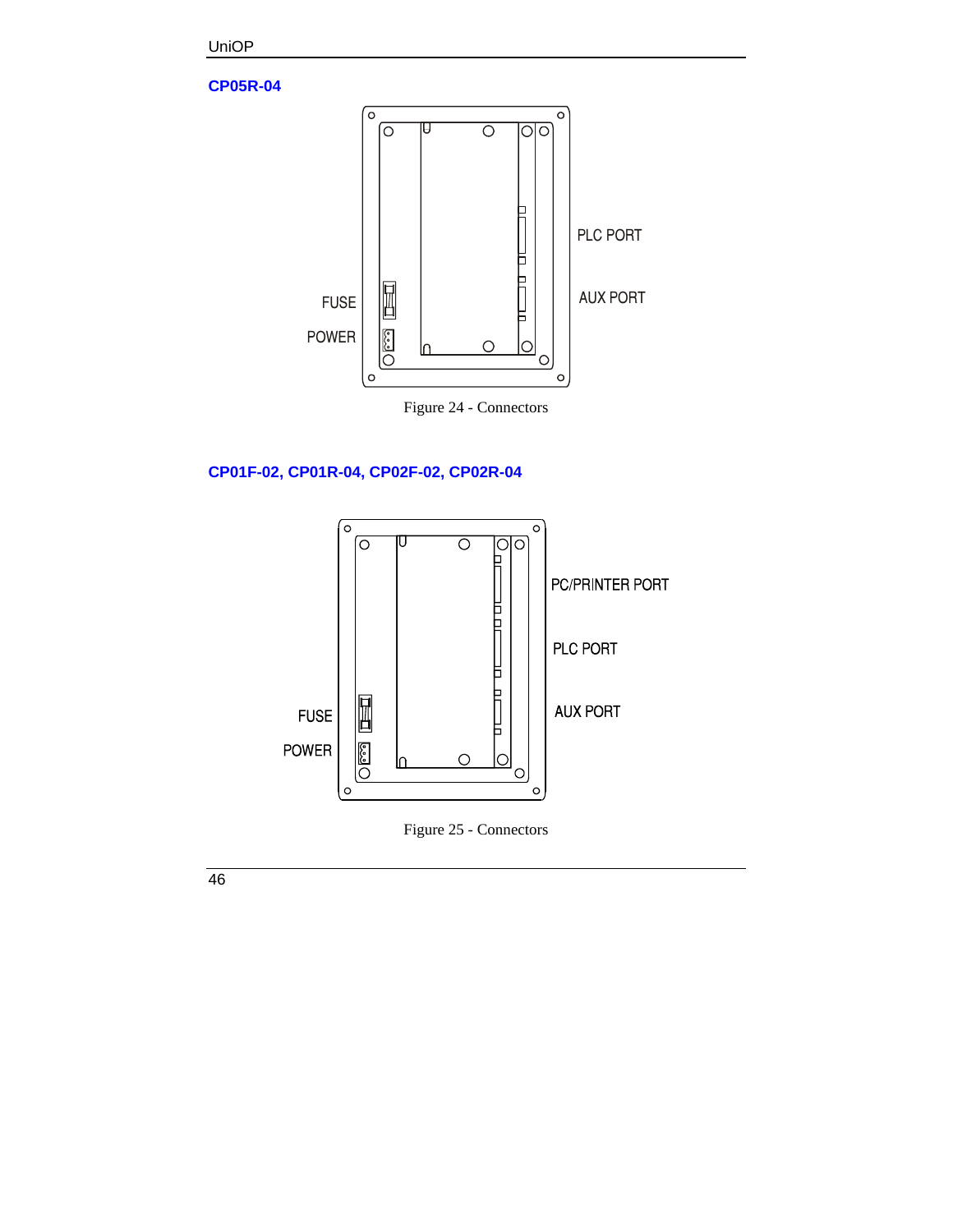## CP05R-04

FUSE

POWER

PLC PORT

AUX PORT

Figure 24 - Connectors

## CP01F-02, CP01R-04, CP02F-02, CP02R-04

PC/PRINTER PORT

PLC PORT

AUX PORT

FUSE

POWER

Figure 25 - Connectors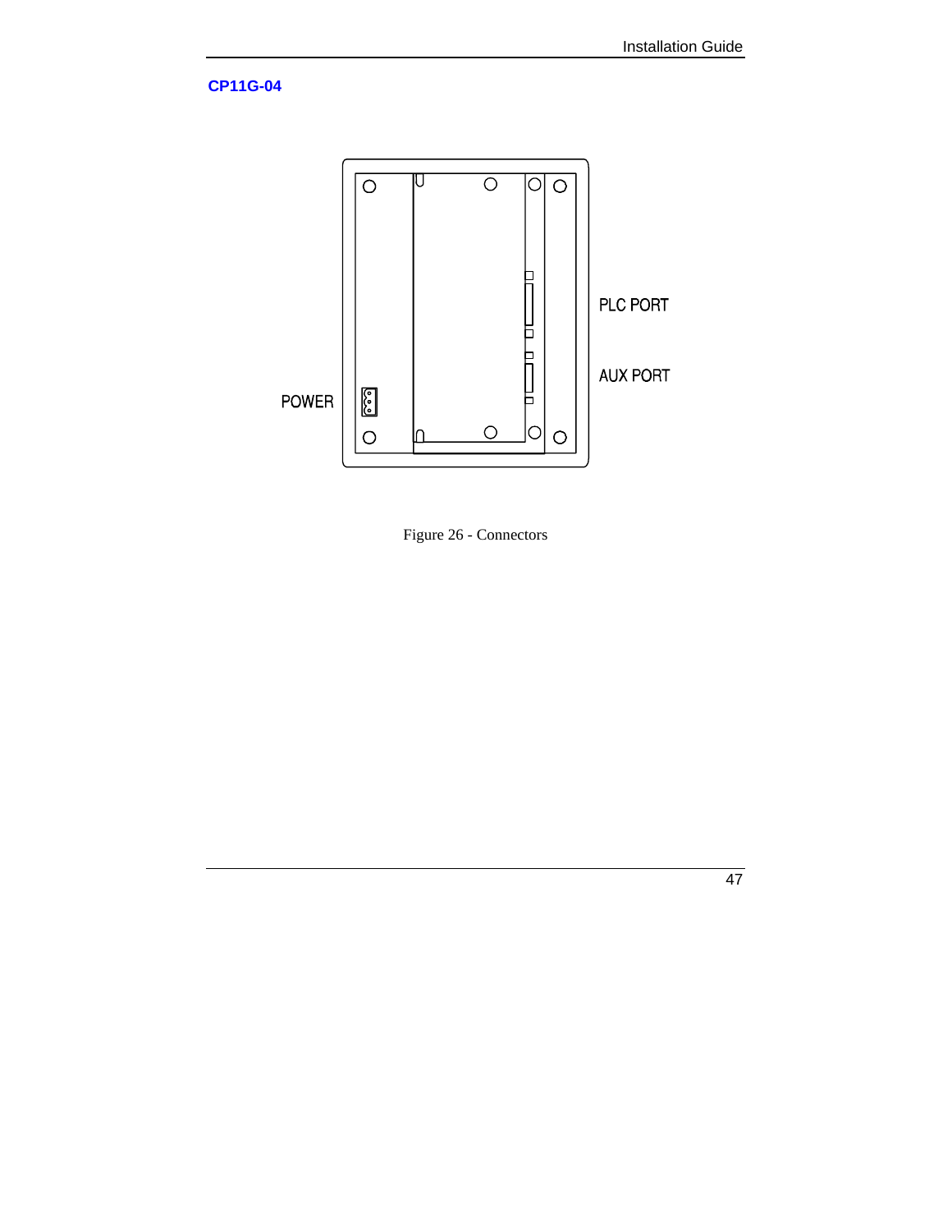### CP11G-04

POWER

PLC PORT

AUX PORT

Figure 26 - Connectors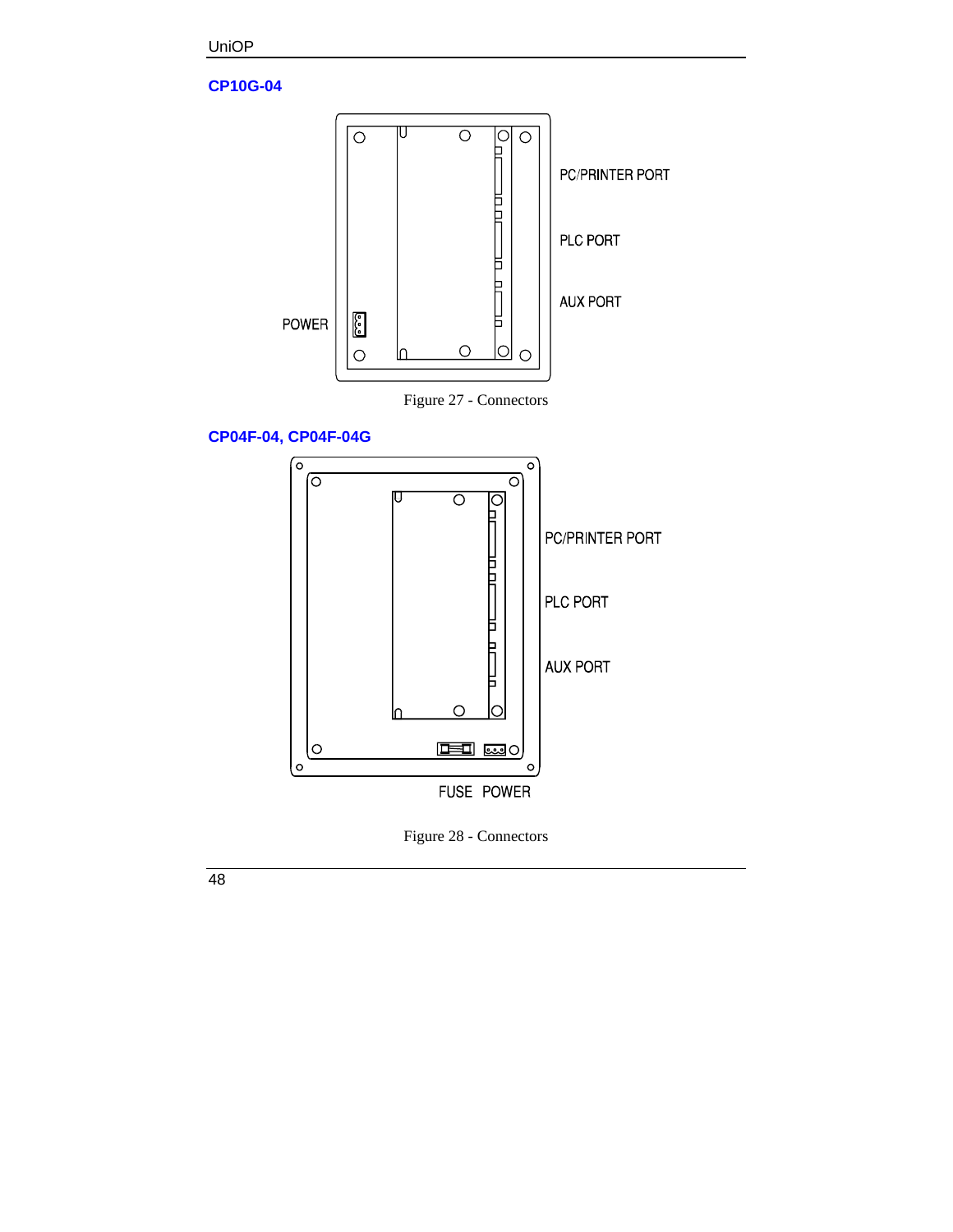## CP10G-04

PC/PRINTER PORT

PLC PORT

AUX PORT

POWER

Figure 27 - Connectors

## CP04F-04, CP04F-04G

PC/PRINTER PORT

PLC PORT

AUX PORT

FUSE POWER

Figure 28 - Connectors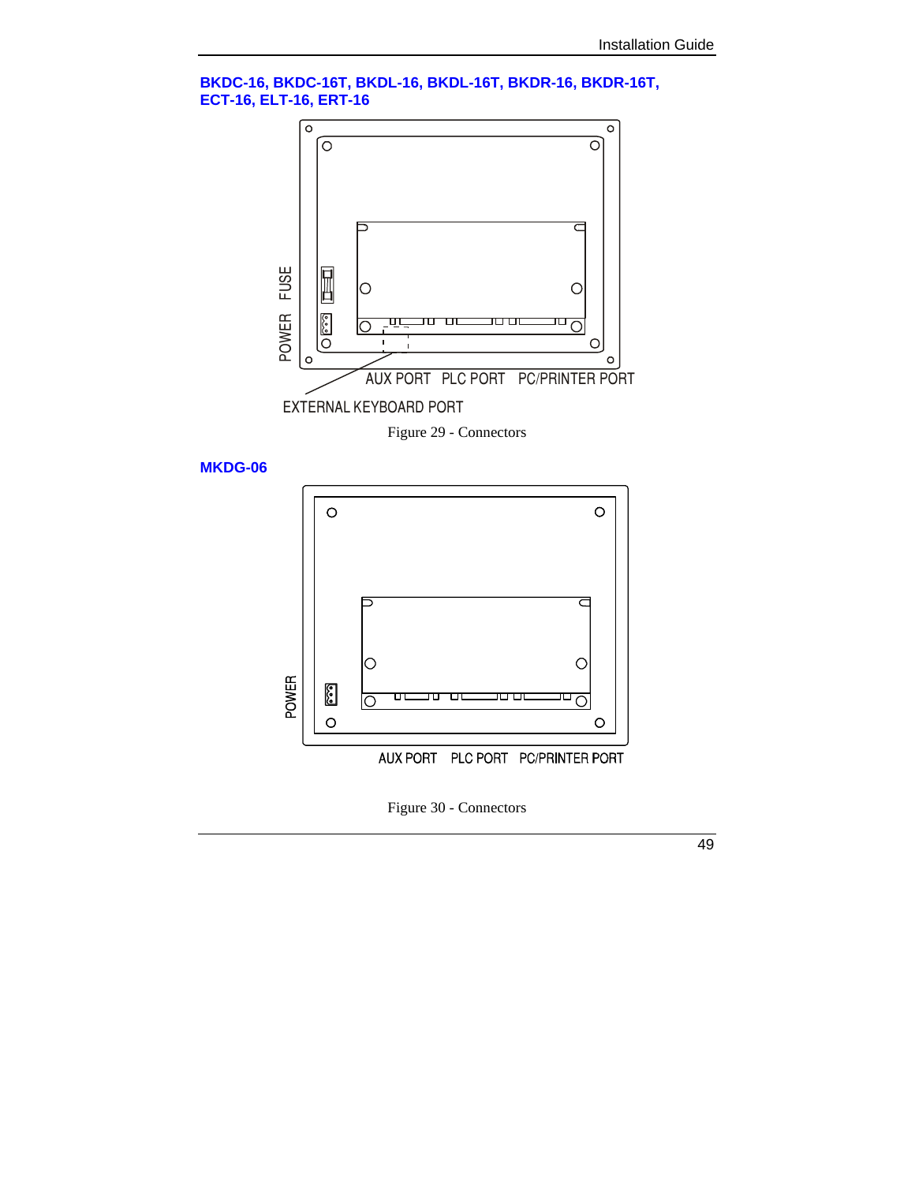### BKDC-16, BKDC-16T, BKDL-16, BKDL-16T, BKDR-16, BKDR-16T, ECT-16, ELT-16, ERT-16

FUSE

POWER

AUX PORT PLC PORT PC/PRINTER PORT

EXTERNAL KEYBOARD PORT

Figure 29 - Connectors

### MKDG-06

POWER

AUX PORT PLC PORT PC/PRINTER PORT

Figure 30 - Connectors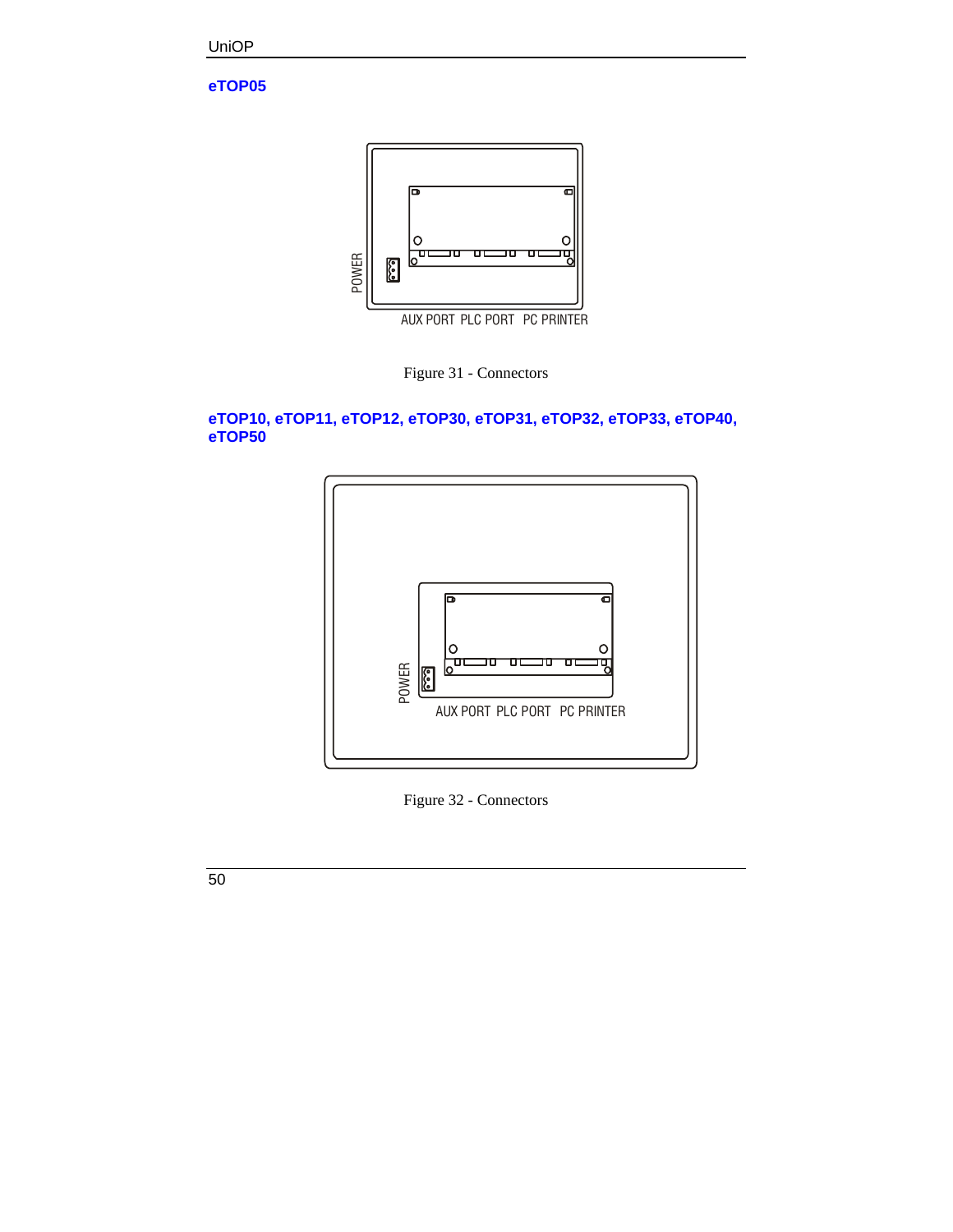## eTOP05

POWER

AUX PORT PLC PORT PC PRINTER

Figure 31 - Connectors

## eTOP10, eTOP11, eTOP12, eTOP30, eTOP31, eTOP32, eTOP33, eTOP40, eTOP50

POWER

AUX PORT PLC PORT PC PRINTER

Figure 32 - Connectors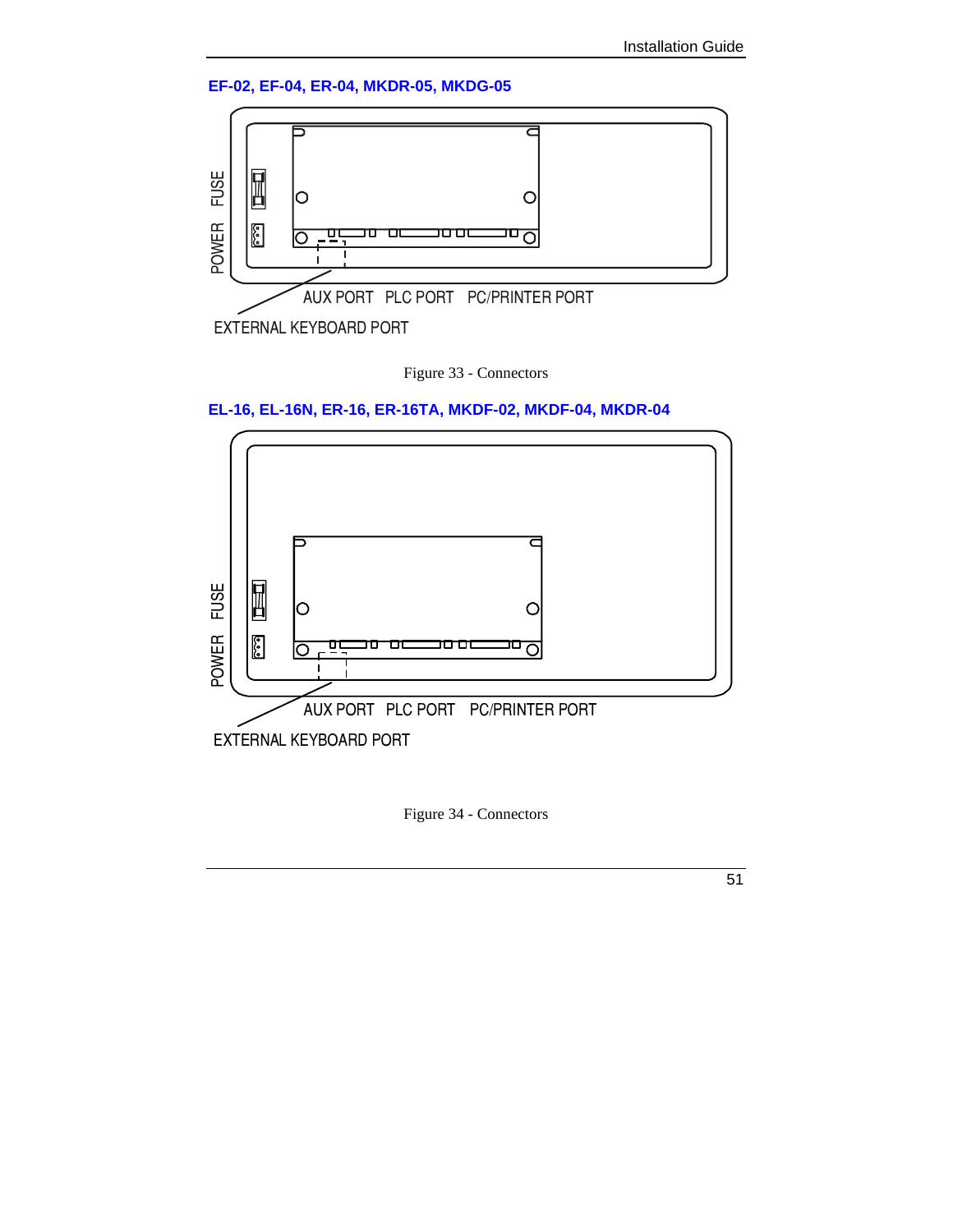### EF-02, EF-04, ER-04, MKDR-05, MKDG-05

FUSE

POWER

AUX PORT PLC PORT PC/PRINTER PORT

EXTERNAL KEYBOARD PORT

Figure 33 - Connectors

### EL-16, EL-16N, ER-16, ER-16TA, MKDF-02, MKDF-04, MKDR-04

FUSE

POWER

AUX PORT PLC PORT PC/PRINTER PORT

EXTERNAL KEYBOARD PORT

Figure 34 - Connectors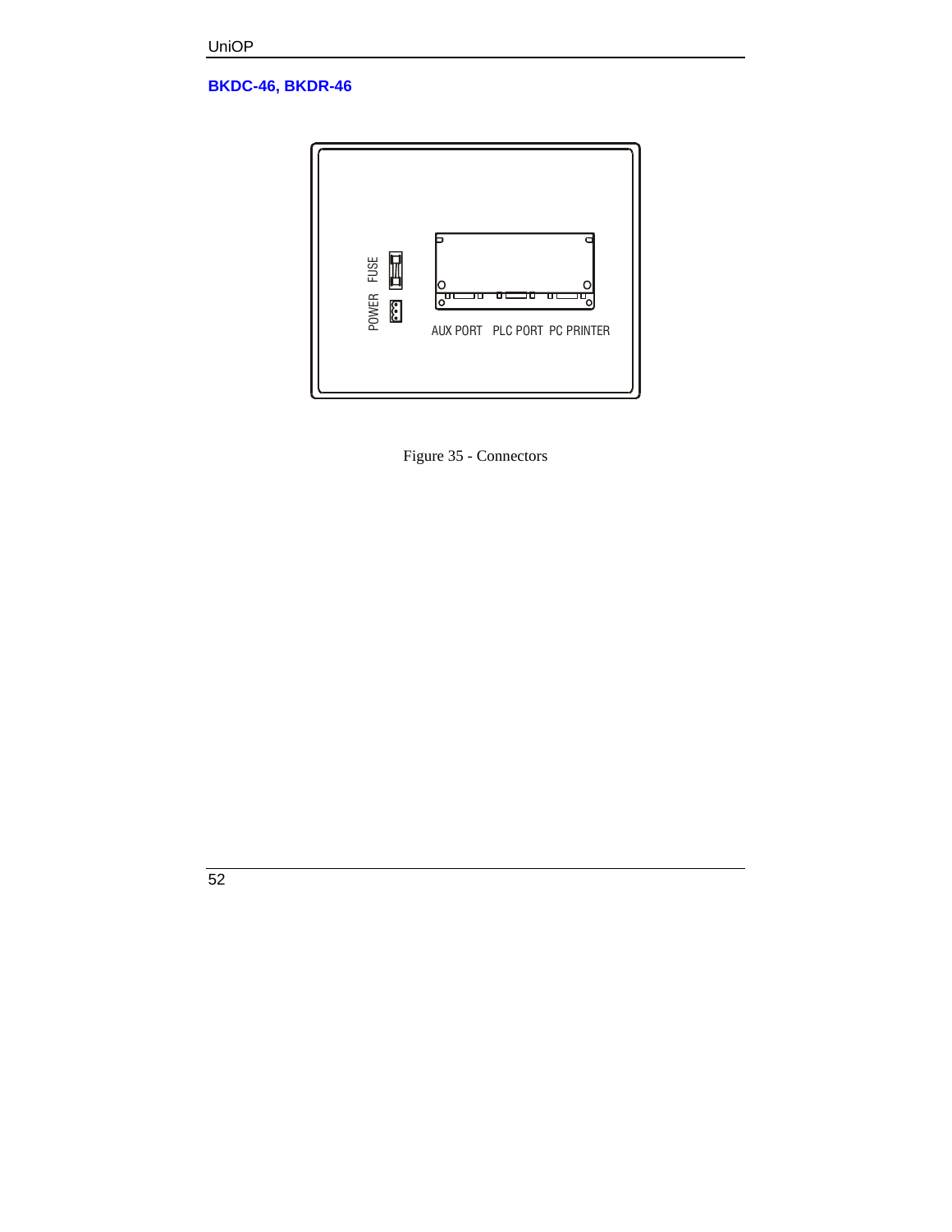## BKDC-46, BKDR-46

Figure 35 - Connectors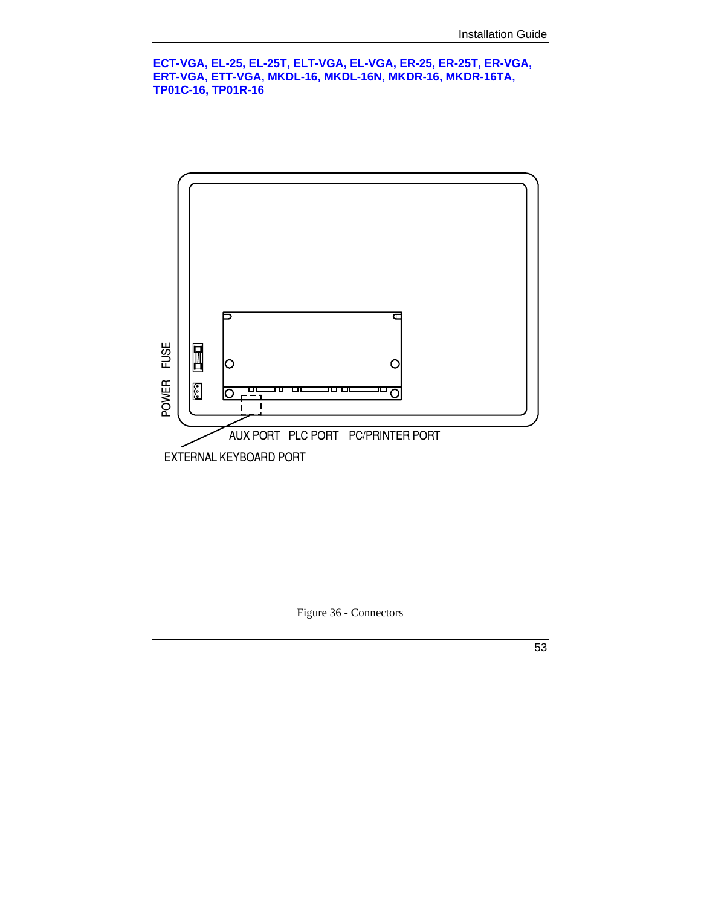**ECT-VGA, EL-25, EL-25T, ELT-VGA, EL-VGA, ER-25, ER-25T, ER-VGA, ERT-VGA, ETT-VGA, MKDL-16, MKDL-16N, MKDR-16, MKDR-16TA, TP01C-16, TP01R-16**

FUSE

POWER

AUX PORT PLC PORT PC/PRINTER PORT

EXTERNAL KEYBOARD PORT

Figure 36 - Connectors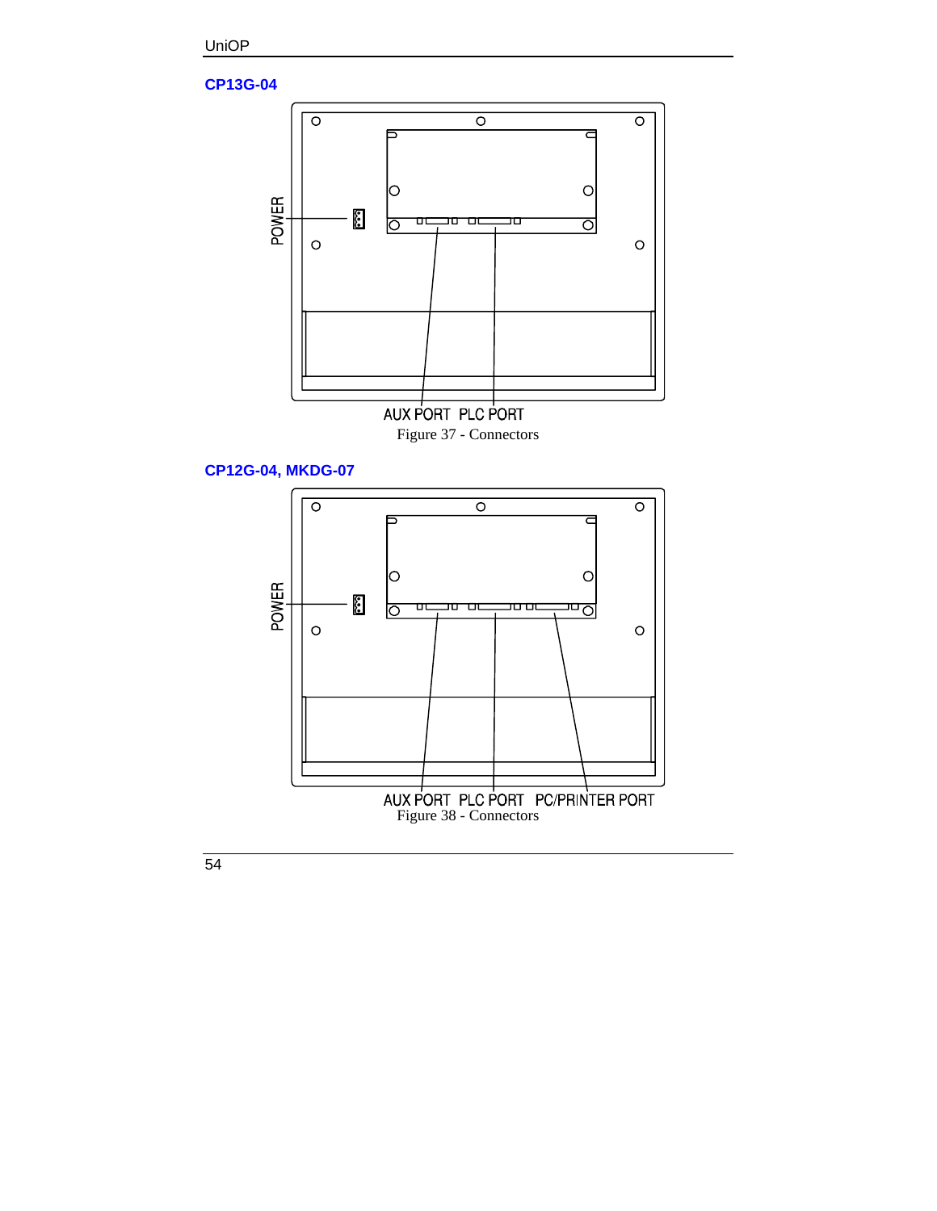## CP13G-04

POWER

AUX PORT PLC PORT

Figure 37 - Connectors

## CP12G-04, MKDG-07

POWER

AUX PORT PLC PORT PC/PRINTER PORT

Figure 38 - Connectors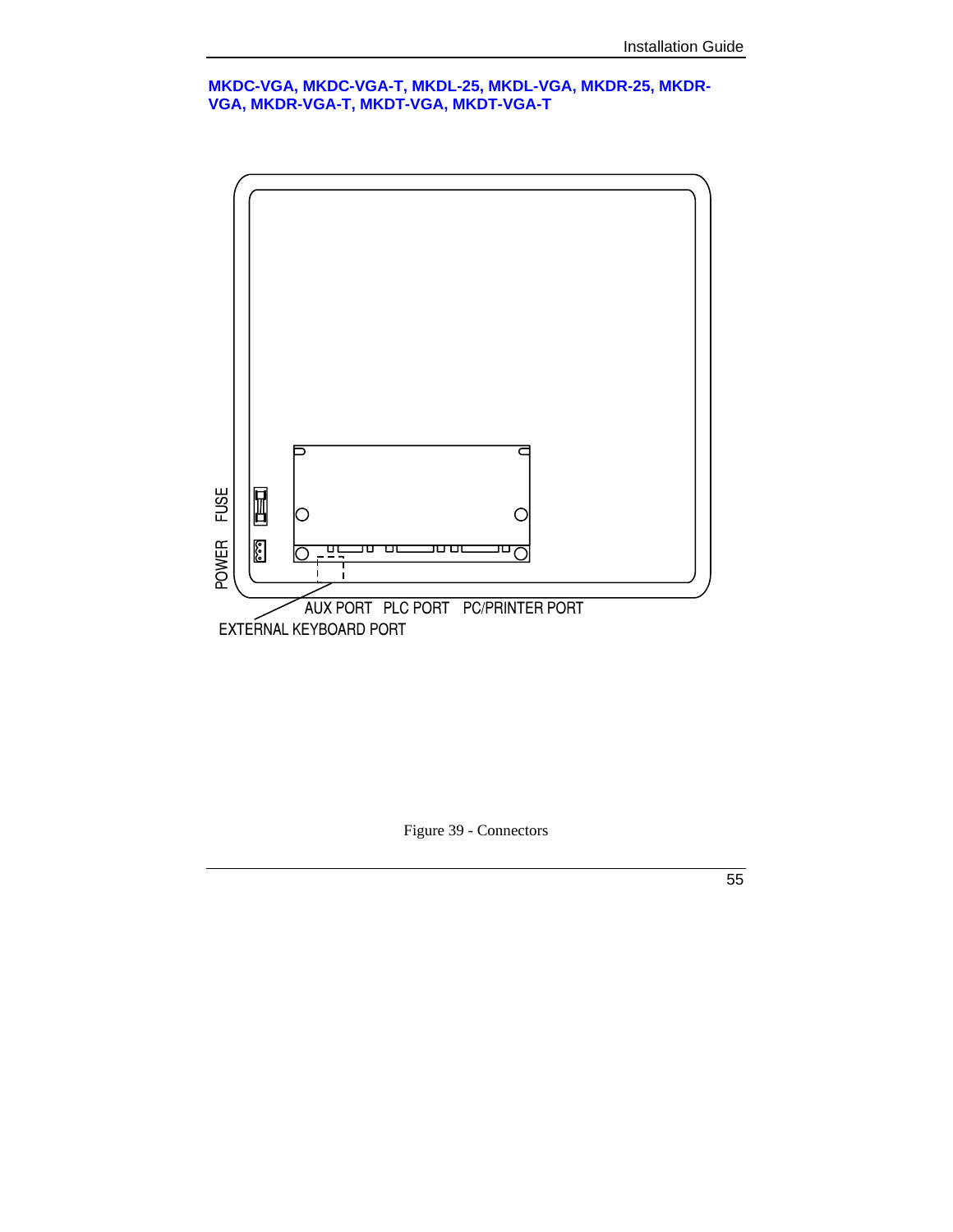**MKDC-VGA, MKDC-VGA-T, MKDL-25, MKDL-VGA, MKDR-25, MKDR-VGA, MKDR-VGA-T, MKDT-VGA, MKDT-VGA-T**

FUSE

POWER

AUX PORT PLC PORT PC/PRINTER PORT

EXTERNAL KEYBOARD PORT

Figure 39 - Connectors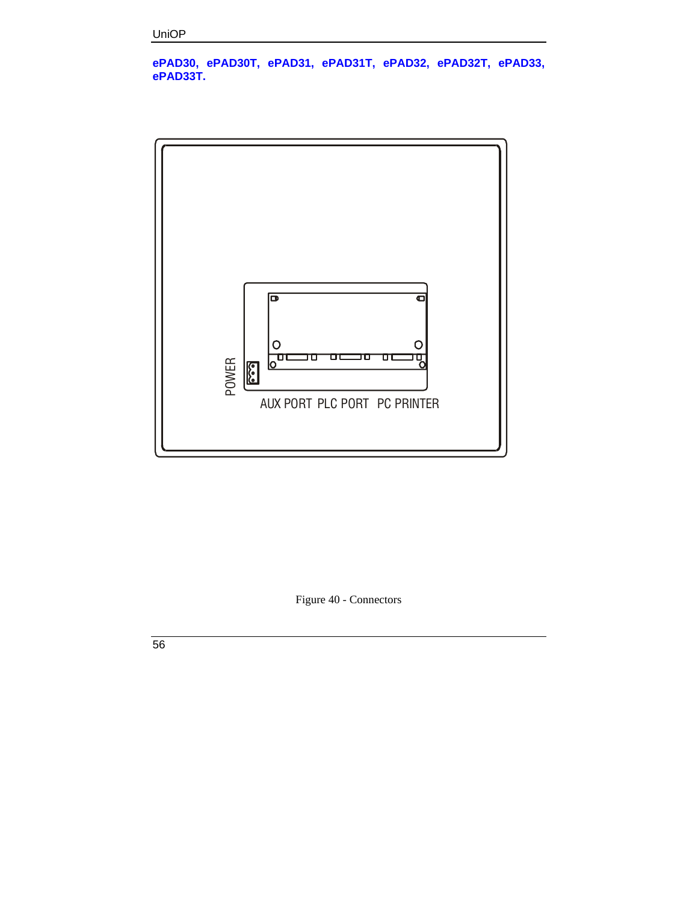**ePAD30, ePAD30T, ePAD31, ePAD31T, ePAD32, ePAD32T, ePAD33, ePAD33T.**

POWER

AUX PORT PLC PORT PC PRINTER

Figure 40 - Connectors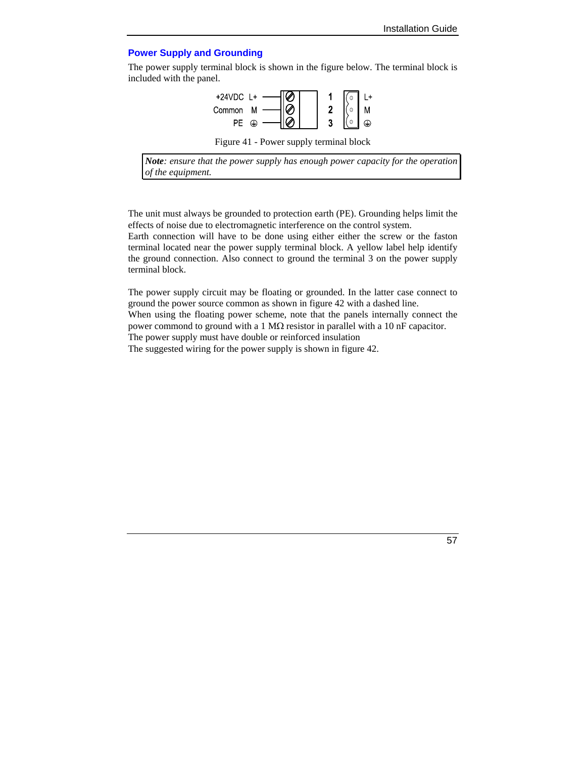## Power Supply and Grounding

The power supply terminal block is shown in the figure below. The terminal block is included with the panel.

| | | Pin | |
|---|---|---|---|
| +24VDC | L+ | 1 | L+ |
| Common | M | 2 | M |
| PE | ⏚ | 3 | ⏚ |

Figure 41 - Power supply terminal block

> ***Note**: ensure that the power supply has enough power capacity for the operation of the equipment.*

The unit must always be grounded to protection earth (PE). Grounding helps limit the effects of noise due to electromagnetic interference on the control system.
Earth connection will have to be done using either either the screw or the faston terminal located near the power supply terminal block. A yellow label help identify the ground connection. Also connect to ground the terminal 3 on the power supply terminal block.

The power supply circuit may be floating or grounded. In the latter case connect to ground the power source common as shown in figure 42 with a dashed line.
When using the floating power scheme, note that the panels internally connect the power commond to ground with a 1 MΩ resistor in parallel with a 10 nF capacitor.
The power supply must have double or reinforced insulation
The suggested wiring for the power supply is shown in figure 42.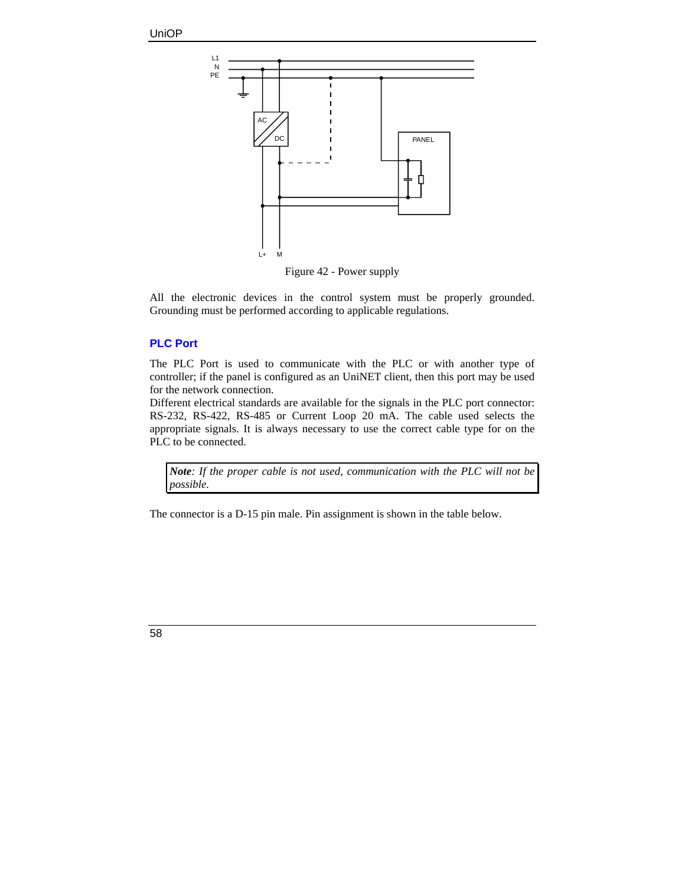Figure 42 - Power supply

All the electronic devices in the control system must be properly grounded. Grounding must be performed according to applicable regulations.

## PLC Port

The PLC Port is used to communicate with the PLC or with another type of controller; if the panel is configured as an UniNET client, then this port may be used for the network connection.

Different electrical standards are available for the signals in the PLC port connector: RS-232, RS-422, RS-485 or Current Loop 20 mA. The cable used selects the appropriate signals. It is always necessary to use the correct cable type for on the PLC to be connected.

> ***Note**: If the proper cable is not used, communication with the PLC will not be possible.*

The connector is a D-15 pin male. Pin assignment is shown in the table below.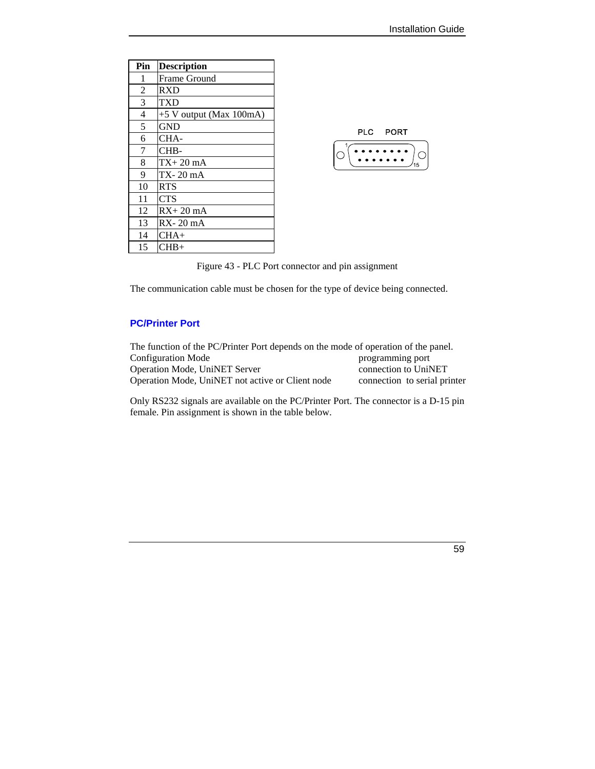| Pin | Description |
|---|---|
| 1 | Frame Ground |
| 2 | RXD |
| 3 | TXD |
| 4 | +5 V output (Max 100mA) |
| 5 | GND |
| 6 | CHA- |
| 7 | CHB- |
| 8 | TX+ 20 mA |
| 9 | TX- 20 mA |
| 10 | RTS |
| 11 | CTS |
| 12 | RX+ 20 mA |
| 13 | RX- 20 mA |
| 14 | CHA+ |
| 15 | CHB+ |

PLC PORT

Figure 43 - PLC Port connector and pin assignment

The communication cable must be chosen for the type of device being connected.

## PC/Printer Port

The function of the PC/Printer Port depends on the mode of operation of the panel.

| | |
|---|---|
| Configuration Mode | programming port |
| Operation Mode, UniNET Server | connection to UniNET |
| Operation Mode, UniNET not active or Client node | connection to serial printer |

Only RS232 signals are available on the PC/Printer Port. The connector is a D-15 pin female. Pin assignment is shown in the table below.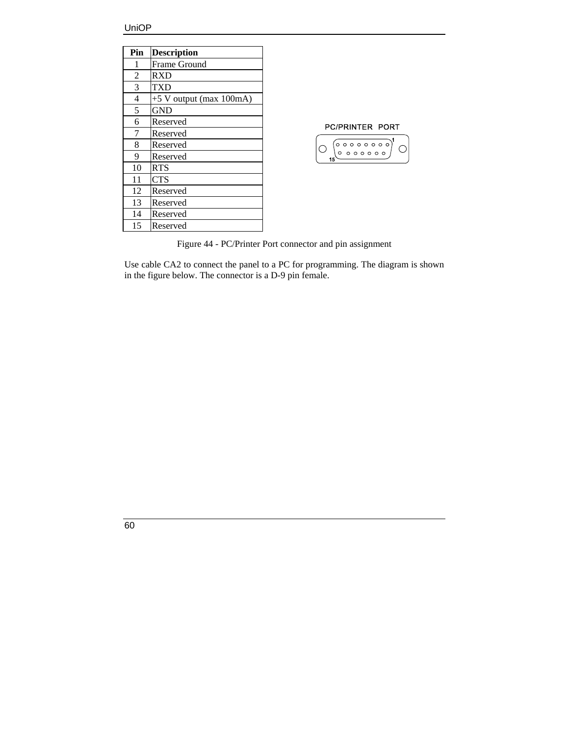| Pin | Description |
|---|---|
| 1 | Frame Ground |
| 2 | RXD |
| 3 | TXD |
| 4 | +5 V output (max 100mA) |
| 5 | GND |
| 6 | Reserved |
| 7 | Reserved |
| 8 | Reserved |
| 9 | Reserved |
| 10 | RTS |
| 11 | CTS |
| 12 | Reserved |
| 13 | Reserved |
| 14 | Reserved |
| 15 | Reserved |

PC/PRINTER PORT

Figure 44 - PC/Printer Port connector and pin assignment

Use cable CA2 to connect the panel to a PC for programming. The diagram is shown in the figure below. The connector is a D-9 pin female.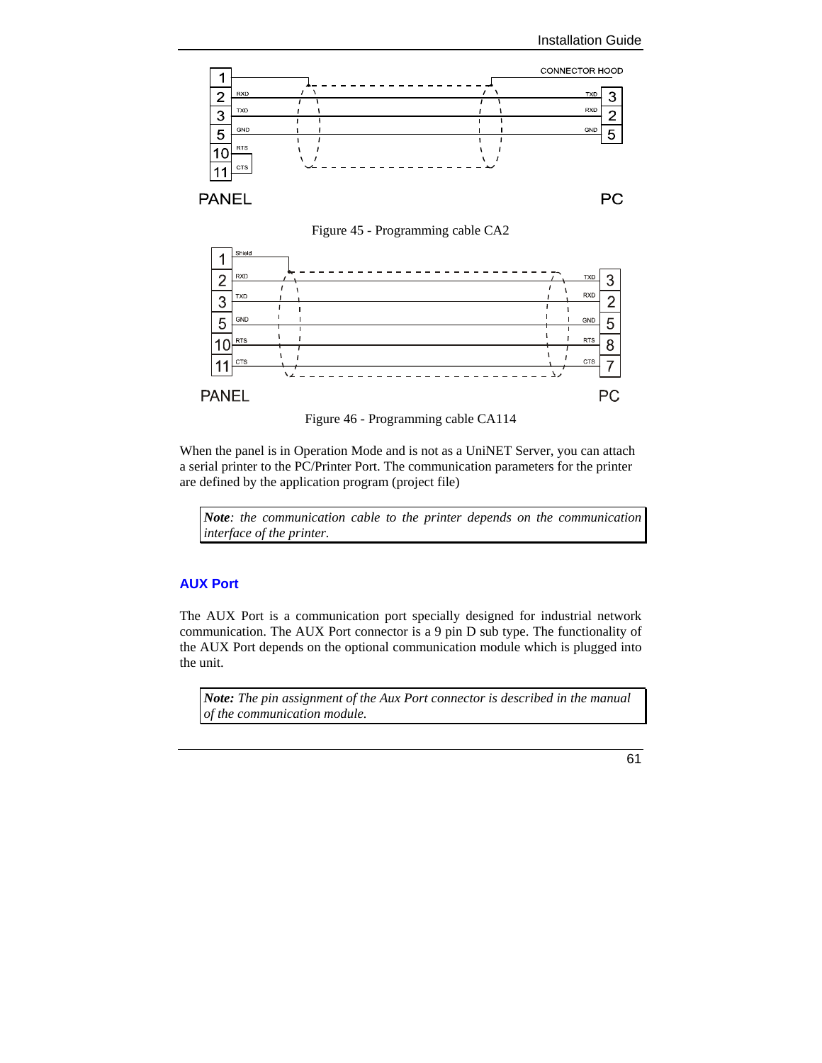Figure 45 - Programming cable CA2

Figure 46 - Programming cable CA114

When the panel is in Operation Mode and is not as a UniNET Server, you can attach a serial printer to the PC/Printer Port. The communication parameters for the printer are defined by the application program (project file)

> ***Note**: the communication cable to the printer depends on the communication interface of the printer.*

## AUX Port

The AUX Port is a communication port specially designed for industrial network communication. The AUX Port connector is a 9 pin D sub type. The functionality of the AUX Port depends on the optional communication module which is plugged into the unit.

> ***Note:** The pin assignment of the Aux Port connector is described in the manual of the communication module.*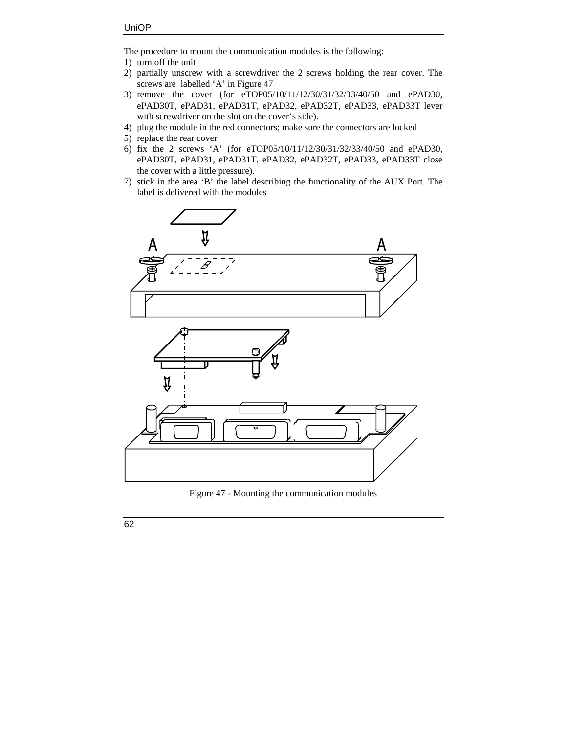The procedure to mount the communication modules is the following:

1) turn off the unit
2) partially unscrew with a screwdriver the 2 screws holding the rear cover. The screws are labelled 'A' in Figure 47
3) remove the cover (for eTOP05/10/11/12/30/31/32/33/40/50 and ePAD30, ePAD30T, ePAD31, ePAD31T, ePAD32, ePAD32T, ePAD33, ePAD33T lever with screwdriver on the slot on the cover's side).
4) plug the module in the red connectors; make sure the connectors are locked
5) replace the rear cover
6) fix the 2 screws 'A' (for eTOP05/10/11/12/30/31/32/33/40/50 and ePAD30, ePAD30T, ePAD31, ePAD31T, ePAD32, ePAD32T, ePAD33, ePAD33T close the cover with a little pressure).
7) stick in the area 'B' the label describing the functionality of the AUX Port. The label is delivered with the modules

Figure 47 - Mounting the communication modules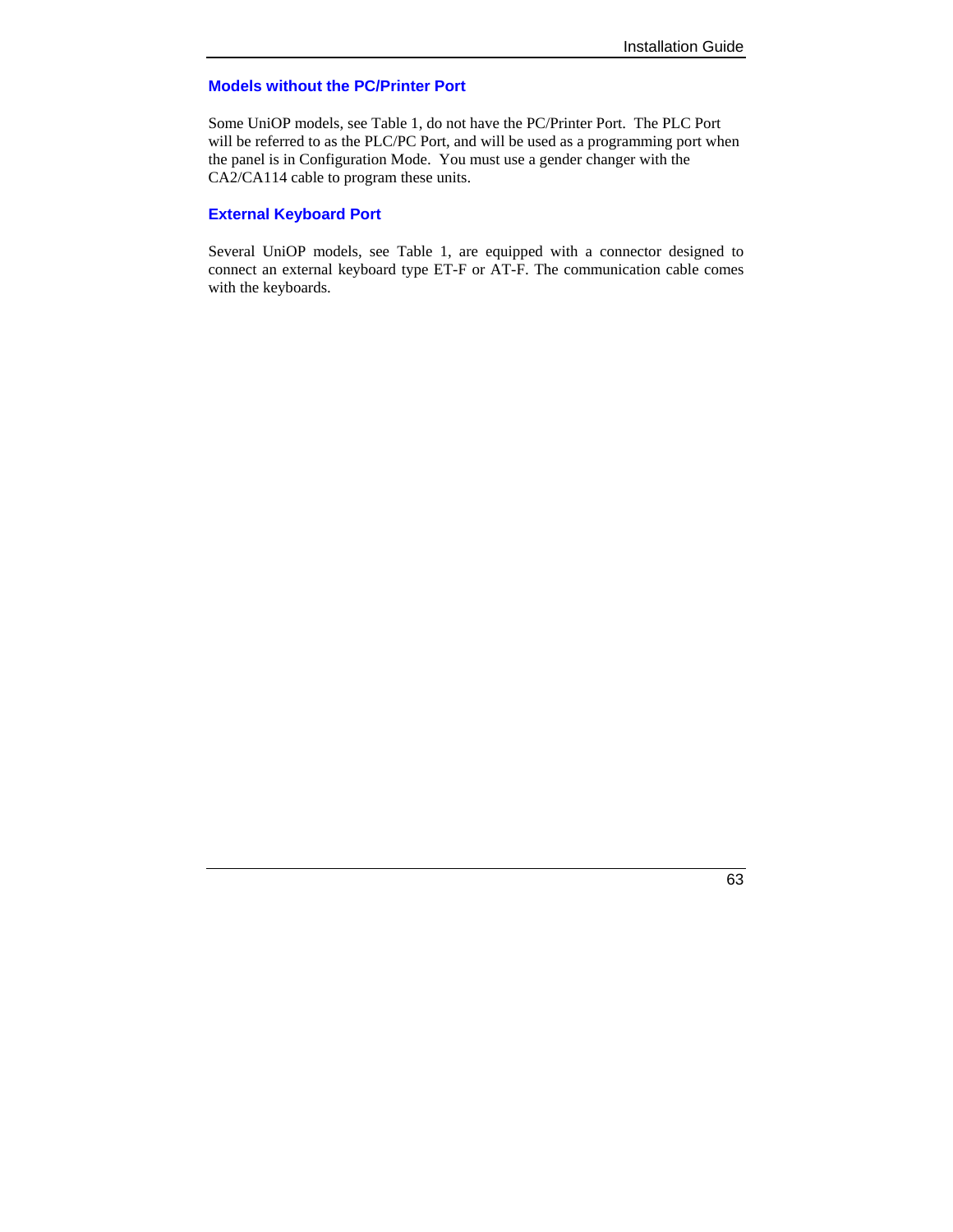## Models without the PC/Printer Port

Some UniOP models, see Table 1, do not have the PC/Printer Port. The PLC Port will be referred to as the PLC/PC Port, and will be used as a programming port when the panel is in Configuration Mode. You must use a gender changer with the CA2/CA114 cable to program these units.

## External Keyboard Port

Several UniOP models, see Table 1, are equipped with a connector designed to connect an external keyboard type ET-F or AT-F. The communication cable comes with the keyboards.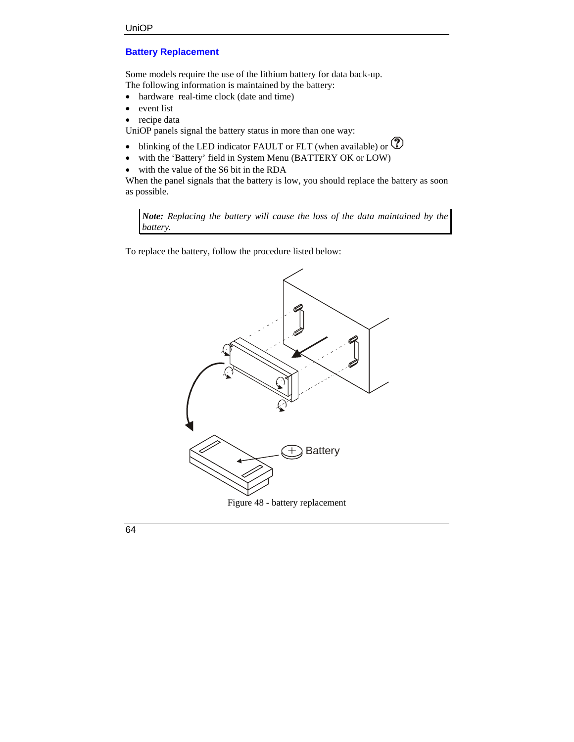## Battery Replacement

Some models require the use of the lithium battery for data back-up.
The following information is maintained by the battery:

- hardware real-time clock (date and time)
- event list
- recipe data

UniOP panels signal the battery status in more than one way:

- blinking of the LED indicator FAULT or FLT (when available) or
- with the 'Battery' field in System Menu (BATTERY OK or LOW)
- with the value of the S6 bit in the RDA

When the panel signals that the battery is low, you should replace the battery as soon as possible.

> ***Note:** Replacing the battery will cause the loss of the data maintained by the battery.*

To replace the battery, follow the procedure listed below:

Battery

Figure 48 - battery replacement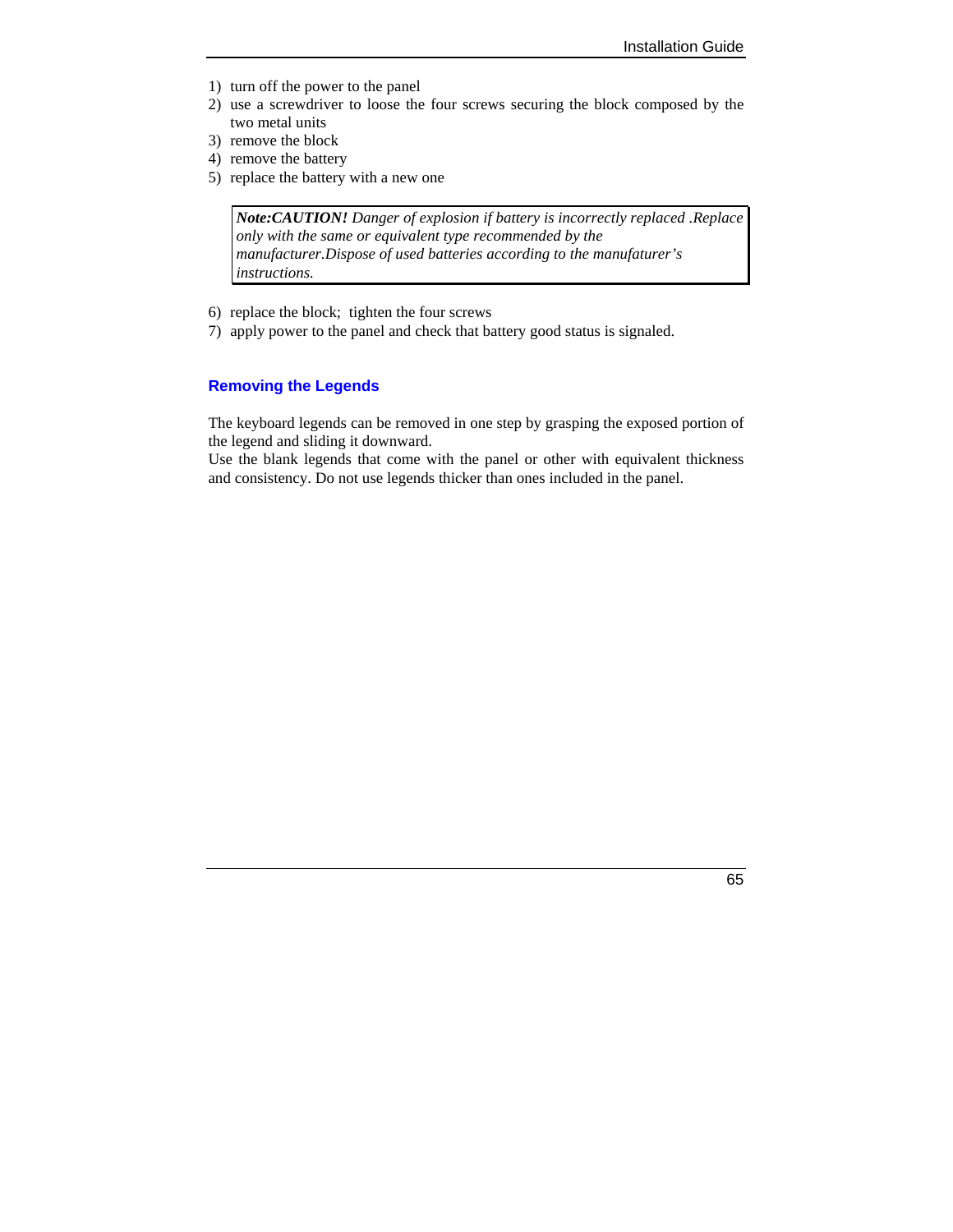1) turn off the power to the panel
2) use a screwdriver to loose the four screws securing the block composed by the two metal units
3) remove the block
4) remove the battery
5) replace the battery with a new one

> ***Note:CAUTION!*** *Danger of explosion if battery is incorrectly replaced .Replace only with the same or equivalent type recommended by the manufacturer.Dispose of used batteries according to the manufaturer's instructions.*

6) replace the block; tighten the four screws
7) apply power to the panel and check that battery good status is signaled.

### Removing the Legends

The keyboard legends can be removed in one step by grasping the exposed portion of the legend and sliding it downward.
Use the blank legends that come with the panel or other with equivalent thickness and consistency. Do not use legends thicker than ones included in the panel.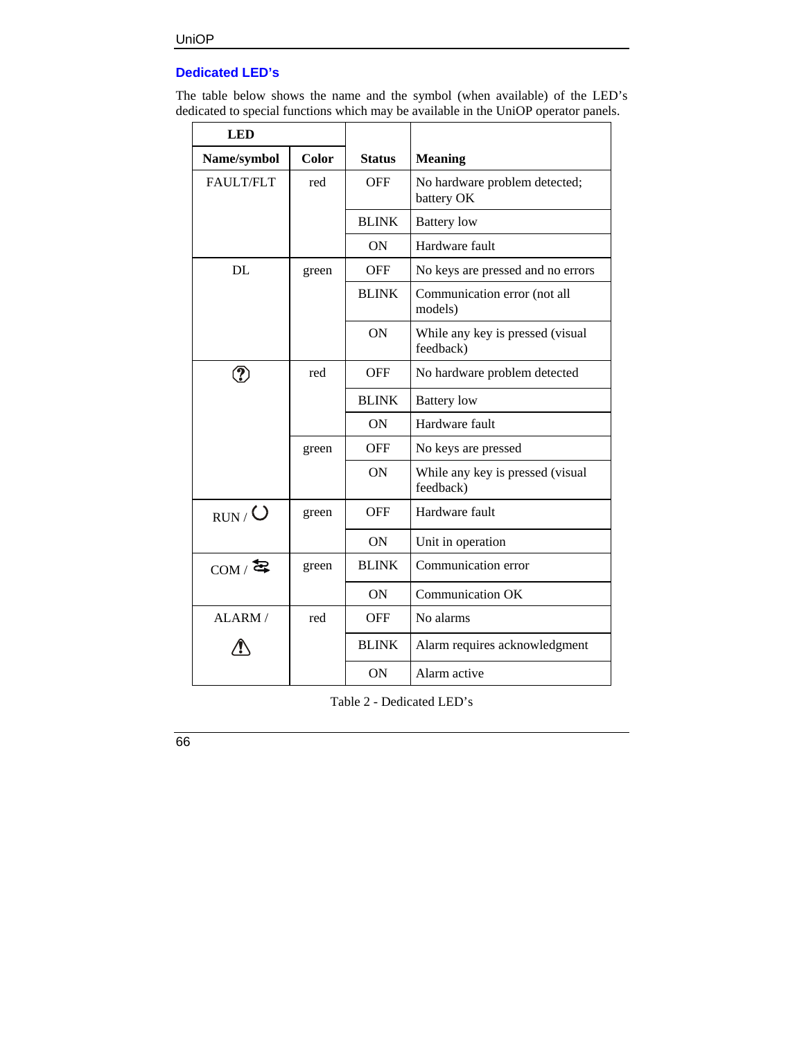## Dedicated LED's

The table below shows the name and the symbol (when available) of the LED's dedicated to special functions which may be available in the UniOP operator panels.

| LED | | Status | Meaning |
|---|---|---|---|
| Name/symbol | Color | | |
| FAULT/FLT | red | OFF | No hardware problem detected; battery OK |
| | | BLINK | Battery low |
| | | ON | Hardware fault |
| DL | green | OFF | No keys are pressed and no errors |
| | | BLINK | Communication error (not all models) |
| | | ON | While any key is pressed (visual feedback) |
| ? | red | OFF | No hardware problem detected |
| | | BLINK | Battery low |
| | | ON | Hardware fault |
| | green | OFF | No keys are pressed |
| | | ON | While any key is pressed (visual feedback) |
| RUN / | green | OFF | Hardware fault |
| | | ON | Unit in operation |
| COM / | green | BLINK | Communication error |
| | | ON | Communication OK |
| ALARM / ⚠ | red | OFF | No alarms |
| | | BLINK | Alarm requires acknowledgment |
| | | ON | Alarm active |

Table 2 - Dedicated LED's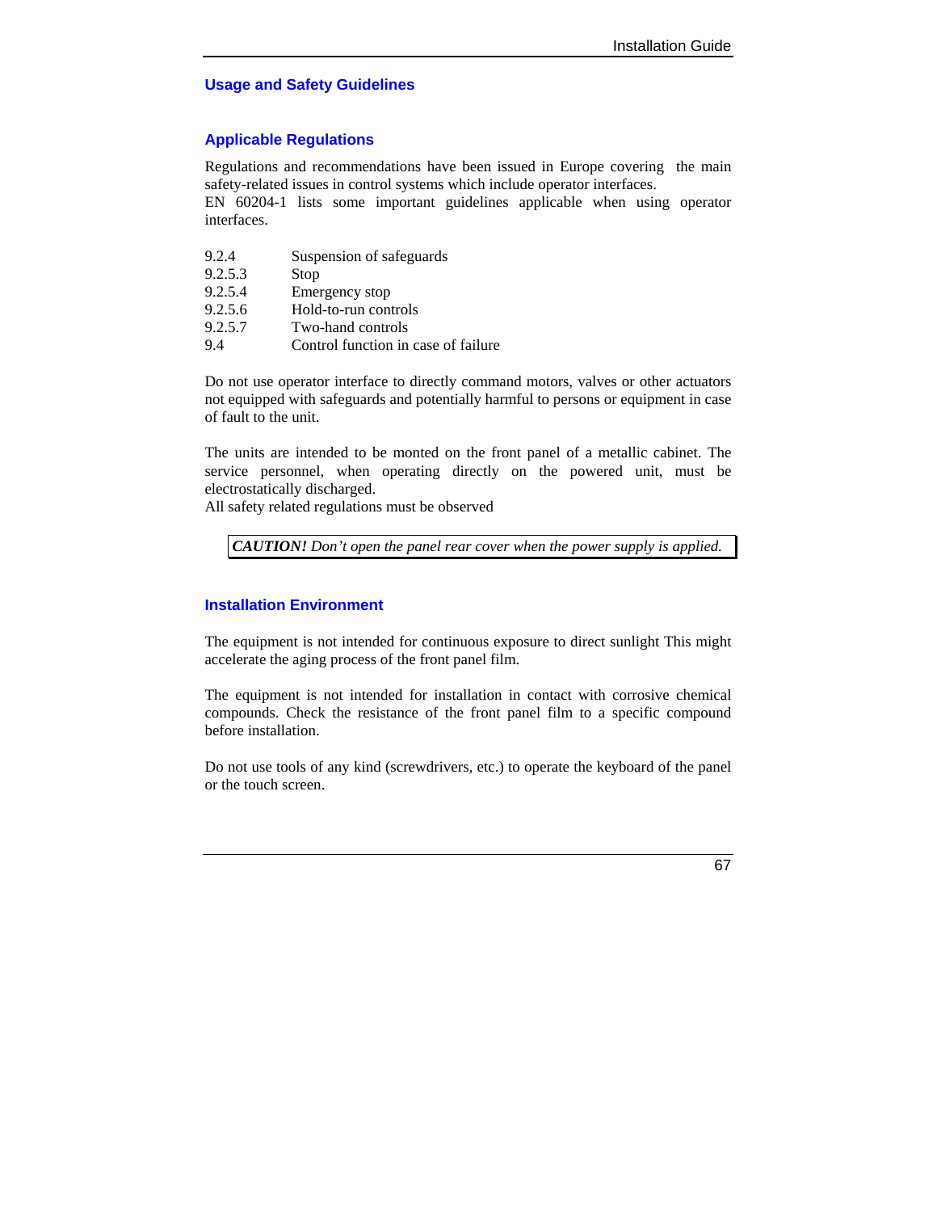## Usage and Safety Guidelines

### Applicable Regulations

Regulations and recommendations have been issued in Europe covering the main safety-related issues in control systems which include operator interfaces.
EN 60204-1 lists some important guidelines applicable when using operator interfaces.

| | |
|---|---|
| 9.2.4 | Suspension of safeguards |
| 9.2.5.3 | Stop |
| 9.2.5.4 | Emergency stop |
| 9.2.5.6 | Hold-to-run controls |
| 9.2.5.7 | Two-hand controls |
| 9.4 | Control function in case of failure |

Do not use operator interface to directly command motors, valves or other actuators not equipped with safeguards and potentially harmful to persons or equipment in case of fault to the unit.

The units are intended to be monted on the front panel of a metallic cabinet. The service personnel, when operating directly on the powered unit, must be electrostatically discharged.
All safety related regulations must be observed

> ***CAUTION!*** *Don't open the panel rear cover when the power supply is applied.*

### Installation Environment

The equipment is not intended for continuous exposure to direct sunlight This might accelerate the aging process of the front panel film.

The equipment is not intended for installation in contact with corrosive chemical compounds. Check the resistance of the front panel film to a specific compound before installation.

Do not use tools of any kind (screwdrivers, etc.) to operate the keyboard of the panel or the touch screen.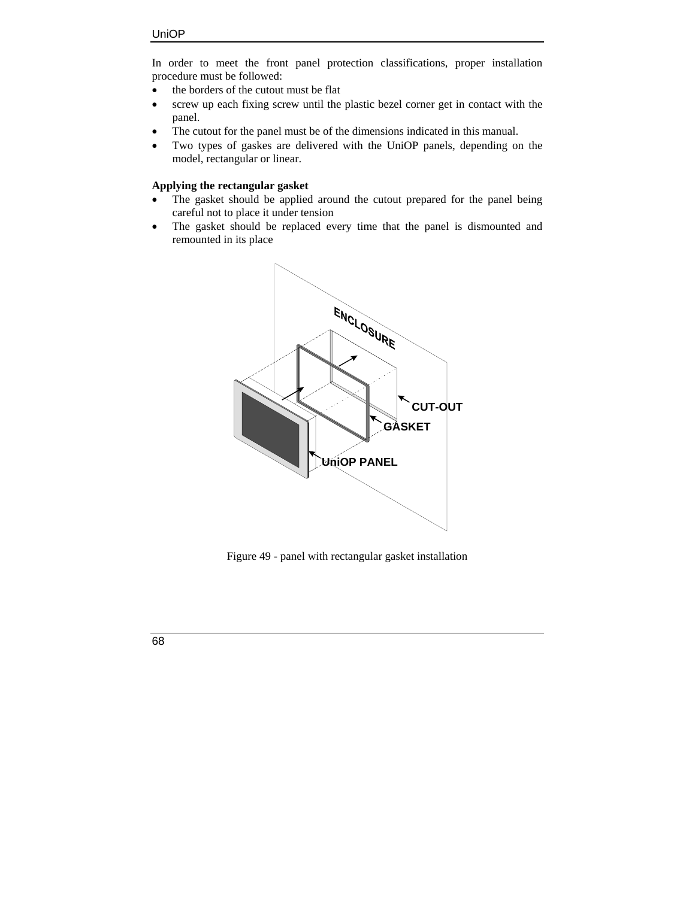In order to meet the front panel protection classifications, proper installation procedure must be followed:

- the borders of the cutout must be flat
- screw up each fixing screw until the plastic bezel corner get in contact with the panel.
- The cutout for the panel must be of the dimensions indicated in this manual.
- Two types of gaskes are delivered with the UniOP panels, depending on the model, rectangular or linear.

**Applying the rectangular gasket**

- The gasket should be applied around the cutout prepared for the panel being careful not to place it under tension
- The gasket should be replaced every time that the panel is dismounted and remounted in its place

Figure 49 - panel with rectangular gasket installation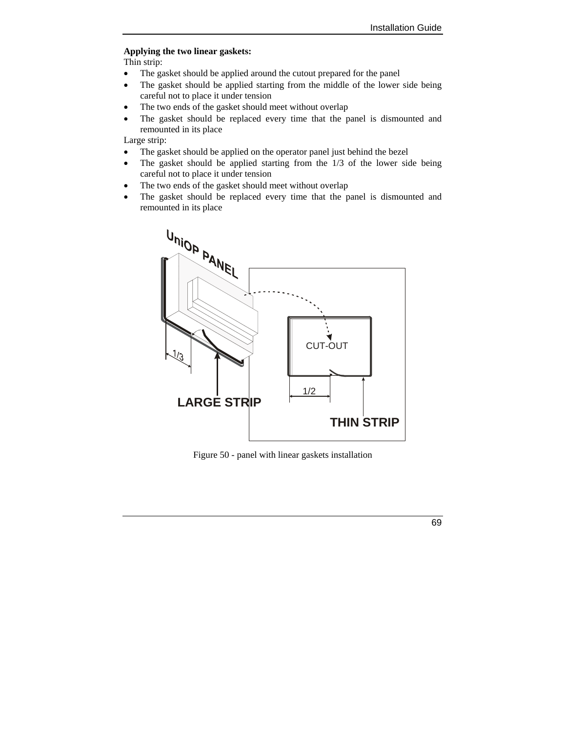**Applying the two linear gaskets:**

Thin strip:

- The gasket should be applied around the cutout prepared for the panel
- The gasket should be applied starting from the middle of the lower side being careful not to place it under tension
- The two ends of the gasket should meet without overlap
- The gasket should be replaced every time that the panel is dismounted and remounted in its place

Large strip:

- The gasket should be applied on the operator panel just behind the bezel
- The gasket should be applied starting from the 1/3 of the lower side being careful not to place it under tension
- The two ends of the gasket should meet without overlap
- The gasket should be replaced every time that the panel is dismounted and remounted in its place

Figure 50 - panel with linear gaskets installation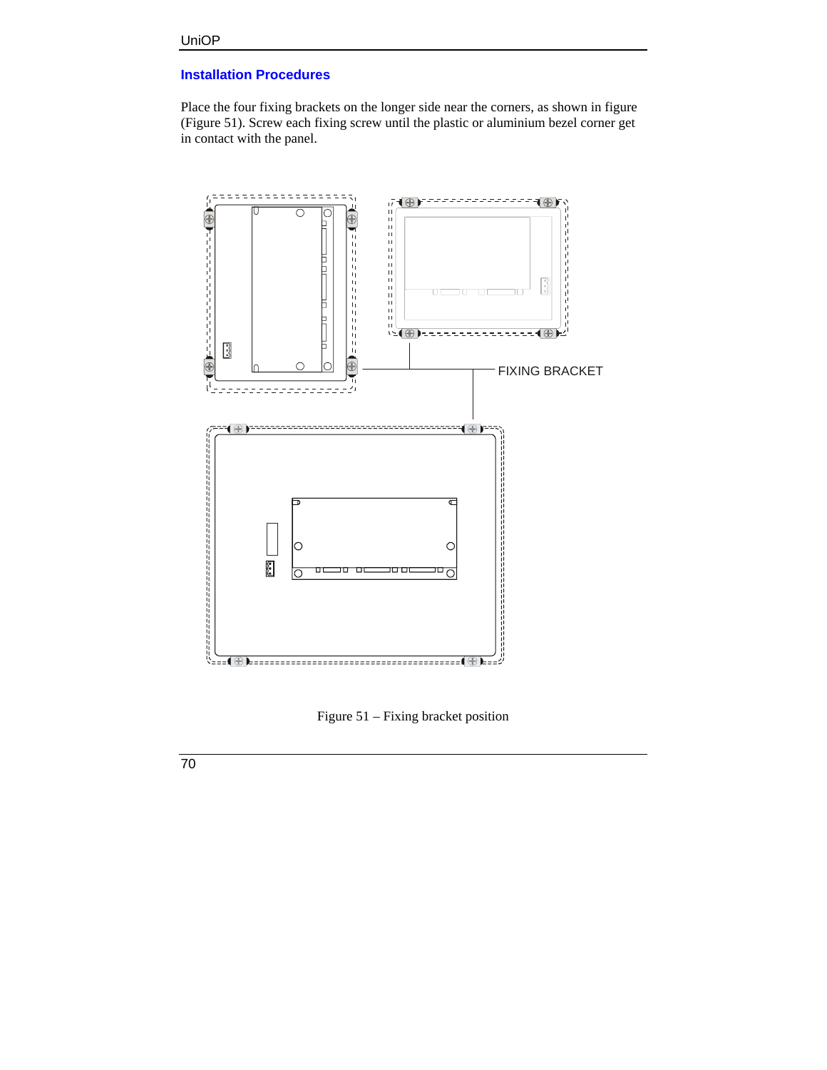## Installation Procedures

Place the four fixing brackets on the longer side near the corners, as shown in figure (Figure 51). Screw each fixing screw until the plastic or aluminium bezel corner get in contact with the panel.

FIXING BRACKET

Figure 51 – Fixing bracket position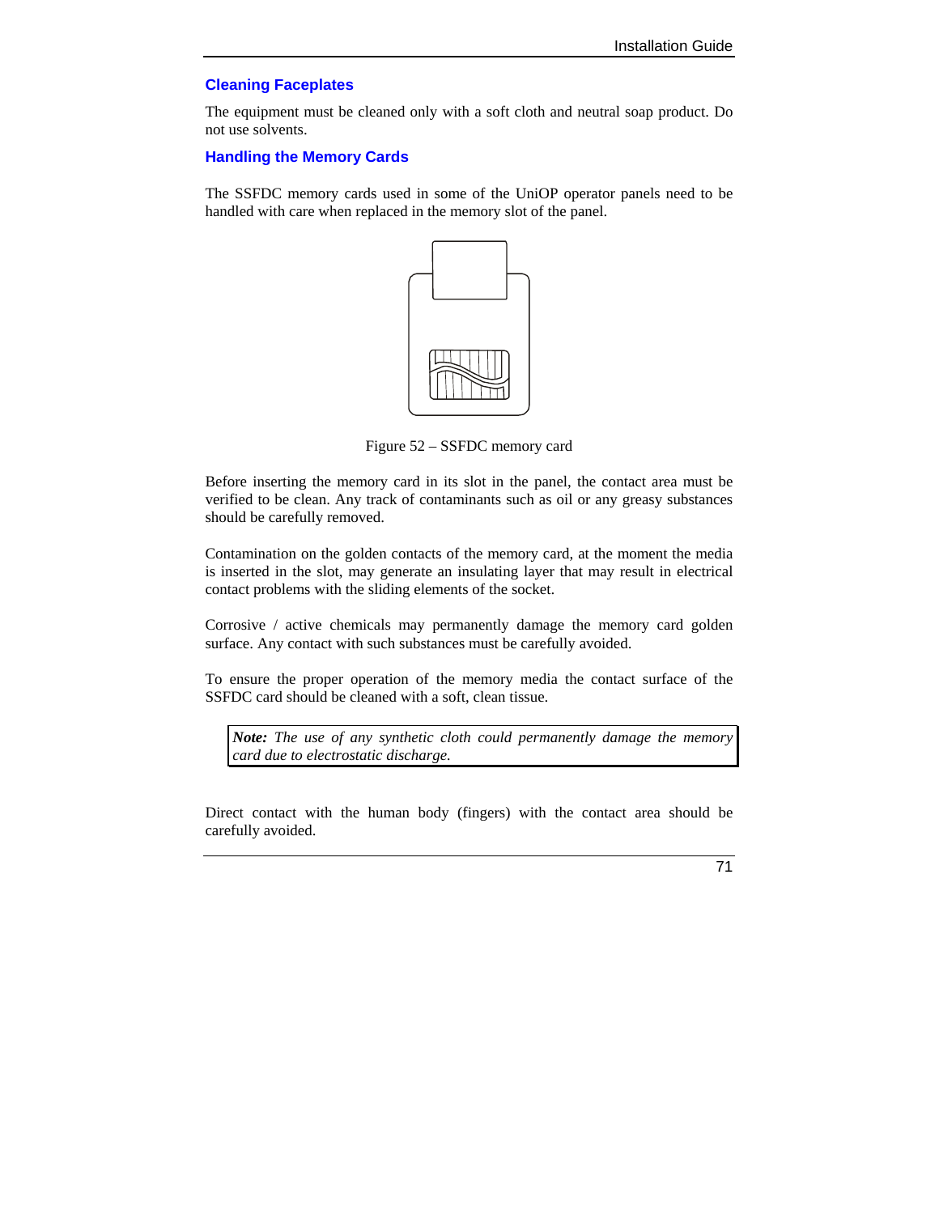## Cleaning Faceplates

The equipment must be cleaned only with a soft cloth and neutral soap product. Do not use solvents.

## Handling the Memory Cards

The SSFDC memory cards used in some of the UniOP operator panels need to be handled with care when replaced in the memory slot of the panel.

Figure 52 – SSFDC memory card

Before inserting the memory card in its slot in the panel, the contact area must be verified to be clean. Any track of contaminants such as oil or any greasy substances should be carefully removed.

Contamination on the golden contacts of the memory card, at the moment the media is inserted in the slot, may generate an insulating layer that may result in electrical contact problems with the sliding elements of the socket.

Corrosive / active chemicals may permanently damage the memory card golden surface. Any contact with such substances must be carefully avoided.

To ensure the proper operation of the memory media the contact surface of the SSFDC card should be cleaned with a soft, clean tissue.

> ***Note:*** *The use of any synthetic cloth could permanently damage the memory card due to electrostatic discharge.*

Direct contact with the human body (fingers) with the contact area should be carefully avoided.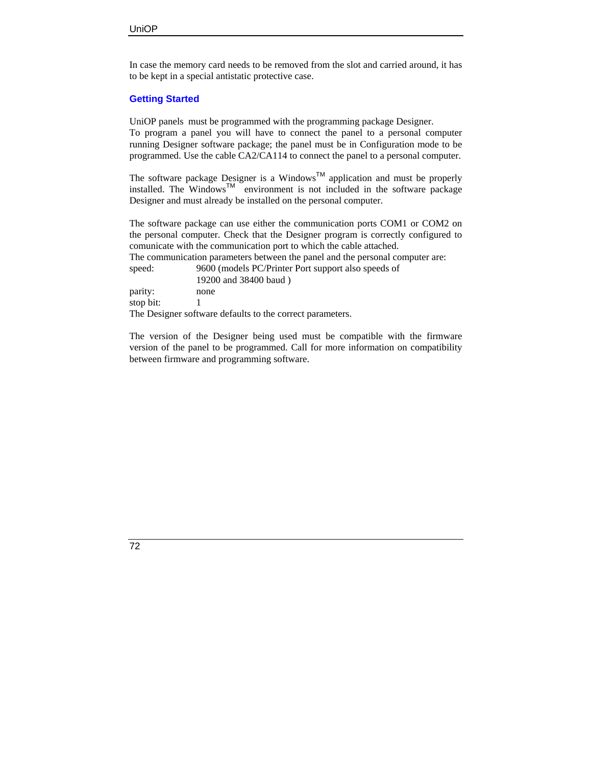In case the memory card needs to be removed from the slot and carried around, it has to be kept in a special antistatic protective case.

## Getting Started

UniOP panels must be programmed with the programming package Designer.
To program a panel you will have to connect the panel to a personal computer running Designer software package; the panel must be in Configuration mode to be programmed. Use the cable CA2/CA114 to connect the panel to a personal computer.

The software package Designer is a Windows™ application and must be properly installed. The Windows™ environment is not included in the software package Designer and must already be installed on the personal computer.

The software package can use either the communication ports COM1 or COM2 on the personal computer. Check that the Designer program is correctly configured to comunicate with the communication port to which the cable attached.
The communication parameters between the panel and the personal computer are:

| | |
|---|---|
| speed: | 9600 (models PC/Printer Port support also speeds of 19200 and 38400 baud ) |
| parity: | none |
| stop bit: | 1 |

The Designer software defaults to the correct parameters.

The version of the Designer being used must be compatible with the firmware version of the panel to be programmed. Call for more information on compatibility between firmware and programming software.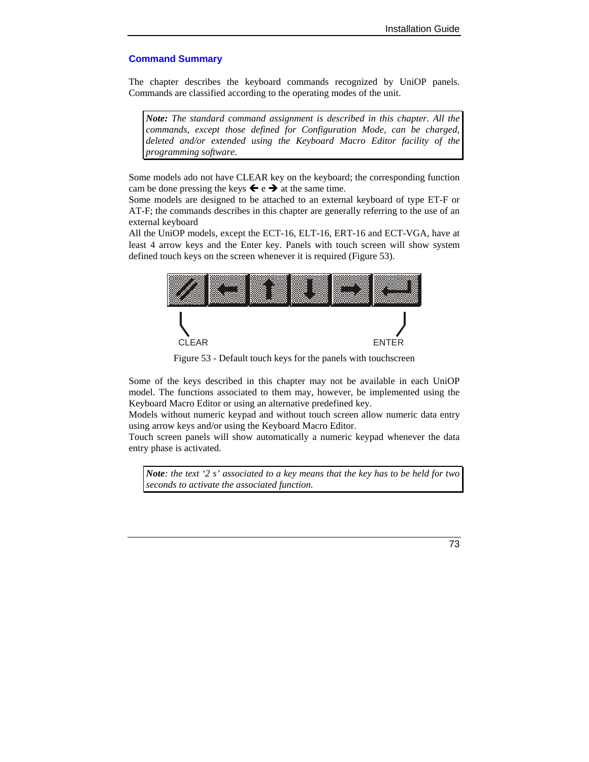## Command Summary

The chapter describes the keyboard commands recognized by UniOP panels. Commands are classified according to the operating modes of the unit.

> ***Note:*** *The standard command assignment is described in this chapter. All the commands, except those defined for Configuration Mode, can be charged, deleted and/or extended using the Keyboard Macro Editor facility of the programming software.*

Some models ado not have CLEAR key on the keyboard; the corresponding function cam be done pressing the keys 🡐 e 🡒 at the same time.
Some models are designed to be attached to an external keyboard of type ET-F or AT-F; the commands describes in this chapter are generally referring to the use of an external keyboard
All the UniOP models, except the ECT-16, ELT-16, ERT-16 and ECT-VGA, have at least 4 arrow keys and the Enter key. Panels with touch screen will show system defined touch keys on the screen whenever it is required (Figure 53).

CLEAR ENTER

Figure 53 - Default touch keys for the panels with touchscreen

Some of the keys described in this chapter may not be available in each UniOP model. The functions associated to them may, however, be implemented using the Keyboard Macro Editor or using an alternative predefined key.
Models without numeric keypad and without touch screen allow numeric data entry using arrow keys and/or using the Keyboard Macro Editor.
Touch screen panels will show automatically a numeric keypad whenever the data entry phase is activated.

> ***Note****: the text '2 s' associated to a key means that the key has to be held for two seconds to activate the associated function.*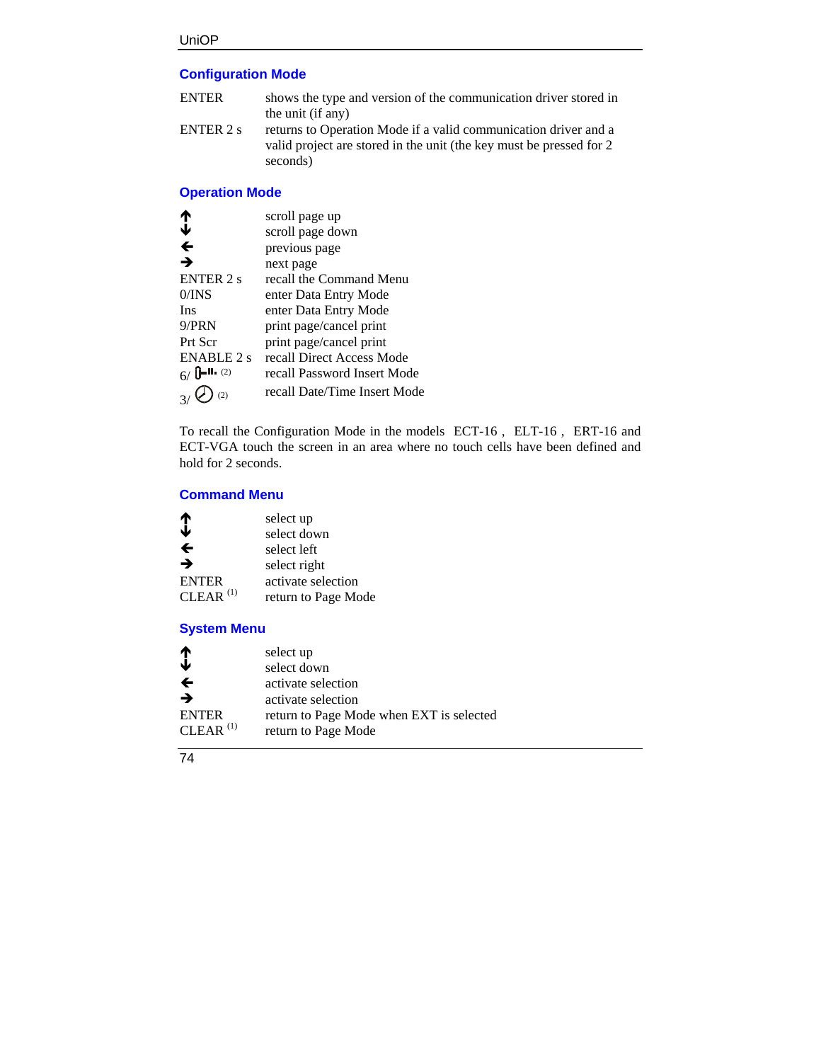## Configuration Mode

| | |
|---|---|
| ENTER | shows the type and version of the communication driver stored in the unit (if any) |
| ENTER 2 s | returns to Operation Mode if a valid communication driver and a valid project are stored in the unit (the key must be pressed for 2 seconds) |

## Operation Mode

| | |
|---|---|
| ↑ | scroll page up |
| ↓ | scroll page down |
| ← | previous page |
| → | next page |
| ENTER 2 s | recall the Command Menu |
| 0/INS | enter Data Entry Mode |
| Ins | enter Data Entry Mode |
| 9/PRN | print page/cancel print |
| Prt Scr | print page/cancel print |
| ENABLE 2 s | recall Direct Access Mode |
| 6/ (password key) (2) | recall Password Insert Mode |
| 3/ (clock key) (2) | recall Date/Time Insert Mode |

To recall the Configuration Mode in the models ECT-16 , ELT-16 , ERT-16 and ECT-VGA touch the screen in an area where no touch cells have been defined and hold for 2 seconds.

## Command Menu

| | |
|---|---|
| ↑ | select up |
| ↓ | select down |
| ← | select left |
| → | select right |
| ENTER | activate selection |
| CLEAR (1) | return to Page Mode |

## System Menu

| | |
|---|---|
| ↑ | select up |
| ↓ | select down |
| ← | activate selection |
| → | activate selection |
| ENTER | return to Page Mode when EXT is selected |
| CLEAR (1) | return to Page Mode |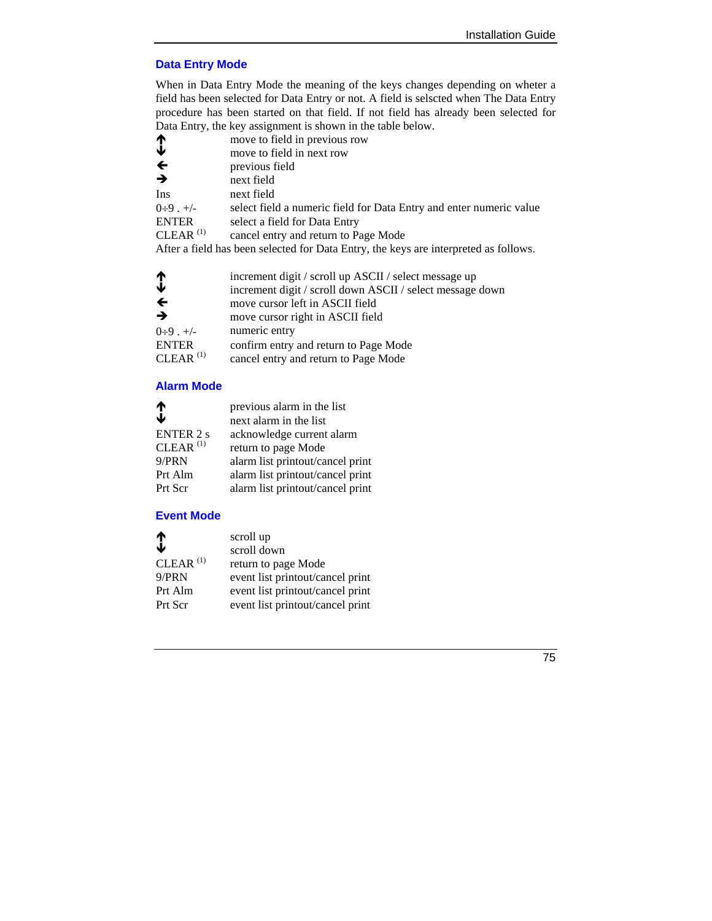## Data Entry Mode

When in Data Entry Mode the meaning of the keys changes depending on wheter a field has been selected for Data Entry or not. A field is selscted when The Data Entry procedure has been started on that field. If not field has already been selected for Data Entry, the key assignment is shown in the table below.

| | |
|---|---|
| ↑ | move to field in previous row |
| ↓ | move to field in next row |
| ← | previous field |
| → | next field |
| Ins | next field |
| 0÷9 . +/- | select field a numeric field for Data Entry and enter numeric value |
| ENTER | select a field for Data Entry |
| CLEAR [(1)] | cancel entry and return to Page Mode |

After a field has been selected for Data Entry, the keys are interpreted as follows.

| | |
|---|---|
| ↑ | increment digit / scroll up ASCII / select message up |
| ↓ | increment digit / scroll down ASCII / select message down |
| ← | move cursor left in ASCII field |
| → | move cursor right in ASCII field |
| 0÷9 . +/- | numeric entry |
| ENTER | confirm entry and return to Page Mode |
| CLEAR [(1)] | cancel entry and return to Page Mode |

## Alarm Mode

| | |
|---|---|
| ↑ | previous alarm in the list |
| ↓ | next alarm in the list |
| ENTER 2 s | acknowledge current alarm |
| CLEAR [(1)] | return to page Mode |
| 9/PRN | alarm list printout/cancel print |
| Prt Alm | alarm list printout/cancel print |
| Prt Scr | alarm list printout/cancel print |

## Event Mode

| | |
|---|---|
| ↑ | scroll up |
| ↓ | scroll down |
| CLEAR [(1)] | return to page Mode |
| 9/PRN | event list printout/cancel print |
| Prt Alm | event list printout/cancel print |
| Prt Scr | event list printout/cancel print |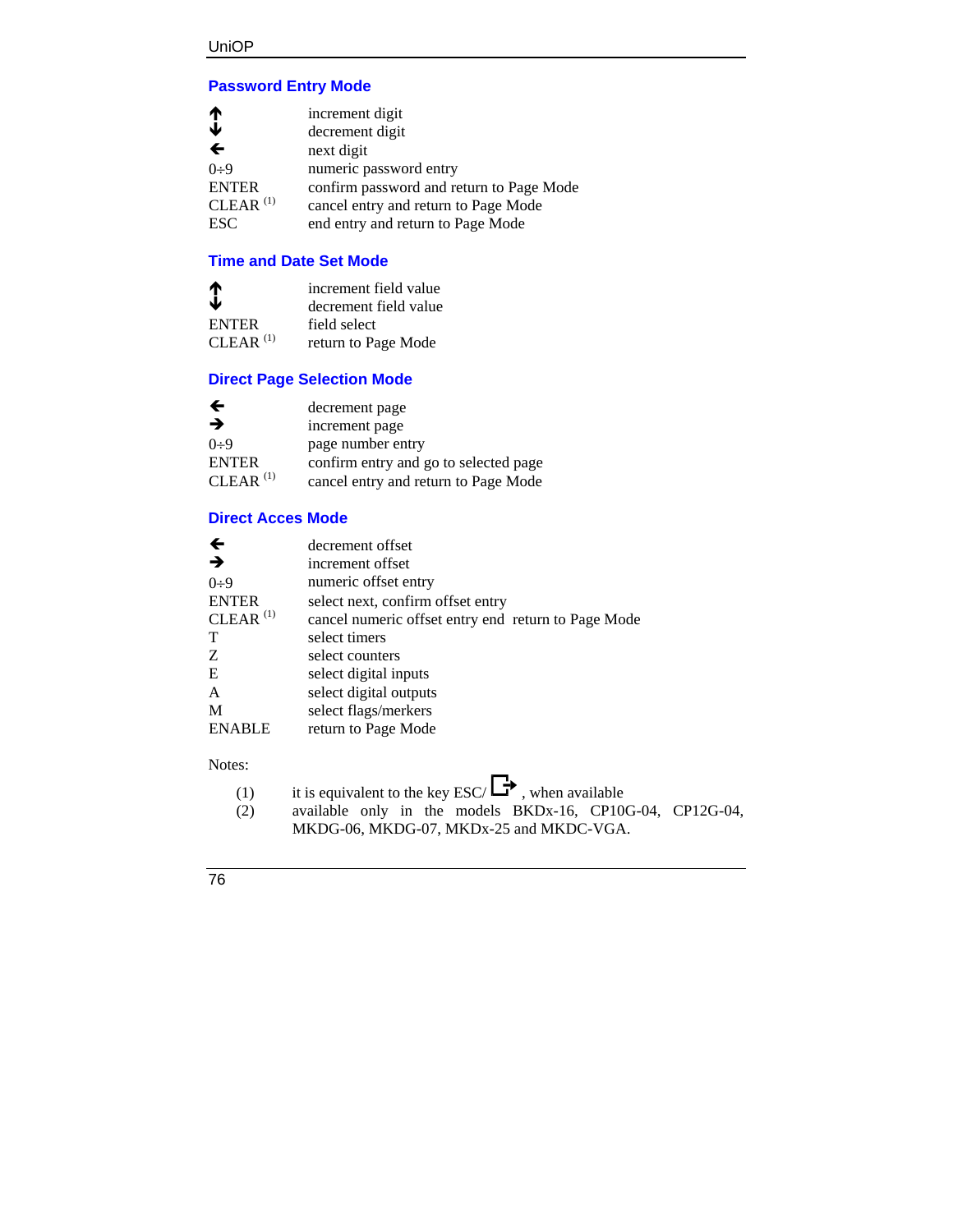## Password Entry Mode

| | |
|---|---|
| ↑ | increment digit |
| ↓ | decrement digit |
| ← | next digit |
| 0÷9 | numeric password entry |
| ENTER | confirm password and return to Page Mode |
| CLEAR (1) | cancel entry and return to Page Mode |
| ESC | end entry and return to Page Mode |

## Time and Date Set Mode

| | |
|---|---|
| ↑ | increment field value |
| ↓ | decrement field value |
| ENTER | field select |
| CLEAR (1) | return to Page Mode |

## Direct Page Selection Mode

| | |
|---|---|
| ← | decrement page |
| → | increment page |
| 0÷9 | page number entry |
| ENTER | confirm entry and go to selected page |
| CLEAR (1) | cancel entry and return to Page Mode |

## Direct Acces Mode

| | |
|---|---|
| ← | decrement offset |
| → | increment offset |
| 0÷9 | numeric offset entry |
| ENTER | select next, confirm offset entry |
| CLEAR (1) | cancel numeric offset entry end return to Page Mode |
| T | select timers |
| Z | select counters |
| E | select digital inputs |
| A | select digital outputs |
| M | select flags/merkers |
| ENABLE | return to Page Mode |

Notes:

(1) it is equivalent to the key ESC/ ⮹ , when available

(2) available only in the models BKDx-16, CP10G-04, CP12G-04, MKDG-06, MKDG-07, MKDx-25 and MKDC-VGA.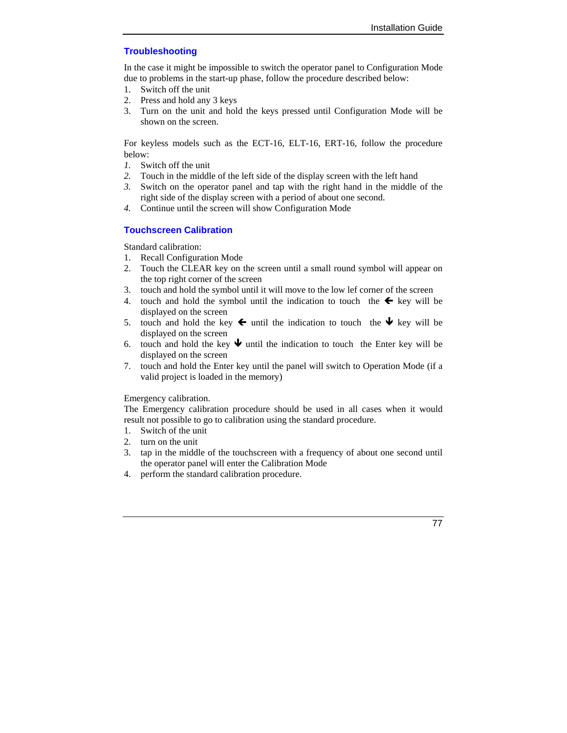## Troubleshooting

In the case it might be impossible to switch the operator panel to Configuration Mode due to problems in the start-up phase, follow the procedure described below:

1. Switch off the unit
2. Press and hold any 3 keys
3. Turn on the unit and hold the keys pressed until Configuration Mode will be shown on the screen.

For keyless models such as the ECT-16, ELT-16, ERT-16, follow the procedure below:

*1.* Switch off the unit
*2.* Touch in the middle of the left side of the display screen with the left hand
*3.* Switch on the operator panel and tap with the right hand in the middle of the right side of the display screen with a period of about one second.
*4.* Continue until the screen will show Configuration Mode

## Touchscreen Calibration

Standard calibration:

1. Recall Configuration Mode
2. Touch the CLEAR key on the screen until a small round symbol will appear on the top right corner of the screen
3. touch and hold the symbol until it will move to the low lef corner of the screen
4. touch and hold the symbol until the indication to touch the ← key will be displayed on the screen
5. touch and hold the key ← until the indication to touch the ↓ key will be displayed on the screen
6. touch and hold the key ↓ until the indication to touch the Enter key will be displayed on the screen
7. touch and hold the Enter key until the panel will switch to Operation Mode (if a valid project is loaded in the memory)

Emergency calibration.

The Emergency calibration procedure should be used in all cases when it would result not possible to go to calibration using the standard procedure.

1. Switch of the unit
2. turn on the unit
3. tap in the middle of the touchscreen with a frequency of about one second until the operator panel will enter the Calibration Mode
4. perform the standard calibration procedure.